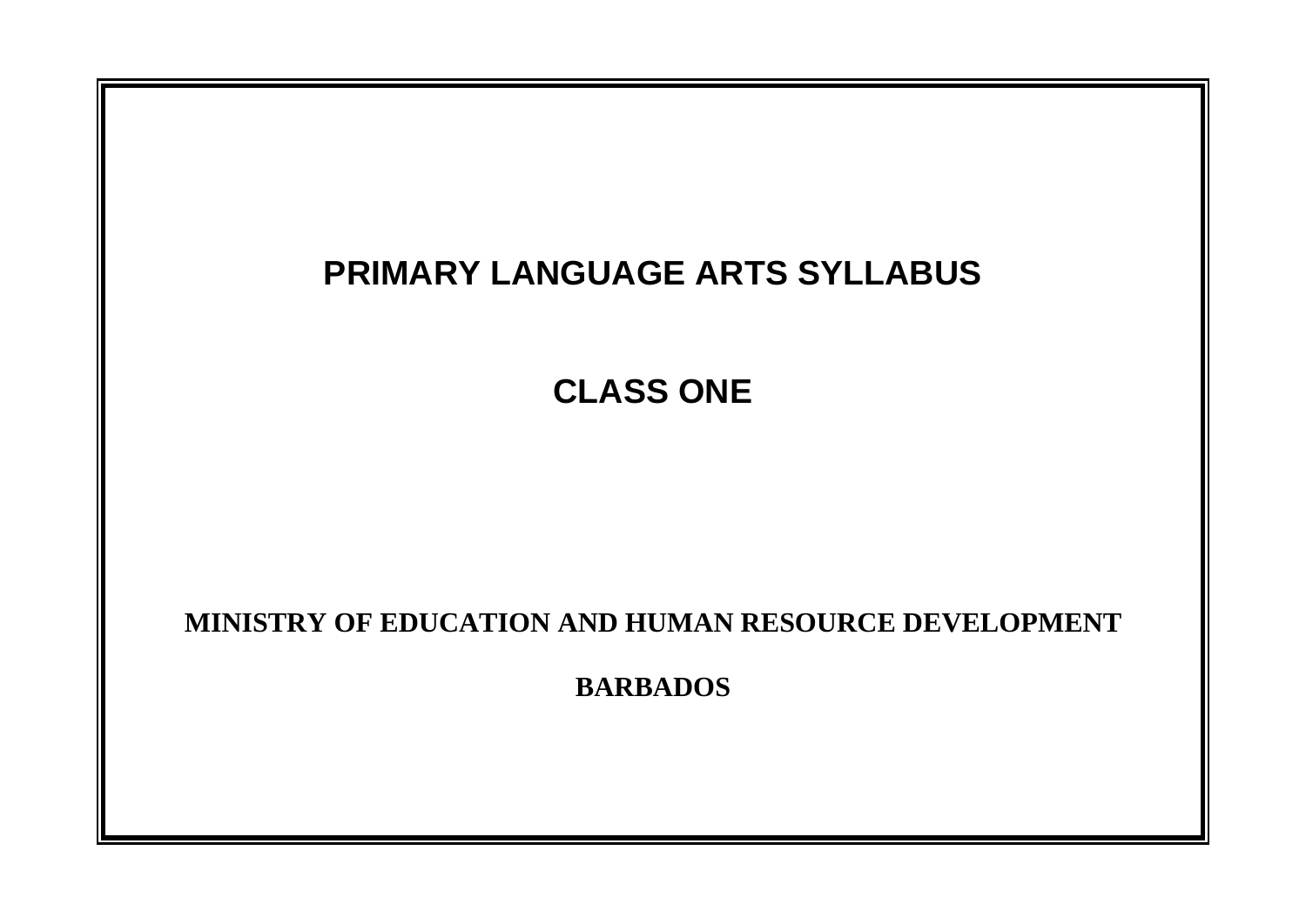# PRIMARY LANGUAGE ARTS SYLLABUS

## CLASS ONE

**MINISTRY OF EDUCATION AND HUMAN RESOURCE DEVELOPMENT**

**BARBADOS**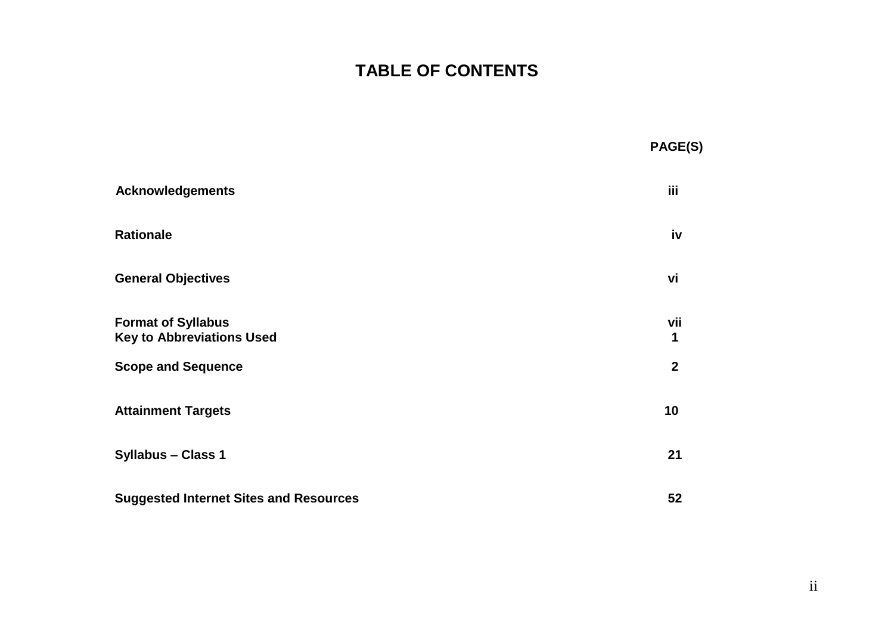# TABLE OF CONTENTS

| | PAGE(S) |
|---|---|
| **Acknowledgements** | **iii** |
| **Rationale** | **iv** |
| **General Objectives** | **vi** |
| **Format of Syllabus** | **vii** |
| **Key to Abbreviations Used** | **1** |
| **Scope and Sequence** | **2** |
| **Attainment Targets** | **10** |
| **Syllabus – Class 1** | **21** |
| **Suggested Internet Sites and Resources** | **52** |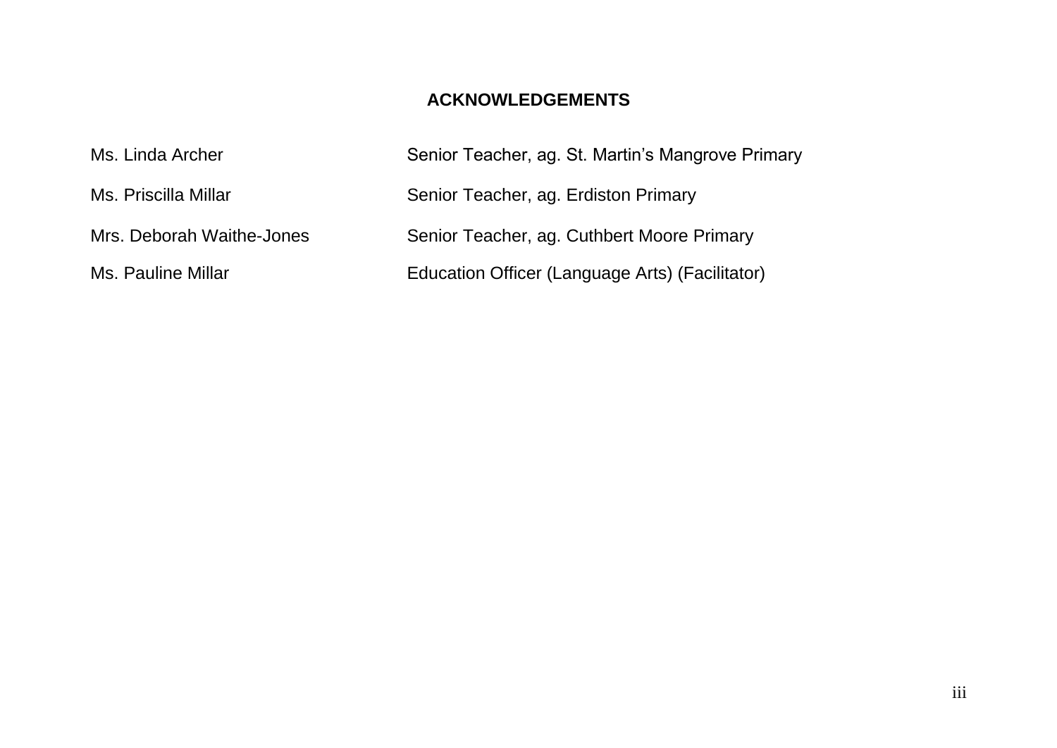# ACKNOWLEDGEMENTS

| | |
|---|---|
| Ms. Linda Archer | Senior Teacher, ag. St. Martin's Mangrove Primary |
| Ms. Priscilla Millar | Senior Teacher, ag. Erdiston Primary |
| Mrs. Deborah Waithe-Jones | Senior Teacher, ag. Cuthbert Moore Primary |
| Ms. Pauline Millar | Education Officer (Language Arts) (Facilitator) |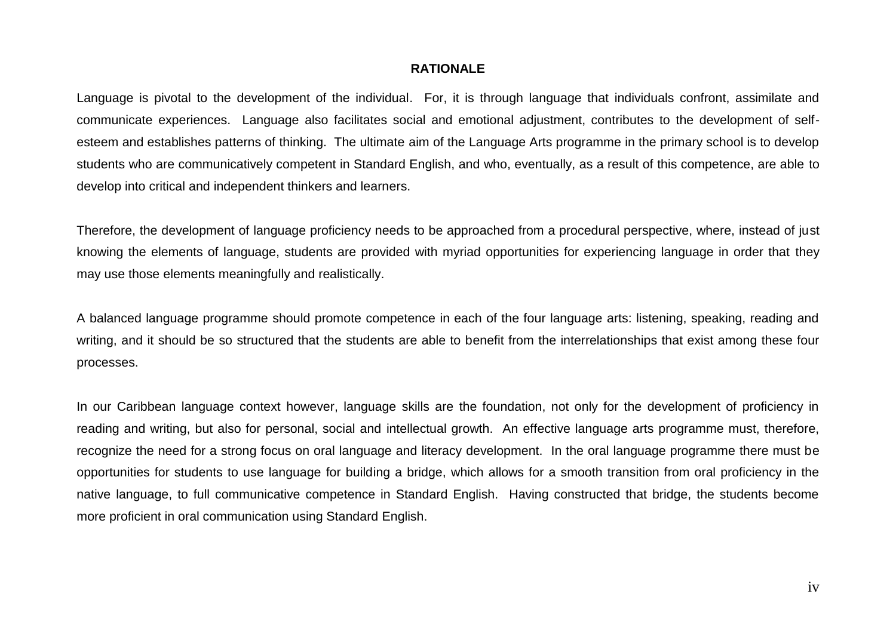## RATIONALE

Language is pivotal to the development of the individual. For, it is through language that individuals confront, assimilate and communicate experiences. Language also facilitates social and emotional adjustment, contributes to the development of self-esteem and establishes patterns of thinking. The ultimate aim of the Language Arts programme in the primary school is to develop students who are communicatively competent in Standard English, and who, eventually, as a result of this competence, are able to develop into critical and independent thinkers and learners.

Therefore, the development of language proficiency needs to be approached from a procedural perspective, where, instead of just knowing the elements of language, students are provided with myriad opportunities for experiencing language in order that they may use those elements meaningfully and realistically.

A balanced language programme should promote competence in each of the four language arts: listening, speaking, reading and writing, and it should be so structured that the students are able to benefit from the interrelationships that exist among these four processes.

In our Caribbean language context however, language skills are the foundation, not only for the development of proficiency in reading and writing, but also for personal, social and intellectual growth. An effective language arts programme must, therefore, recognize the need for a strong focus on oral language and literacy development. In the oral language programme there must be opportunities for students to use language for building a bridge, which allows for a smooth transition from oral proficiency in the native language, to full communicative competence in Standard English. Having constructed that bridge, the students become more proficient in oral communication using Standard English.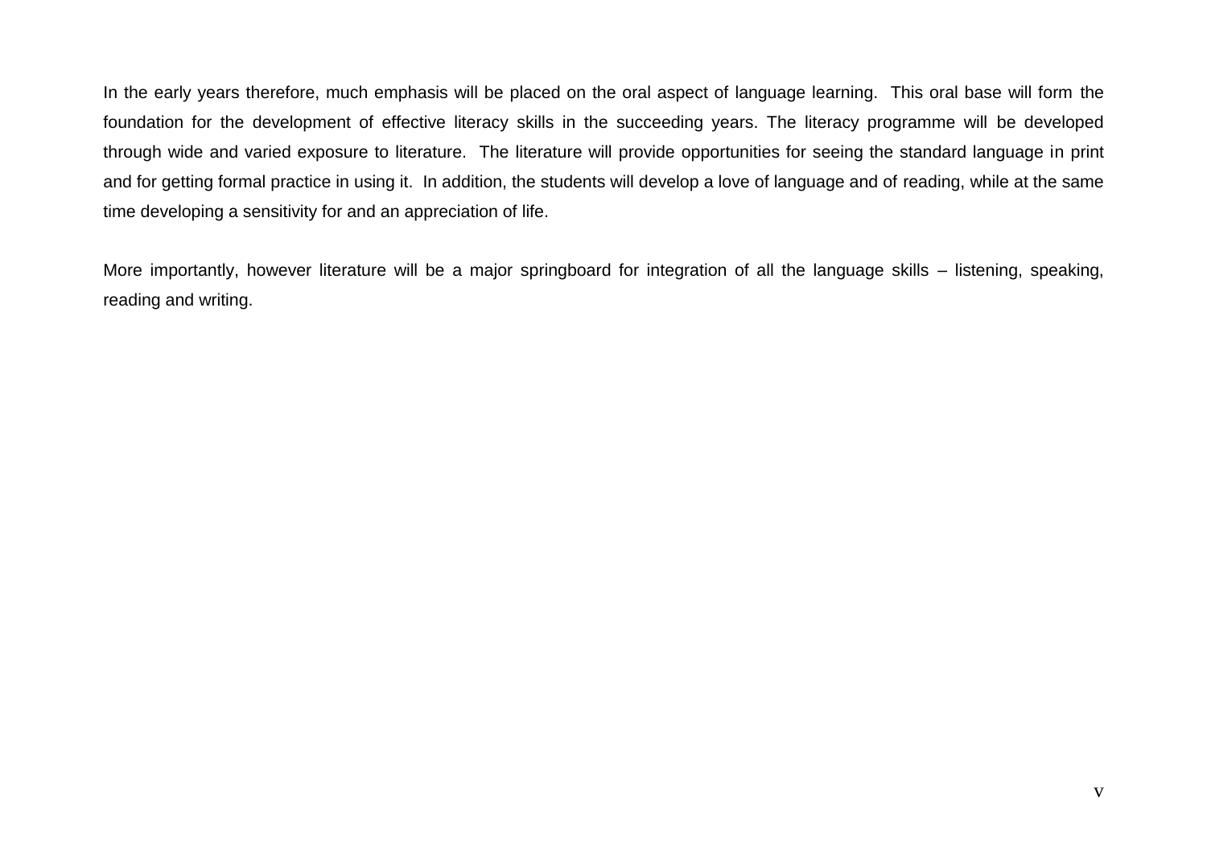In the early years therefore, much emphasis will be placed on the oral aspect of language learning. This oral base will form the foundation for the development of effective literacy skills in the succeeding years. The literacy programme will be developed through wide and varied exposure to literature. The literature will provide opportunities for seeing the standard language in print and for getting formal practice in using it. In addition, the students will develop a love of language and of reading, while at the same time developing a sensitivity for and an appreciation of life.

More importantly, however literature will be a major springboard for integration of all the language skills – listening, speaking, reading and writing.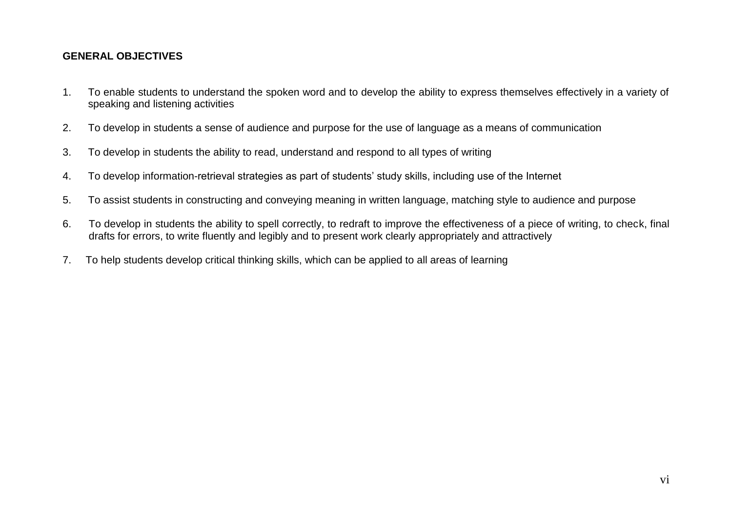**GENERAL OBJECTIVES**

1. To enable students to understand the spoken word and to develop the ability to express themselves effectively in a variety of speaking and listening activities

2. To develop in students a sense of audience and purpose for the use of language as a means of communication

3. To develop in students the ability to read, understand and respond to all types of writing

4. To develop information-retrieval strategies as part of students' study skills, including use of the Internet

5. To assist students in constructing and conveying meaning in written language, matching style to audience and purpose

6. To develop in students the ability to spell correctly, to redraft to improve the effectiveness of a piece of writing, to check, final drafts for errors, to write fluently and legibly and to present work clearly appropriately and attractively

7. To help students develop critical thinking skills, which can be applied to all areas of learning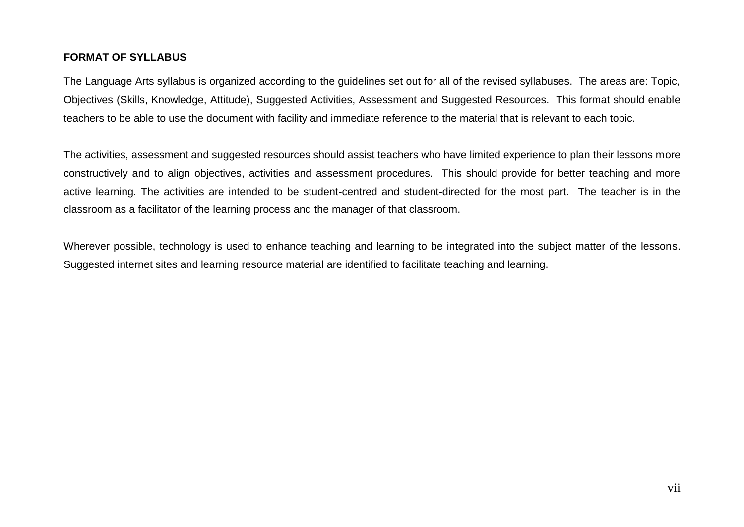## FORMAT OF SYLLABUS

The Language Arts syllabus is organized according to the guidelines set out for all of the revised syllabuses. The areas are: Topic, Objectives (Skills, Knowledge, Attitude), Suggested Activities, Assessment and Suggested Resources. This format should enable teachers to be able to use the document with facility and immediate reference to the material that is relevant to each topic.

The activities, assessment and suggested resources should assist teachers who have limited experience to plan their lessons more constructively and to align objectives, activities and assessment procedures. This should provide for better teaching and more active learning. The activities are intended to be student-centred and student-directed for the most part. The teacher is in the classroom as a facilitator of the learning process and the manager of that classroom.

Wherever possible, technology is used to enhance teaching and learning to be integrated into the subject matter of the lessons. Suggested internet sites and learning resource material are identified to facilitate teaching and learning.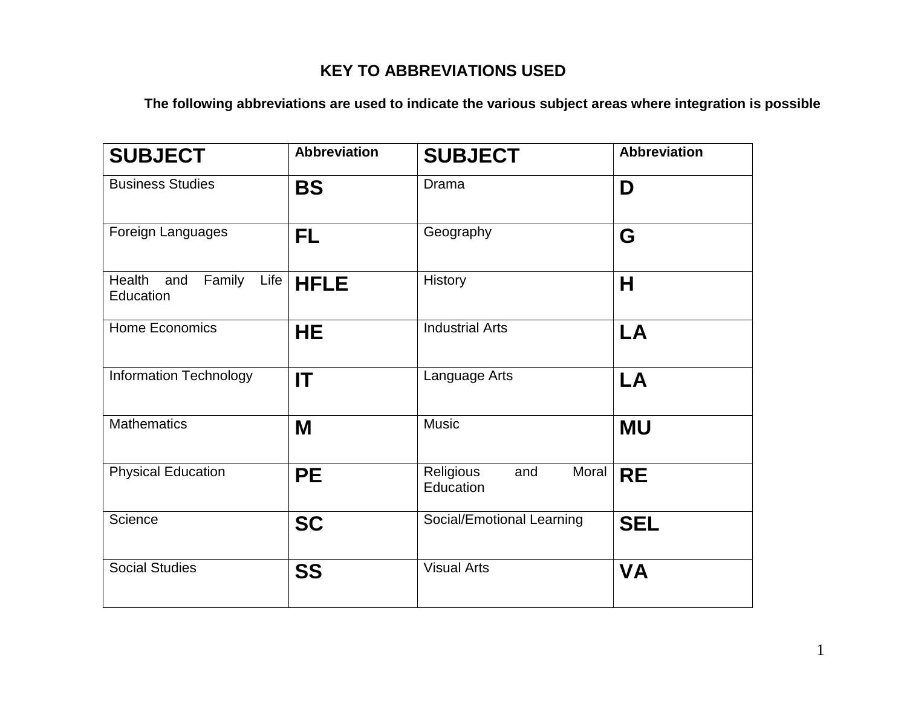## KEY TO ABBREVIATIONS USED

**The following abbreviations are used to indicate the various subject areas where integration is possible**

| SUBJECT | Abbreviation | SUBJECT | Abbreviation |
|---|---|---|---|
| Business Studies | **BS** | Drama | **D** |
| Foreign Languages | **FL** | Geography | **G** |
| Health and Family Life Education | **HFLE** | History | **H** |
| Home Economics | **HE** | Industrial Arts | **LA** |
| Information Technology | **IT** | Language Arts | **LA** |
| Mathematics | **M** | Music | **MU** |
| Physical Education | **PE** | Religious and Moral Education | **RE** |
| Science | **SC** | Social/Emotional Learning | **SEL** |
| Social Studies | **SS** | Visual Arts | **VA** |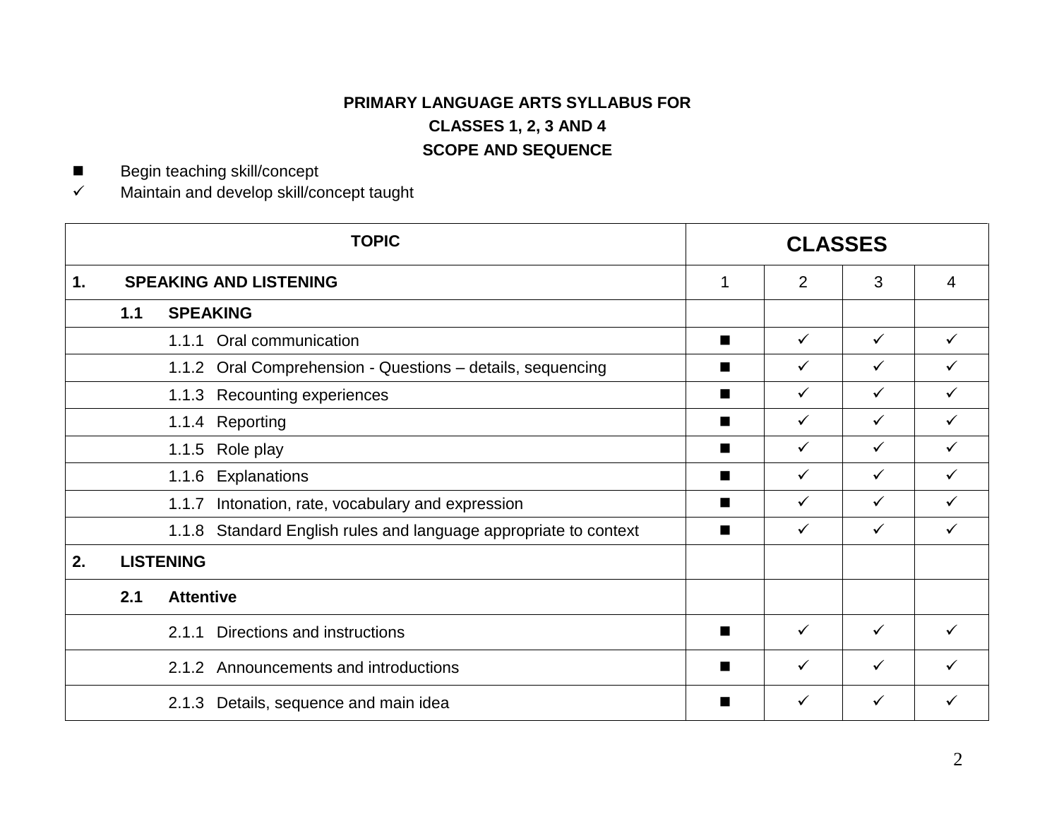**PRIMARY LANGUAGE ARTS SYLLABUS FOR**

**CLASSES 1, 2, 3 AND 4**

**SCOPE AND SEQUENCE**

- ■ Begin teaching skill/concept
- ✓ Maintain and develop skill/concept taught

| TOPIC | CLASSES | | | |
|---|---|---|---|---|
| **1. SPEAKING AND LISTENING** | 1 | 2 | 3 | 4 |
| **1.1 SPEAKING** | | | | |
| 1.1.1 Oral communication | ■ | ✓ | ✓ | ✓ |
| 1.1.2 Oral Comprehension - Questions – details, sequencing | ■ | ✓ | ✓ | ✓ |
| 1.1.3 Recounting experiences | ■ | ✓ | ✓ | ✓ |
| 1.1.4 Reporting | ■ | ✓ | ✓ | ✓ |
| 1.1.5 Role play | ■ | ✓ | ✓ | ✓ |
| 1.1.6 Explanations | ■ | ✓ | ✓ | ✓ |
| 1.1.7 Intonation, rate, vocabulary and expression | ■ | ✓ | ✓ | ✓ |
| 1.1.8 Standard English rules and language appropriate to context | ■ | ✓ | ✓ | ✓ |
| **2. LISTENING** | | | | |
| **2.1 Attentive** | | | | |
| 2.1.1 Directions and instructions | ■ | ✓ | ✓ | ✓ |
| 2.1.2 Announcements and introductions | ■ | ✓ | ✓ | ✓ |
| 2.1.3 Details, sequence and main idea | ■ | ✓ | ✓ | ✓ |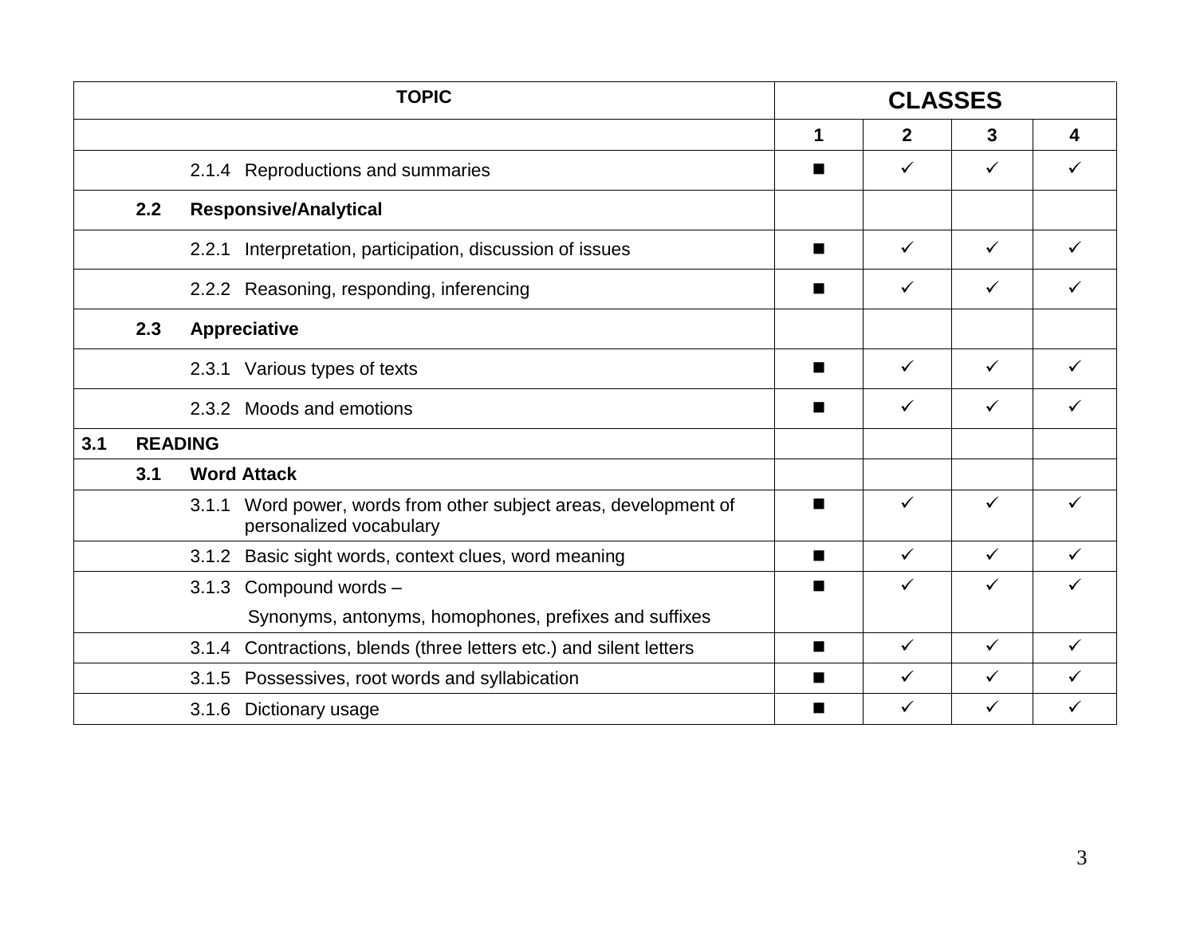| TOPIC | CLASSES | | | |
|---|---|---|---|---|
| | 1 | 2 | 3 | 4 |
| 2.1.4 Reproductions and summaries | ■ | ✓ | ✓ | ✓ |
| **2.2 Responsive/Analytical** | | | | |
| 2.2.1 Interpretation, participation, discussion of issues | ■ | ✓ | ✓ | ✓ |
| 2.2.2 Reasoning, responding, inferencing | ■ | ✓ | ✓ | ✓ |
| **2.3 Appreciative** | | | | |
| 2.3.1 Various types of texts | ■ | ✓ | ✓ | ✓ |
| 2.3.2 Moods and emotions | ■ | ✓ | ✓ | ✓ |
| **3.1 READING** | | | | |
| **3.1 Word Attack** | | | | |
| 3.1.1 Word power, words from other subject areas, development of personalized vocabulary | ■ | ✓ | ✓ | ✓ |
| 3.1.2 Basic sight words, context clues, word meaning | ■ | ✓ | ✓ | ✓ |
| 3.1.3 Compound words – Synonyms, antonyms, homophones, prefixes and suffixes | ■ | ✓ | ✓ | ✓ |
| 3.1.4 Contractions, blends (three letters etc.) and silent letters | ■ | ✓ | ✓ | ✓ |
| 3.1.5 Possessives, root words and syllabication | ■ | ✓ | ✓ | ✓ |
| 3.1.6 Dictionary usage | ■ | ✓ | ✓ | ✓ |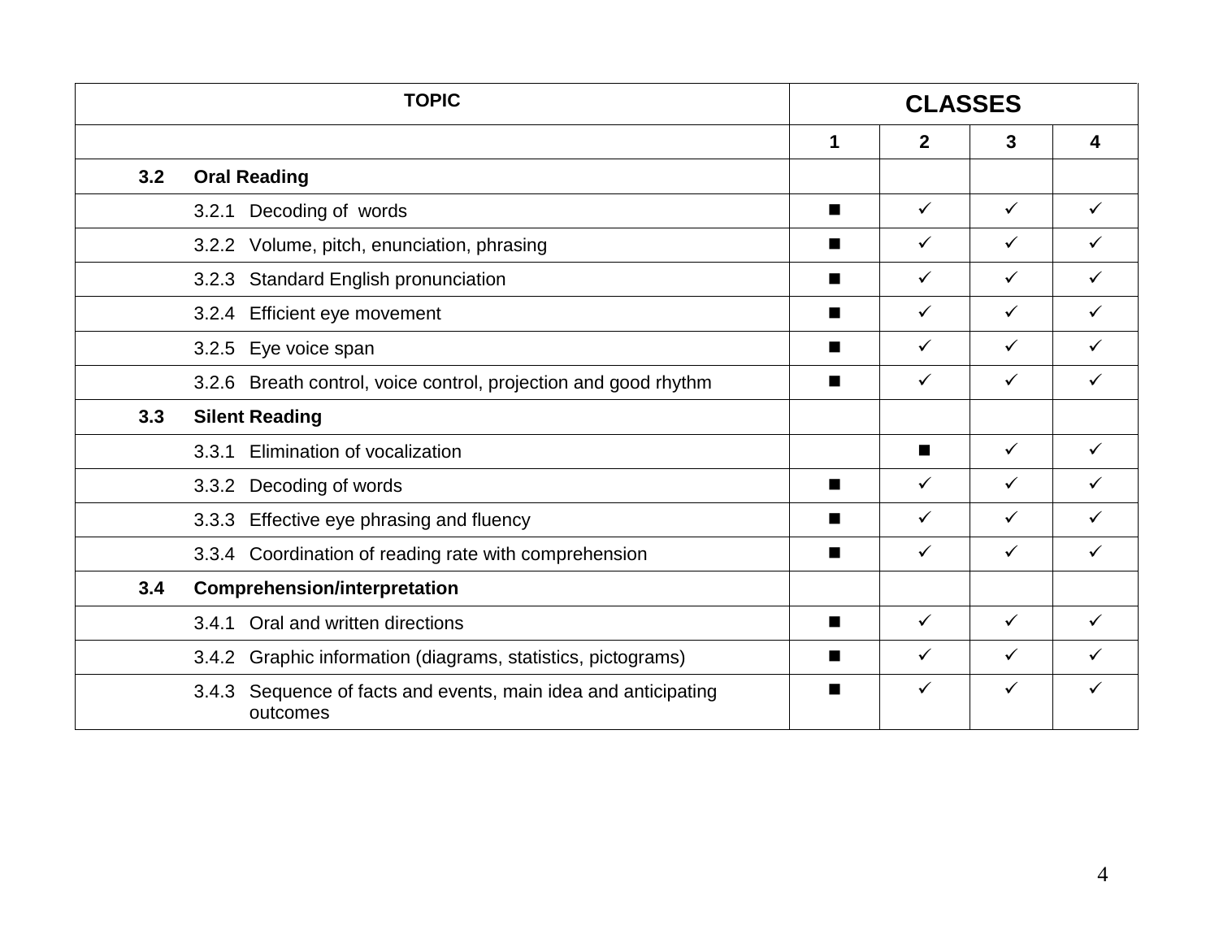| TOPIC | CLASSES | | | |
|---|---|---|---|---|
| | 1 | 2 | 3 | 4 |
| **3.2 Oral Reading** | | | | |
| 3.2.1 Decoding of words | ■ | ✓ | ✓ | ✓ |
| 3.2.2 Volume, pitch, enunciation, phrasing | ■ | ✓ | ✓ | ✓ |
| 3.2.3 Standard English pronunciation | ■ | ✓ | ✓ | ✓ |
| 3.2.4 Efficient eye movement | ■ | ✓ | ✓ | ✓ |
| 3.2.5 Eye voice span | ■ | ✓ | ✓ | ✓ |
| 3.2.6 Breath control, voice control, projection and good rhythm | ■ | ✓ | ✓ | ✓ |
| **3.3 Silent Reading** | | | | |
| 3.3.1 Elimination of vocalization | | ■ | ✓ | ✓ |
| 3.3.2 Decoding of words | ■ | ✓ | ✓ | ✓ |
| 3.3.3 Effective eye phrasing and fluency | ■ | ✓ | ✓ | ✓ |
| 3.3.4 Coordination of reading rate with comprehension | ■ | ✓ | ✓ | ✓ |
| **3.4 Comprehension/interpretation** | | | | |
| 3.4.1 Oral and written directions | ■ | ✓ | ✓ | ✓ |
| 3.4.2 Graphic information (diagrams, statistics, pictograms) | ■ | ✓ | ✓ | ✓ |
| 3.4.3 Sequence of facts and events, main idea and anticipating outcomes | ■ | ✓ | ✓ | ✓ |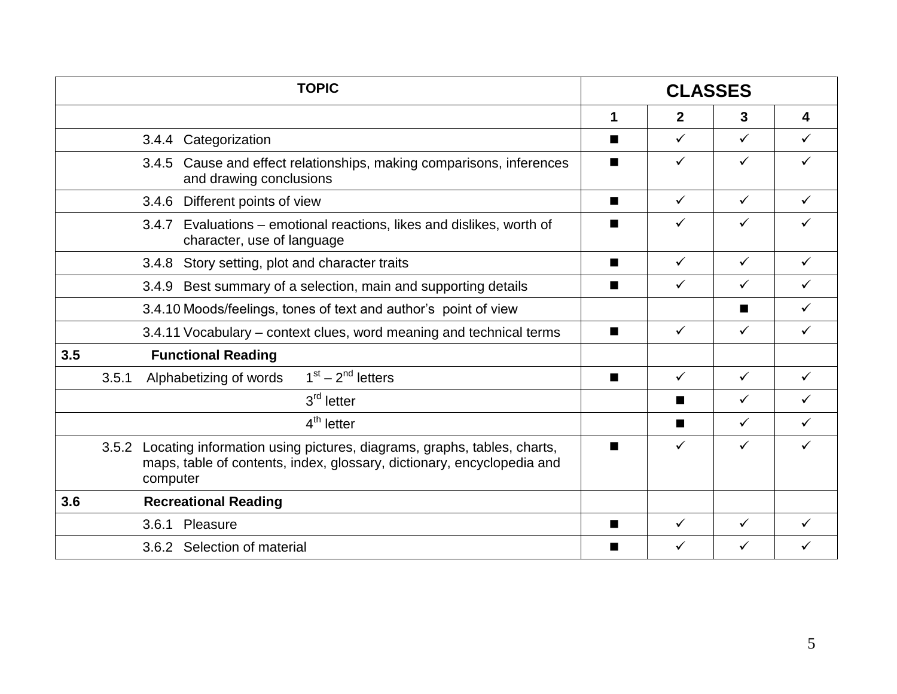| TOPIC | CLASSES | | | |
|---|---|---|---|---|
| | 1 | 2 | 3 | 4 |
| 3.4.4 Categorization | ■ | ✓ | ✓ | ✓ |
| 3.4.5 Cause and effect relationships, making comparisons, inferences and drawing conclusions | ■ | ✓ | ✓ | ✓ |
| 3.4.6 Different points of view | ■ | ✓ | ✓ | ✓ |
| 3.4.7 Evaluations – emotional reactions, likes and dislikes, worth of character, use of language | ■ | ✓ | ✓ | ✓ |
| 3.4.8 Story setting, plot and character traits | ■ | ✓ | ✓ | ✓ |
| 3.4.9 Best summary of a selection, main and supporting details | ■ | ✓ | ✓ | ✓ |
| 3.4.10 Moods/feelings, tones of text and author's point of view | | | ■ | ✓ |
| 3.4.11 Vocabulary – context clues, word meaning and technical terms | ■ | ✓ | ✓ | ✓ |
| **3.5 Functional Reading** | | | | |
| 3.5.1 Alphabetizing of words 1st – 2nd letters | ■ | ✓ | ✓ | ✓ |
| 3rd letter | | ■ | ✓ | ✓ |
| 4th letter | | ■ | ✓ | ✓ |
| 3.5.2 Locating information using pictures, diagrams, graphs, tables, charts, maps, table of contents, index, glossary, dictionary, encyclopedia and computer | ■ | ✓ | ✓ | ✓ |
| **3.6 Recreational Reading** | | | | |
| 3.6.1 Pleasure | ■ | ✓ | ✓ | ✓ |
| 3.6.2 Selection of material | ■ | ✓ | ✓ | ✓ |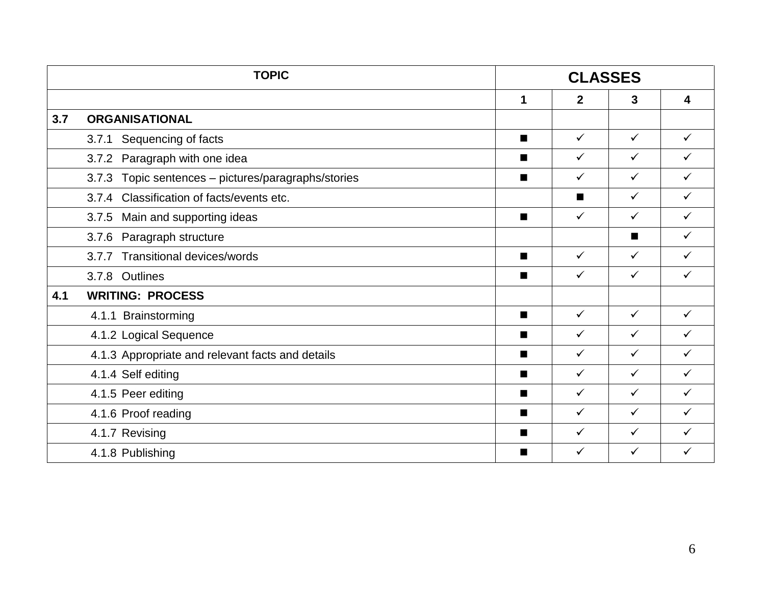| TOPIC | CLASSES | | | |
|---|---|---|---|---|
| | 1 | 2 | 3 | 4 |
| **3.7 ORGANISATIONAL** | | | | |
| 3.7.1 Sequencing of facts | ■ | ✓ | ✓ | ✓ |
| 3.7.2 Paragraph with one idea | ■ | ✓ | ✓ | ✓ |
| 3.7.3 Topic sentences – pictures/paragraphs/stories | ■ | ✓ | ✓ | ✓ |
| 3.7.4 Classification of facts/events etc. | | ■ | ✓ | ✓ |
| 3.7.5 Main and supporting ideas | ■ | ✓ | ✓ | ✓ |
| 3.7.6 Paragraph structure | | | ■ | ✓ |
| 3.7.7 Transitional devices/words | ■ | ✓ | ✓ | ✓ |
| 3.7.8 Outlines | ■ | ✓ | ✓ | ✓ |
| **4.1 WRITING: PROCESS** | | | | |
| 4.1.1 Brainstorming | ■ | ✓ | ✓ | ✓ |
| 4.1.2 Logical Sequence | ■ | ✓ | ✓ | ✓ |
| 4.1.3 Appropriate and relevant facts and details | ■ | ✓ | ✓ | ✓ |
| 4.1.4 Self editing | ■ | ✓ | ✓ | ✓ |
| 4.1.5 Peer editing | ■ | ✓ | ✓ | ✓ |
| 4.1.6 Proof reading | ■ | ✓ | ✓ | ✓ |
| 4.1.7 Revising | ■ | ✓ | ✓ | ✓ |
| 4.1.8 Publishing | ■ | ✓ | ✓ | ✓ |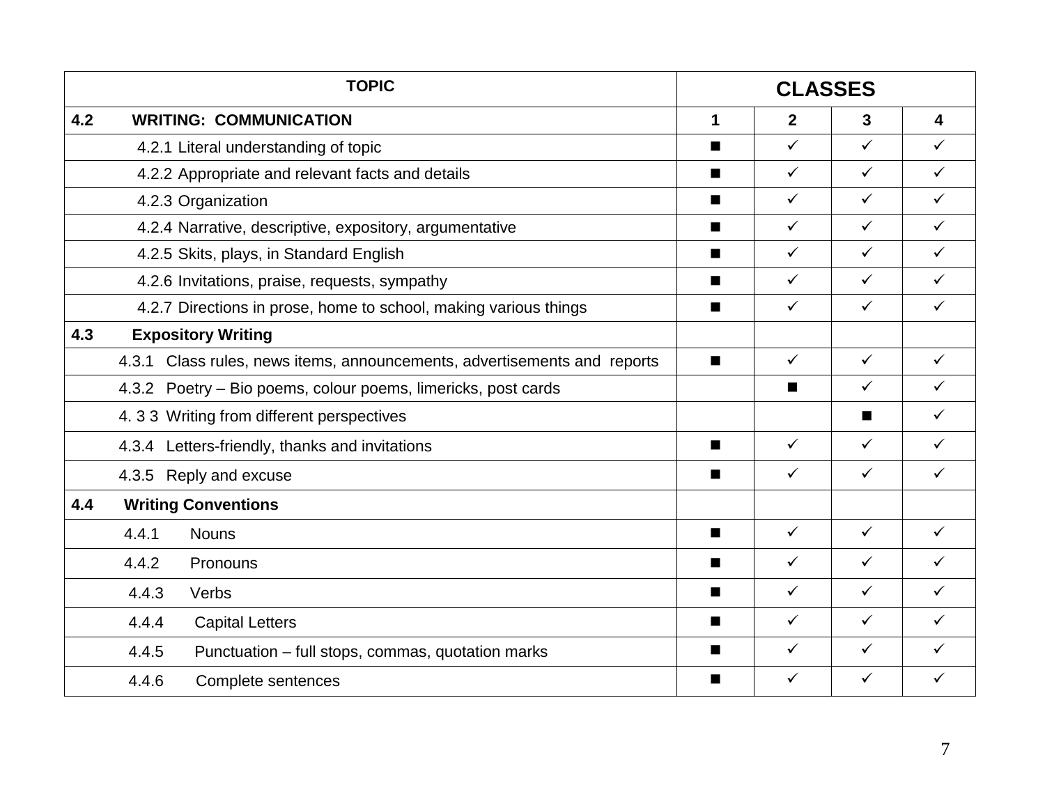| TOPIC | CLASSES | | | |
|---|---|---|---|---|
| **4.2 WRITING: COMMUNICATION** | **1** | **2** | **3** | **4** |
| 4.2.1 Literal understanding of topic | ■ | ✓ | ✓ | ✓ |
| 4.2.2 Appropriate and relevant facts and details | ■ | ✓ | ✓ | ✓ |
| 4.2.3 Organization | ■ | ✓ | ✓ | ✓ |
| 4.2.4 Narrative, descriptive, expository, argumentative | ■ | ✓ | ✓ | ✓ |
| 4.2.5 Skits, plays, in Standard English | ■ | ✓ | ✓ | ✓ |
| 4.2.6 Invitations, praise, requests, sympathy | ■ | ✓ | ✓ | ✓ |
| 4.2.7 Directions in prose, home to school, making various things | ■ | ✓ | ✓ | ✓ |
| **4.3 Expository Writing** | | | | |
| 4.3.1 Class rules, news items, announcements, advertisements and reports | ■ | ✓ | ✓ | ✓ |
| 4.3.2 Poetry – Bio poems, colour poems, limericks, post cards | | ■ | ✓ | ✓ |
| 4. 3 3 Writing from different perspectives | | | ■ | ✓ |
| 4.3.4 Letters-friendly, thanks and invitations | ■ | ✓ | ✓ | ✓ |
| 4.3.5 Reply and excuse | ■ | ✓ | ✓ | ✓ |
| **4.4 Writing Conventions** | | | | |
| 4.4.1 Nouns | ■ | ✓ | ✓ | ✓ |
| 4.4.2 Pronouns | ■ | ✓ | ✓ | ✓ |
| 4.4.3 Verbs | ■ | ✓ | ✓ | ✓ |
| 4.4.4 Capital Letters | ■ | ✓ | ✓ | ✓ |
| 4.4.5 Punctuation – full stops, commas, quotation marks | ■ | ✓ | ✓ | ✓ |
| 4.4.6 Complete sentences | ■ | ✓ | ✓ | ✓ |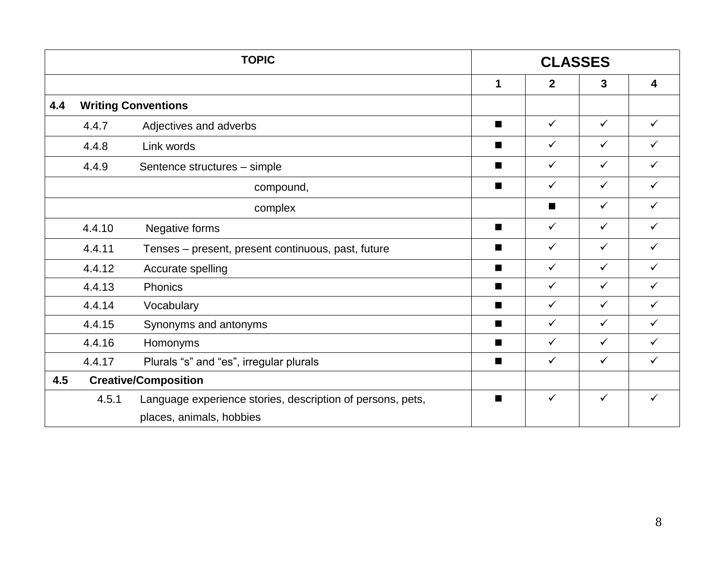| TOPIC | CLASSES | | | |
|---|---|---|---|---|
| | 1 | 2 | 3 | 4 |
| **4.4 Writing Conventions** | | | | |
| 4.4.7 Adjectives and adverbs | ■ | ✓ | ✓ | ✓ |
| 4.4.8 Link words | ■ | ✓ | ✓ | ✓ |
| 4.4.9 Sentence structures – simple | ■ | ✓ | ✓ | ✓ |
| compound, | ■ | ✓ | ✓ | ✓ |
| complex | | ■ | ✓ | ✓ |
| 4.4.10 Negative forms | ■ | ✓ | ✓ | ✓ |
| 4.4.11 Tenses – present, present continuous, past, future | ■ | ✓ | ✓ | ✓ |
| 4.4.12 Accurate spelling | ■ | ✓ | ✓ | ✓ |
| 4.4.13 Phonics | ■ | ✓ | ✓ | ✓ |
| 4.4.14 Vocabulary | ■ | ✓ | ✓ | ✓ |
| 4.4.15 Synonyms and antonyms | ■ | ✓ | ✓ | ✓ |
| 4.4.16 Homonyms | ■ | ✓ | ✓ | ✓ |
| 4.4.17 Plurals “s” and “es”, irregular plurals | ■ | ✓ | ✓ | ✓ |
| **4.5 Creative/Composition** | | | | |
| 4.5.1 Language experience stories, description of persons, pets, places, animals, hobbies | ■ | ✓ | ✓ | ✓ |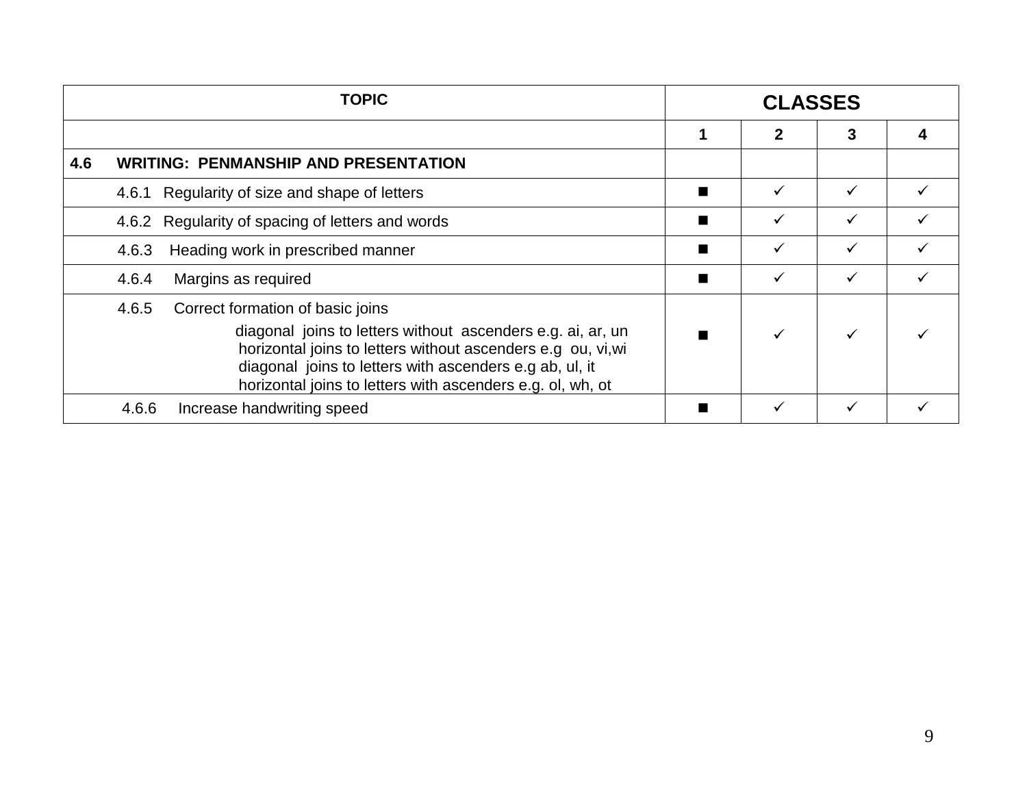| TOPIC | CLASSES | | | |
|---|---|---|---|---|
| | 1 | 2 | 3 | 4 |
| **4.6 WRITING: PENMANSHIP AND PRESENTATION** | | | | |
| 4.6.1 Regularity of size and shape of letters | ■ | ✓ | ✓ | ✓ |
| 4.6.2 Regularity of spacing of letters and words | ■ | ✓ | ✓ | ✓ |
| 4.6.3 Heading work in prescribed manner | ■ | ✓ | ✓ | ✓ |
| 4.6.4 Margins as required | ■ | ✓ | ✓ | ✓ |
| 4.6.5 Correct formation of basic joins<br>diagonal joins to letters without ascenders e.g. ai, ar, un<br>horizontal joins to letters without ascenders e.g ou, vi,wi<br>diagonal joins to letters with ascenders e.g ab, ul, it<br>horizontal joins to letters with ascenders e.g. ol, wh, ot | ■ | ✓ | ✓ | ✓ |
| 4.6.6 Increase handwriting speed | ■ | ✓ | ✓ | ✓ |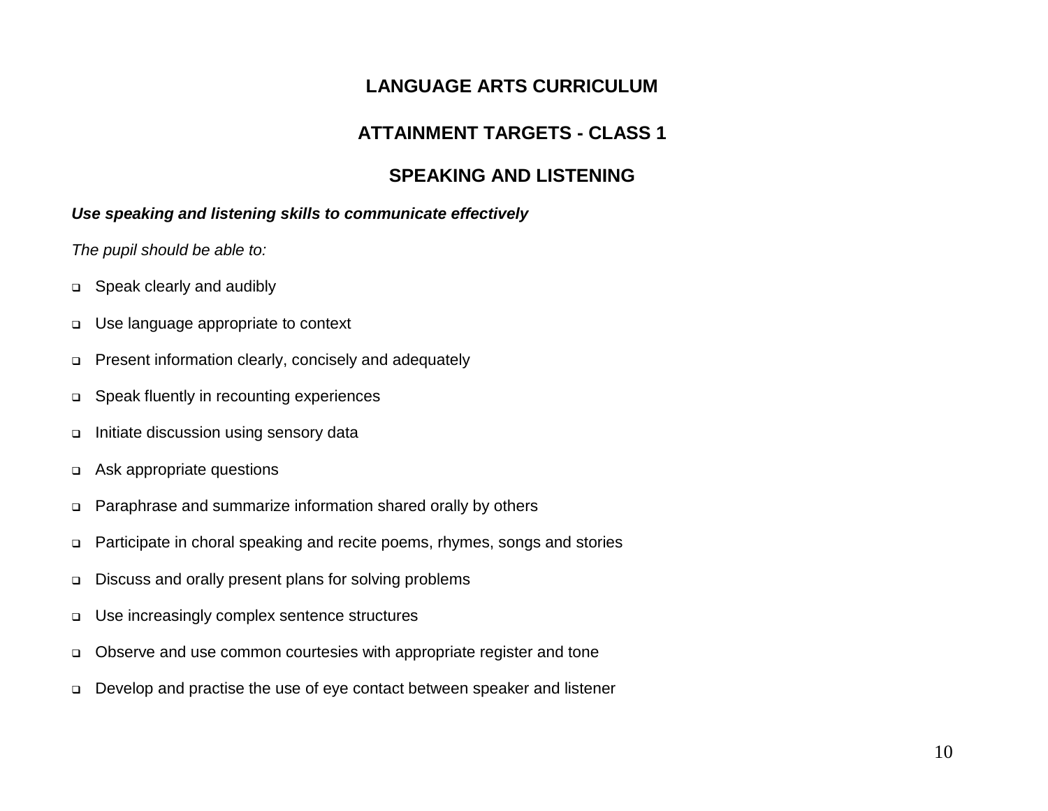# LANGUAGE ARTS CURRICULUM

## ATTAINMENT TARGETS - CLASS 1

## SPEAKING AND LISTENING

***Use speaking and listening skills to communicate effectively***

*The pupil should be able to:*

- Speak clearly and audibly
- Use language appropriate to context
- Present information clearly, concisely and adequately
- Speak fluently in recounting experiences
- Initiate discussion using sensory data
- Ask appropriate questions
- Paraphrase and summarize information shared orally by others
- Participate in choral speaking and recite poems, rhymes, songs and stories
- Discuss and orally present plans for solving problems
- Use increasingly complex sentence structures
- Observe and use common courtesies with appropriate register and tone
- Develop and practise the use of eye contact between speaker and listener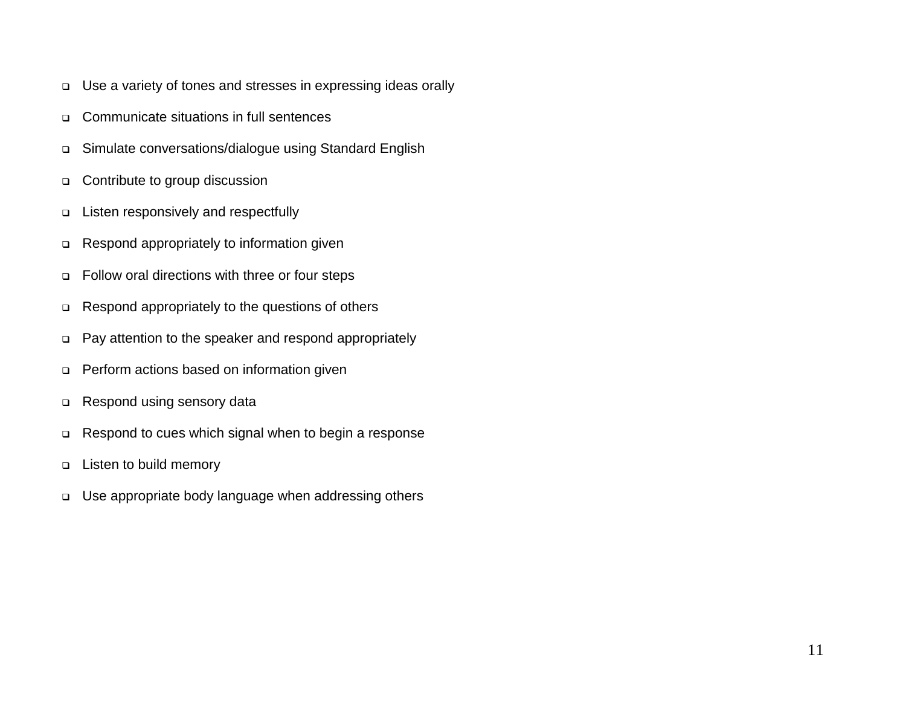- Use a variety of tones and stresses in expressing ideas orally
- Communicate situations in full sentences
- Simulate conversations/dialogue using Standard English
- Contribute to group discussion
- Listen responsively and respectfully
- Respond appropriately to information given
- Follow oral directions with three or four steps
- Respond appropriately to the questions of others
- Pay attention to the speaker and respond appropriately
- Perform actions based on information given
- Respond using sensory data
- Respond to cues which signal when to begin a response
- Listen to build memory
- Use appropriate body language when addressing others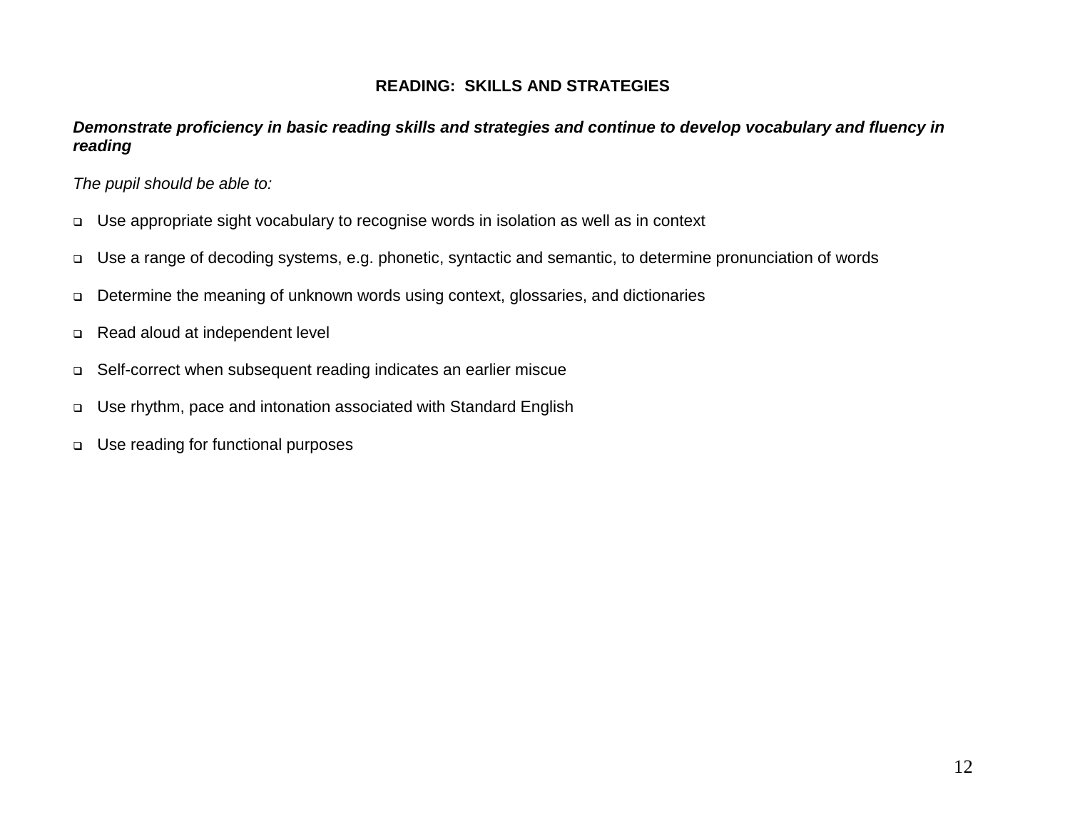## READING: SKILLS AND STRATEGIES

***Demonstrate proficiency in basic reading skills and strategies and continue to develop vocabulary and fluency in reading***

*The pupil should be able to:*

- Use appropriate sight vocabulary to recognise words in isolation as well as in context
- Use a range of decoding systems, e.g. phonetic, syntactic and semantic, to determine pronunciation of words
- Determine the meaning of unknown words using context, glossaries, and dictionaries
- Read aloud at independent level
- Self-correct when subsequent reading indicates an earlier miscue
- Use rhythm, pace and intonation associated with Standard English
- Use reading for functional purposes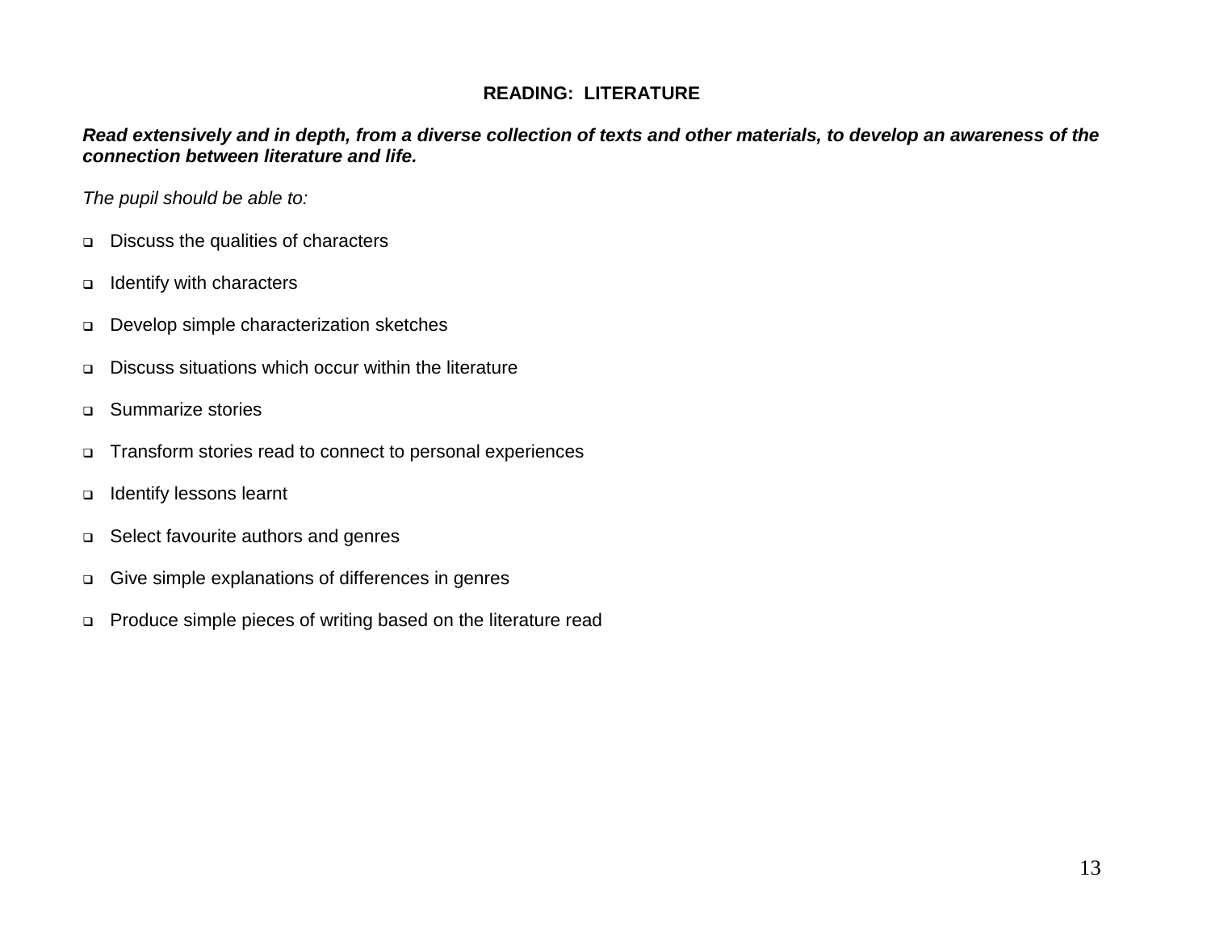## READING: LITERATURE

***Read extensively and in depth, from a diverse collection of texts and other materials, to develop an awareness of the connection between literature and life.***

*The pupil should be able to:*

- Discuss the qualities of characters
- Identify with characters
- Develop simple characterization sketches
- Discuss situations which occur within the literature
- Summarize stories
- Transform stories read to connect to personal experiences
- Identify lessons learnt
- Select favourite authors and genres
- Give simple explanations of differences in genres
- Produce simple pieces of writing based on the literature read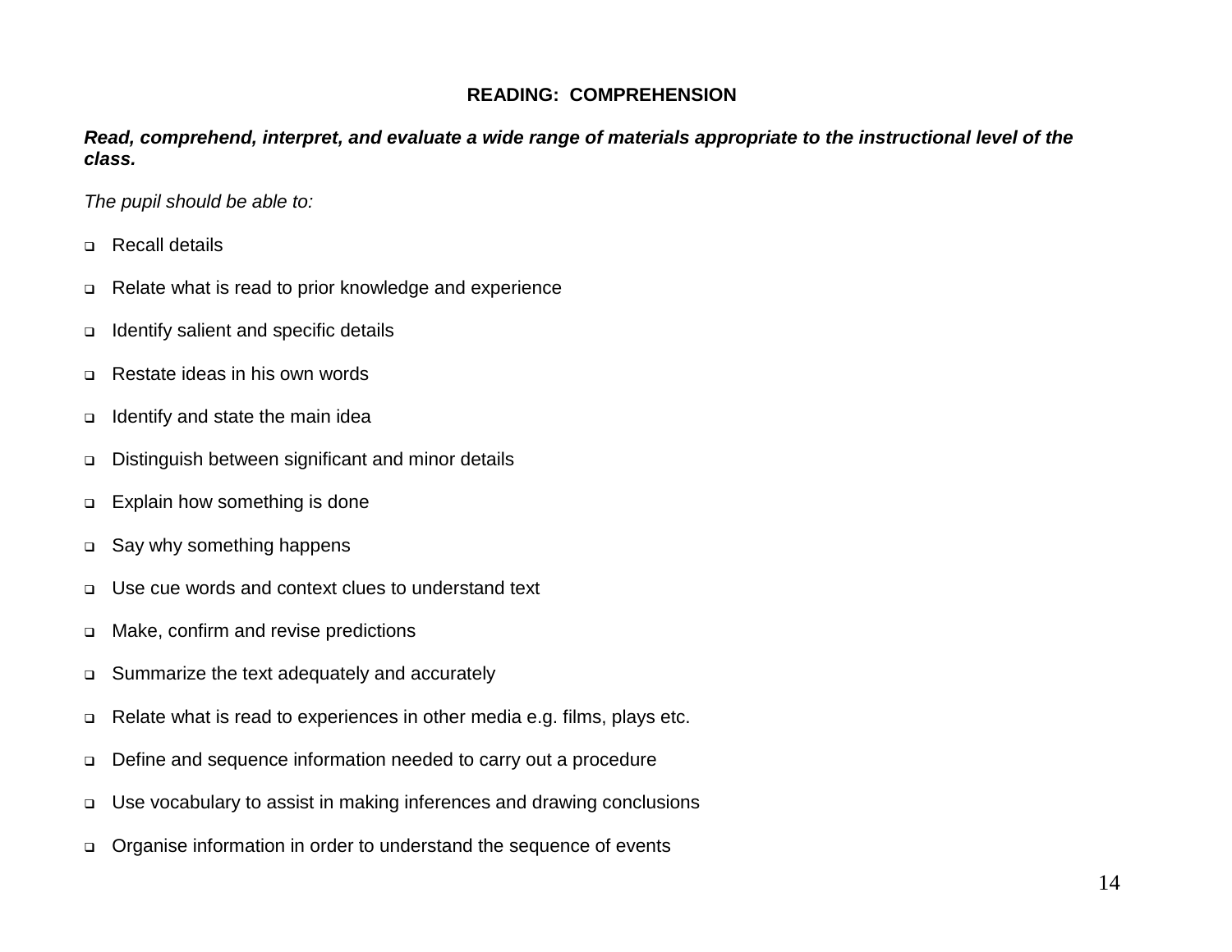## READING: COMPREHENSION

***Read, comprehend, interpret, and evaluate a wide range of materials appropriate to the instructional level of the class.***

*The pupil should be able to:*

- Recall details
- Relate what is read to prior knowledge and experience
- Identify salient and specific details
- Restate ideas in his own words
- Identify and state the main idea
- Distinguish between significant and minor details
- Explain how something is done
- Say why something happens
- Use cue words and context clues to understand text
- Make, confirm and revise predictions
- Summarize the text adequately and accurately
- Relate what is read to experiences in other media e.g. films, plays etc.
- Define and sequence information needed to carry out a procedure
- Use vocabulary to assist in making inferences and drawing conclusions
- Organise information in order to understand the sequence of events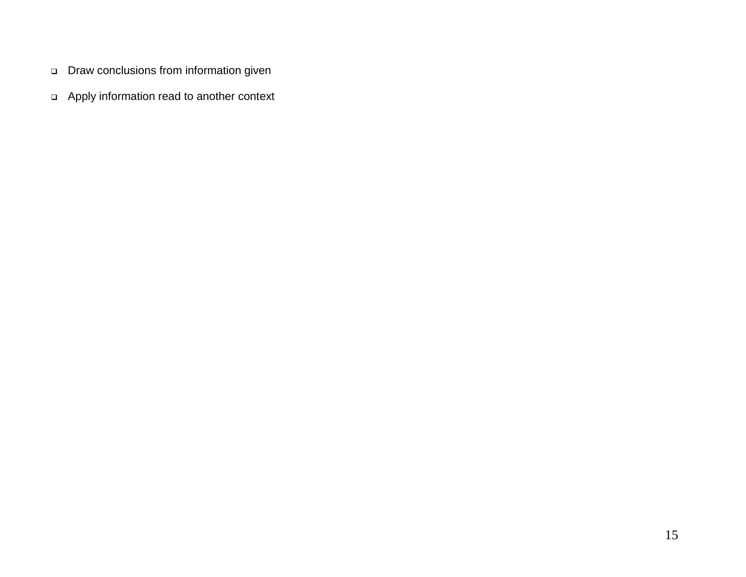- Draw conclusions from information given
- Apply information read to another context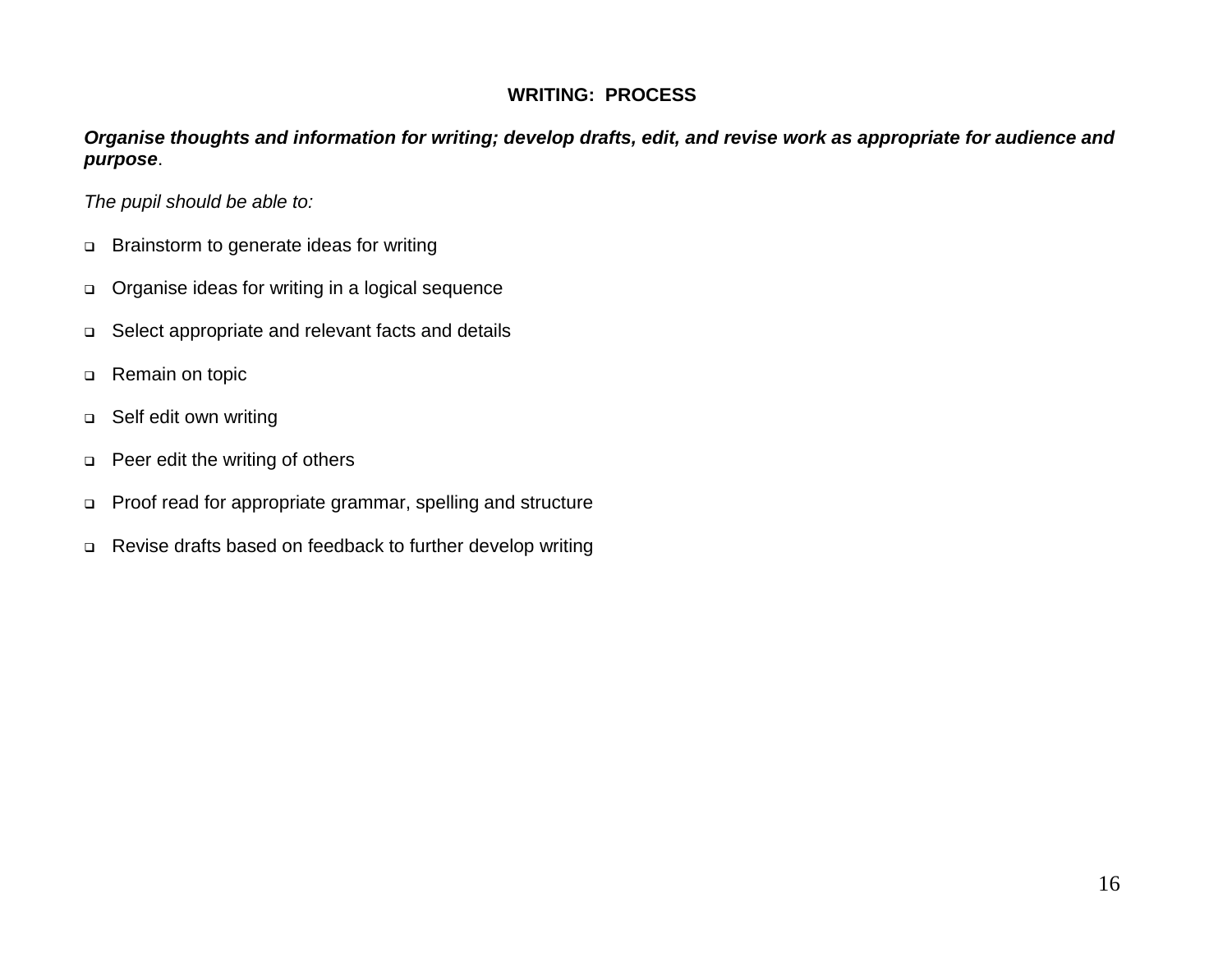## WRITING: PROCESS

***Organise thoughts and information for writing; develop drafts, edit, and revise work as appropriate for audience and purpose***.

*The pupil should be able to:*

- Brainstorm to generate ideas for writing
- Organise ideas for writing in a logical sequence
- Select appropriate and relevant facts and details
- Remain on topic
- Self edit own writing
- Peer edit the writing of others
- Proof read for appropriate grammar, spelling and structure
- Revise drafts based on feedback to further develop writing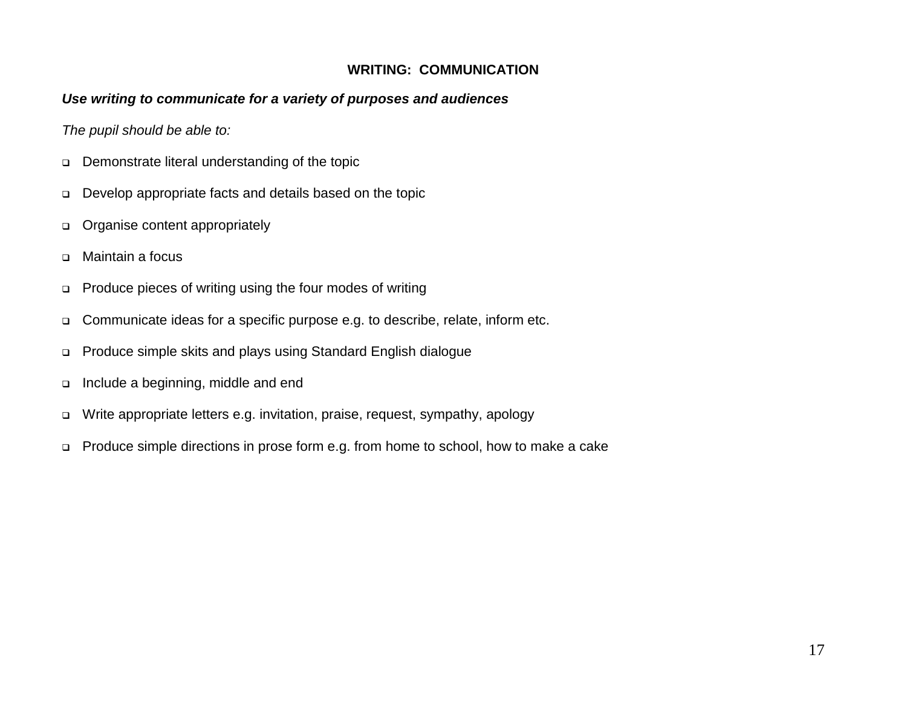## WRITING: COMMUNICATION

***Use writing to communicate for a variety of purposes and audiences***

*The pupil should be able to:*

- Demonstrate literal understanding of the topic
- Develop appropriate facts and details based on the topic
- Organise content appropriately
- Maintain a focus
- Produce pieces of writing using the four modes of writing
- Communicate ideas for a specific purpose e.g. to describe, relate, inform etc.
- Produce simple skits and plays using Standard English dialogue
- Include a beginning, middle and end
- Write appropriate letters e.g. invitation, praise, request, sympathy, apology
- Produce simple directions in prose form e.g. from home to school, how to make a cake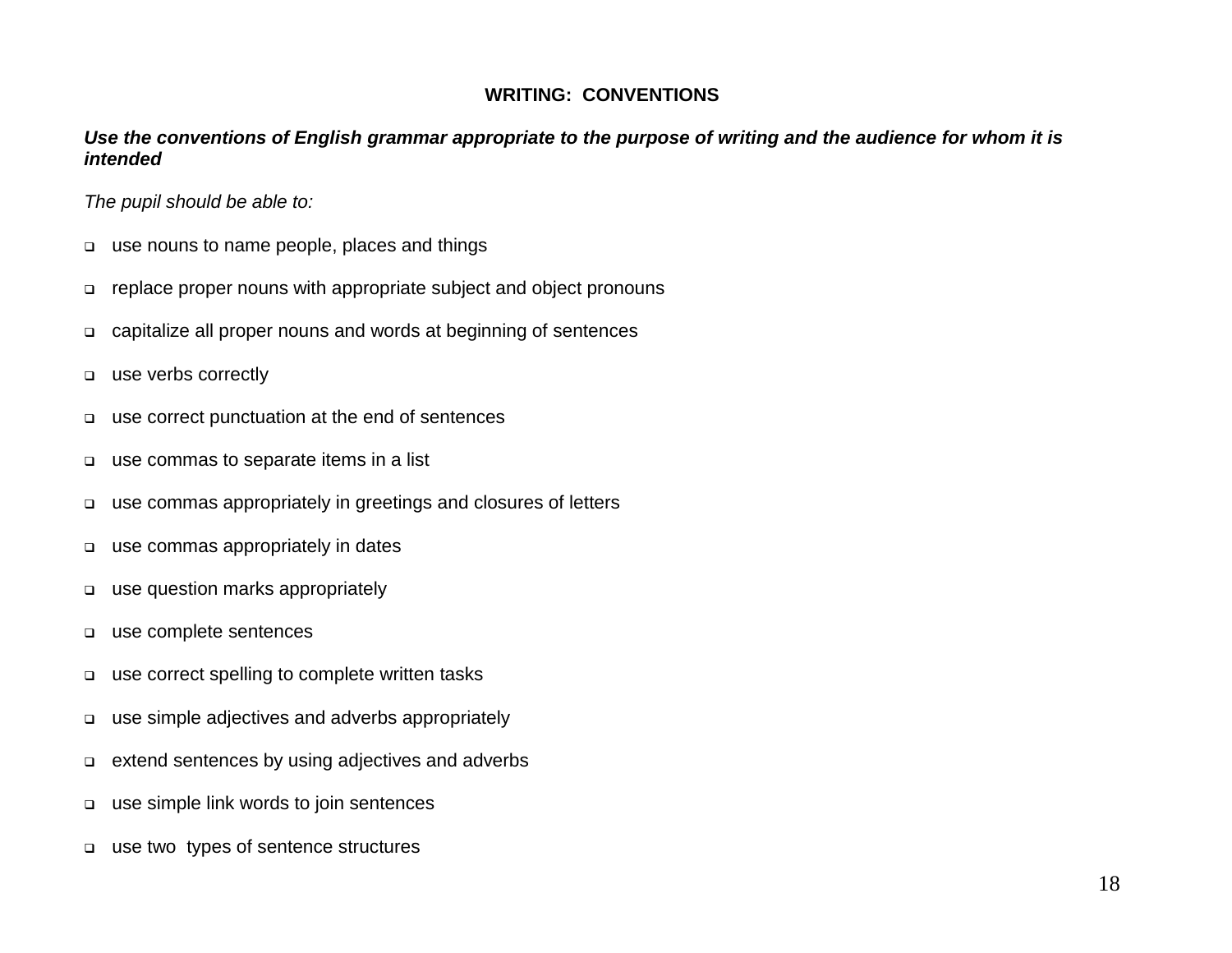## WRITING: CONVENTIONS

***Use the conventions of English grammar appropriate to the purpose of writing and the audience for whom it is intended***

*The pupil should be able to:*

- use nouns to name people, places and things
- replace proper nouns with appropriate subject and object pronouns
- capitalize all proper nouns and words at beginning of sentences
- use verbs correctly
- use correct punctuation at the end of sentences
- use commas to separate items in a list
- use commas appropriately in greetings and closures of letters
- use commas appropriately in dates
- use question marks appropriately
- use complete sentences
- use correct spelling to complete written tasks
- use simple adjectives and adverbs appropriately
- extend sentences by using adjectives and adverbs
- use simple link words to join sentences
- use two types of sentence structures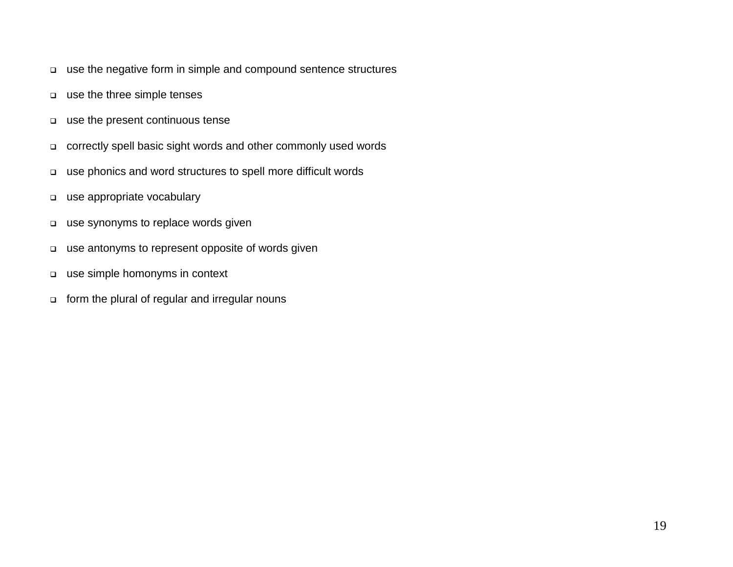- use the negative form in simple and compound sentence structures
- use the three simple tenses
- use the present continuous tense
- correctly spell basic sight words and other commonly used words
- use phonics and word structures to spell more difficult words
- use appropriate vocabulary
- use synonyms to replace words given
- use antonyms to represent opposite of words given
- use simple homonyms in context
- form the plural of regular and irregular nouns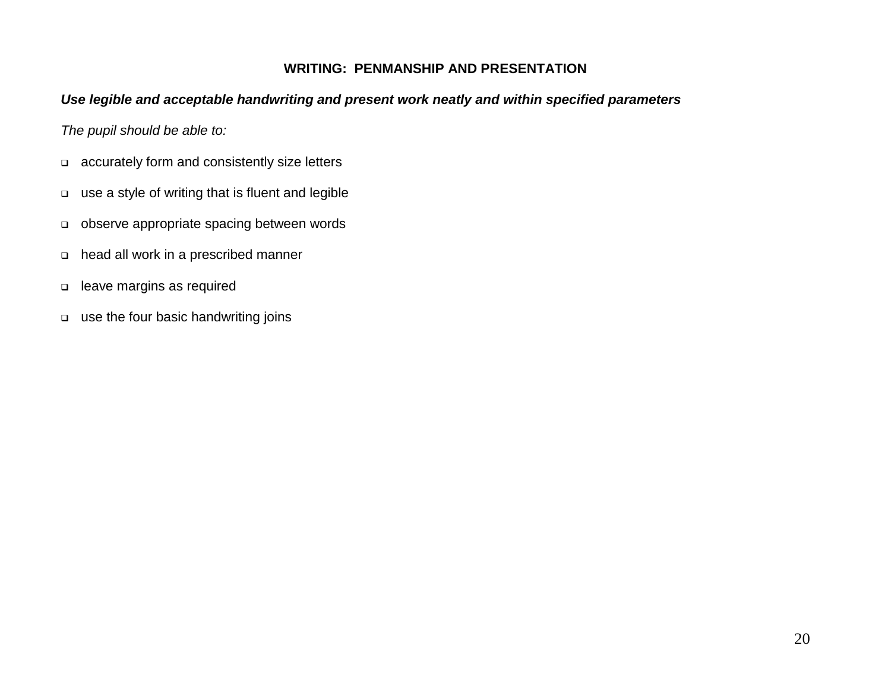## WRITING: PENMANSHIP AND PRESENTATION

***Use legible and acceptable handwriting and present work neatly and within specified parameters***

*The pupil should be able to:*

- accurately form and consistently size letters
- use a style of writing that is fluent and legible
- observe appropriate spacing between words
- head all work in a prescribed manner
- leave margins as required
- use the four basic handwriting joins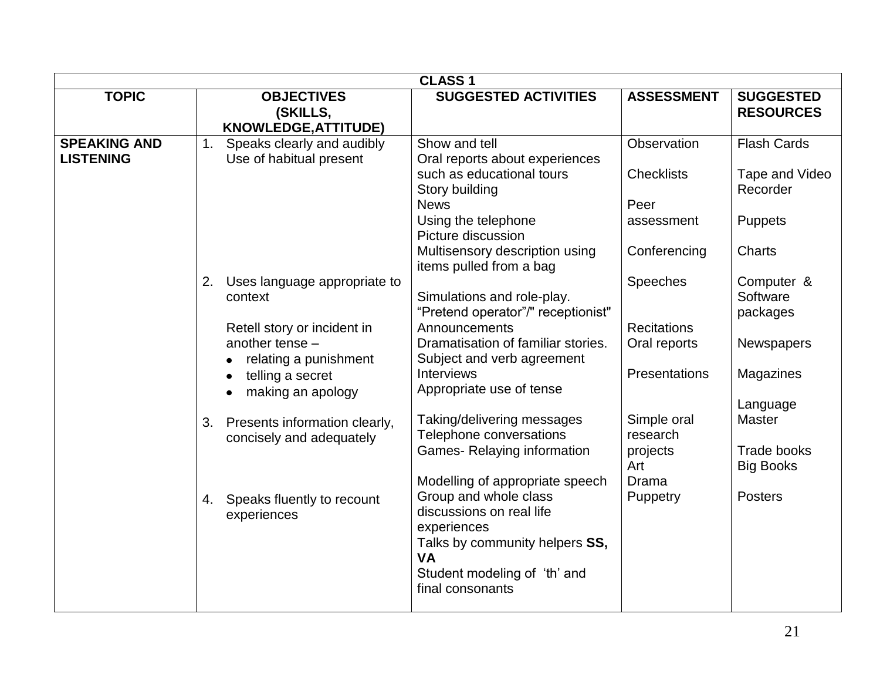| CLASS 1 | | | | |
|---|---|---|---|---|
| **TOPIC** | **OBJECTIVES (SKILLS, KNOWLEDGE,ATTITUDE)** | **SUGGESTED ACTIVITIES** | **ASSESSMENT** | **SUGGESTED RESOURCES** |
| **SPEAKING AND LISTENING** | 1. Speaks clearly and audibly<br>Use of habitual present<br><br>2. Uses language appropriate to context<br><br>Retell story or incident in another tense –<br>• relating a punishment<br>• telling a secret<br>• making an apology<br><br>3. Presents information clearly, concisely and adequately<br><br>4. Speaks fluently to recount experiences | Show and tell<br>Oral reports about experiences such as educational tours<br>Story building<br>News<br>Using the telephone<br>Picture discussion<br>Multisensory description using items pulled from a bag<br><br>Simulations and role-play.<br>"Pretend operator"/" receptionist"<br>Announcements<br>Dramatisation of familiar stories.<br>Subject and verb agreement<br>Interviews<br>Appropriate use of tense<br><br>Taking/delivering messages<br>Telephone conversations<br>Games- Relaying information<br><br>Modelling of appropriate speech<br>Group and whole class discussions on real life experiences<br>Talks by community helpers **SS, VA**<br>Student modeling of 'th' and final consonants | Observation<br><br>Checklists<br><br>Peer assessment<br><br>Conferencing<br><br>Speeches<br><br>Recitations<br>Oral reports<br><br>Presentations<br><br>Simple oral research projects<br>Art<br>Drama<br>Puppetry | Flash Cards<br><br>Tape and Video Recorder<br><br>Puppets<br><br>Charts<br><br>Computer & Software packages<br><br>Newspapers<br><br>Magazines<br><br>Language Master<br><br>Trade books<br>Big Books<br><br>Posters |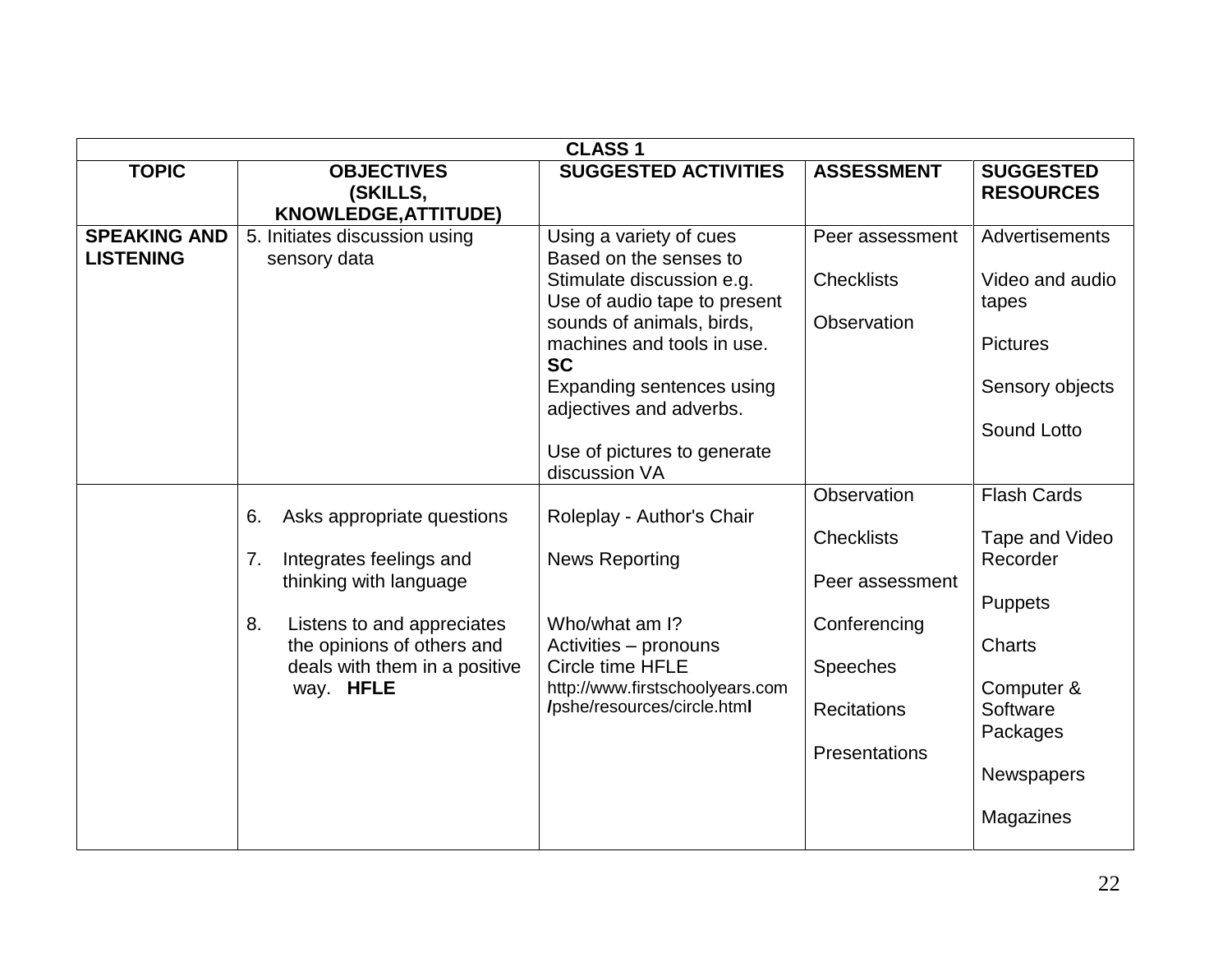| CLASS 1 | | | | |
|---|---|---|---|---|
| **TOPIC** | **OBJECTIVES (SKILLS, KNOWLEDGE,ATTITUDE)** | **SUGGESTED ACTIVITIES** | **ASSESSMENT** | **SUGGESTED RESOURCES** |
| **SPEAKING AND LISTENING** | 5. Initiates discussion using sensory data | Using a variety of cues Based on the senses to Stimulate discussion e.g. Use of audio tape to present sounds of animals, birds, machines and tools in use. **SC**<br>Expanding sentences using adjectives and adverbs.<br><br>Use of pictures to generate discussion VA | Peer assessment<br><br>Checklists<br><br>Observation | Advertisements<br><br>Video and audio tapes<br><br>Pictures<br><br>Sensory objects<br><br>Sound Lotto |
| | 6. Asks appropriate questions<br><br>7. Integrates feelings and thinking with language<br><br>8. Listens to and appreciates the opinions of others and deals with them in a positive way. **HFLE** | Roleplay - Author's Chair<br><br>News Reporting<br><br>Who/what am I?<br>Activities – pronouns<br>Circle time HFLE<br>http://www.firstschoolyears.com/pshe/resources/circle.html | Observation<br><br>Checklists<br><br>Peer assessment<br><br>Conferencing<br><br>Speeches<br><br>Recitations<br><br>Presentations | Flash Cards<br><br>Tape and Video Recorder<br><br>Puppets<br><br>Charts<br><br>Computer & Software Packages<br><br>Newspapers<br><br>Magazines |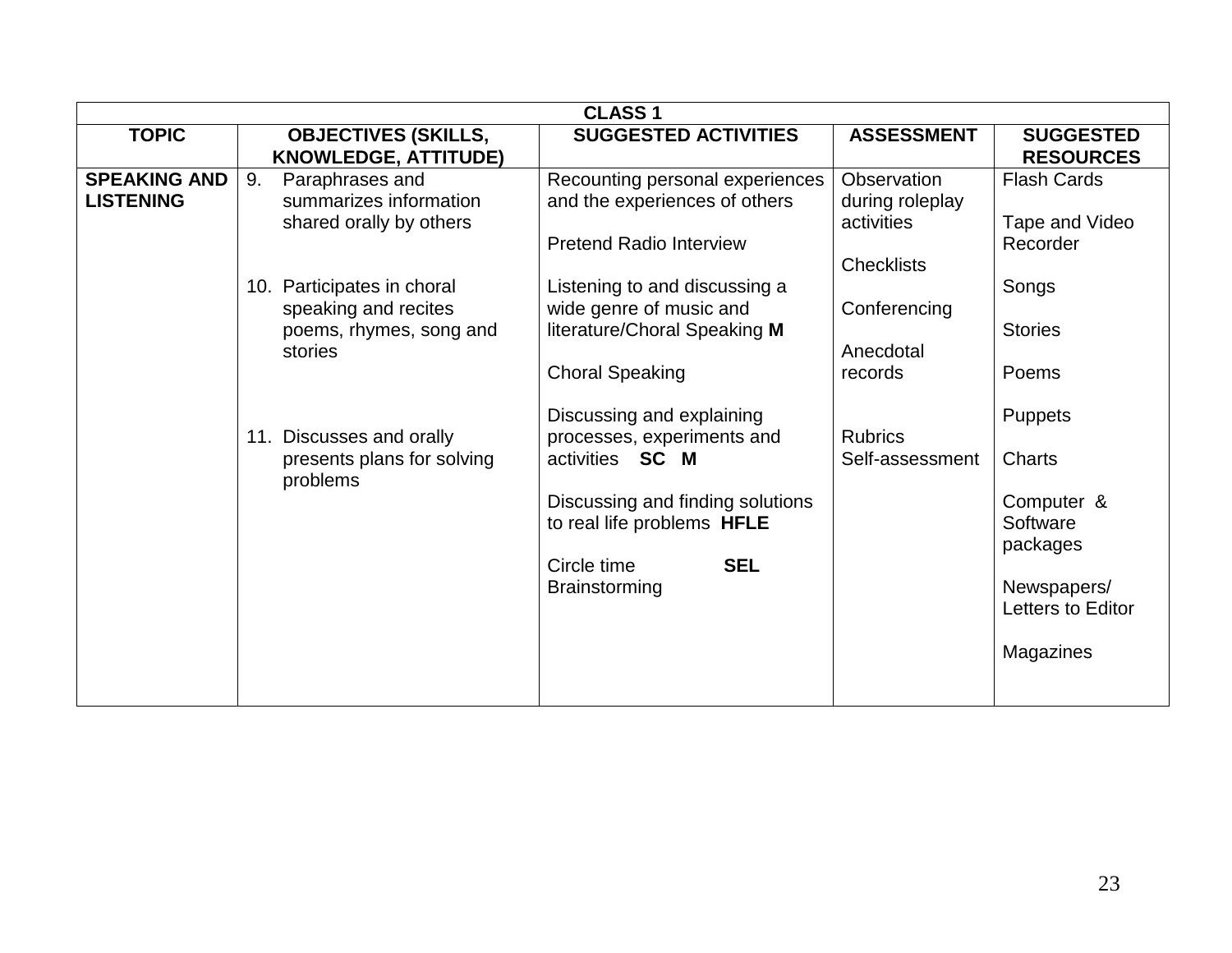| CLASS 1 | | | | |
|---|---|---|---|---|
| **TOPIC** | **OBJECTIVES (SKILLS, KNOWLEDGE, ATTITUDE)** | **SUGGESTED ACTIVITIES** | **ASSESSMENT** | **SUGGESTED RESOURCES** |
| **SPEAKING AND LISTENING** | 9. Paraphrases and summarizes information shared orally by others<br><br>10. Participates in choral speaking and recites poems, rhymes, song and stories<br><br>11. Discusses and orally presents plans for solving problems | Recounting personal experiences and the experiences of others<br><br>Pretend Radio Interview<br><br>Listening to and discussing a wide genre of music and literature/Choral Speaking **M**<br><br>Choral Speaking<br><br>Discussing and explaining processes, experiments and activities **SC M**<br><br>Discussing and finding solutions to real life problems **HFLE**<br><br>Circle time **SEL**<br>Brainstorming | Observation during roleplay activities<br><br>Checklists<br><br>Conferencing<br><br>Anecdotal records<br><br>Rubrics<br>Self-assessment | Flash Cards<br><br>Tape and Video Recorder<br><br>Songs<br><br>Stories<br><br>Poems<br><br>Puppets<br><br>Charts<br><br>Computer & Software packages<br><br>Newspapers/ Letters to Editor<br><br>Magazines |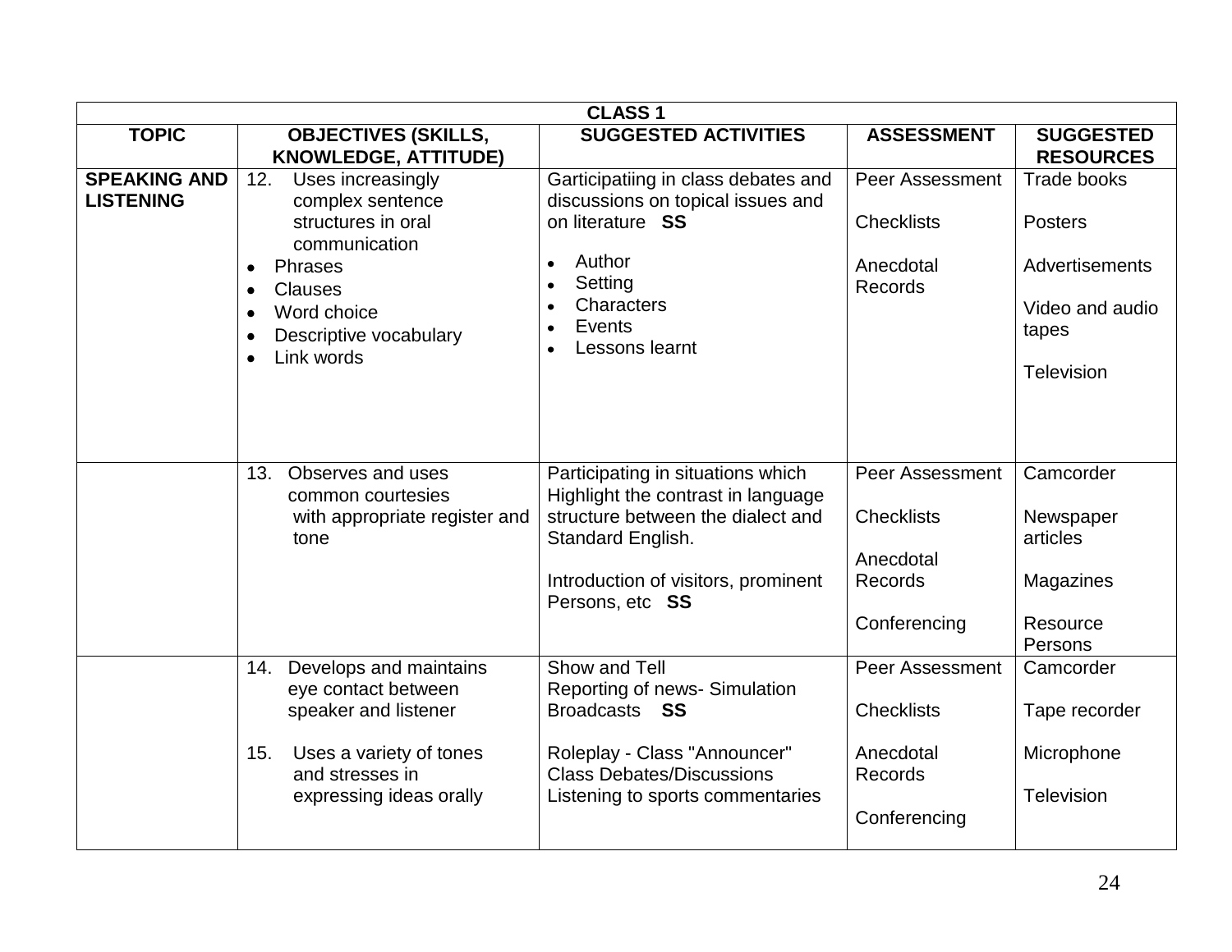| CLASS 1 | | | | |
|---|---|---|---|---|
| **TOPIC** | **OBJECTIVES (SKILLS, KNOWLEDGE, ATTITUDE)** | **SUGGESTED ACTIVITIES** | **ASSESSMENT** | **SUGGESTED RESOURCES** |
| **SPEAKING AND LISTENING** | 12. Uses increasingly complex sentence structures in oral communication<br>• Phrases<br>• Clauses<br>• Word choice<br>• Descriptive vocabulary<br>• Link words | Garticipatiing in class debates and discussions on topical issues and on literature **SS**<br>• Author<br>• Setting<br>• Characters<br>• Events<br>• Lessons learnt | Peer Assessment<br><br>Checklists<br><br>Anecdotal Records | Trade books<br><br>Posters<br><br>Advertisements<br><br>Video and audio tapes<br><br>Television |
| | 13. Observes and uses common courtesies with appropriate register and tone | Participating in situations which Highlight the contrast in language structure between the dialect and Standard English.<br><br>Introduction of visitors, prominent Persons, etc **SS** | Peer Assessment<br><br>Checklists<br><br>Anecdotal Records<br><br>Conferencing | Camcorder<br><br>Newspaper articles<br><br>Magazines<br><br>Resource Persons |
| | 14. Develops and maintains eye contact between speaker and listener<br><br>15. Uses a variety of tones and stresses in expressing ideas orally | Show and Tell<br>Reporting of news- Simulation Broadcasts **SS**<br><br>Roleplay - Class "Announcer"<br>Class Debates/Discussions<br>Listening to sports commentaries | Peer Assessment<br><br>Checklists<br><br>Anecdotal Records<br><br>Conferencing | Camcorder<br><br>Tape recorder<br><br>Microphone<br><br>Television |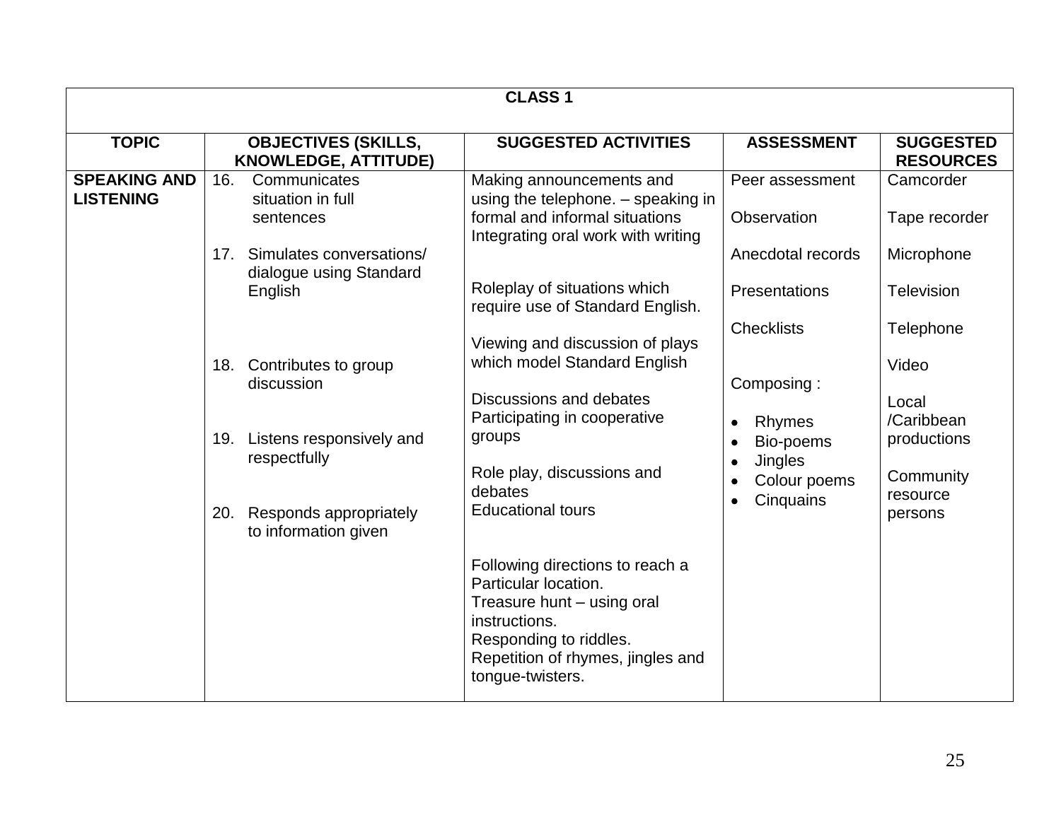| CLASS 1 | | | | |
|---|---|---|---|---|
| **TOPIC** | **OBJECTIVES (SKILLS, KNOWLEDGE, ATTITUDE)** | **SUGGESTED ACTIVITIES** | **ASSESSMENT** | **SUGGESTED RESOURCES** |
| **SPEAKING AND LISTENING** | 16. Communicates situation in full sentences<br><br>17. Simulates conversations/ dialogue using Standard English<br><br>18. Contributes to group discussion<br><br>19. Listens responsively and respectfully<br><br>20. Responds appropriately to information given | Making announcements and using the telephone. – speaking in formal and informal situations Integrating oral work with writing<br><br>Roleplay of situations which require use of Standard English.<br><br>Viewing and discussion of plays which model Standard English<br><br>Discussions and debates Participating in cooperative groups<br><br>Role play, discussions and debates Educational tours<br><br>Following directions to reach a Particular location. Treasure hunt – using oral instructions. Responding to riddles. Repetition of rhymes, jingles and tongue-twisters. | Peer assessment<br><br>Observation<br><br>Anecdotal records<br><br>Presentations<br><br>Checklists<br><br>Composing :<br>• Rhymes<br>• Bio-poems<br>• Jingles<br>• Colour poems<br>• Cinquains | Camcorder<br><br>Tape recorder<br><br>Microphone<br><br>Television<br><br>Telephone<br><br>Video<br><br>Local /Caribbean productions<br><br>Community resource persons |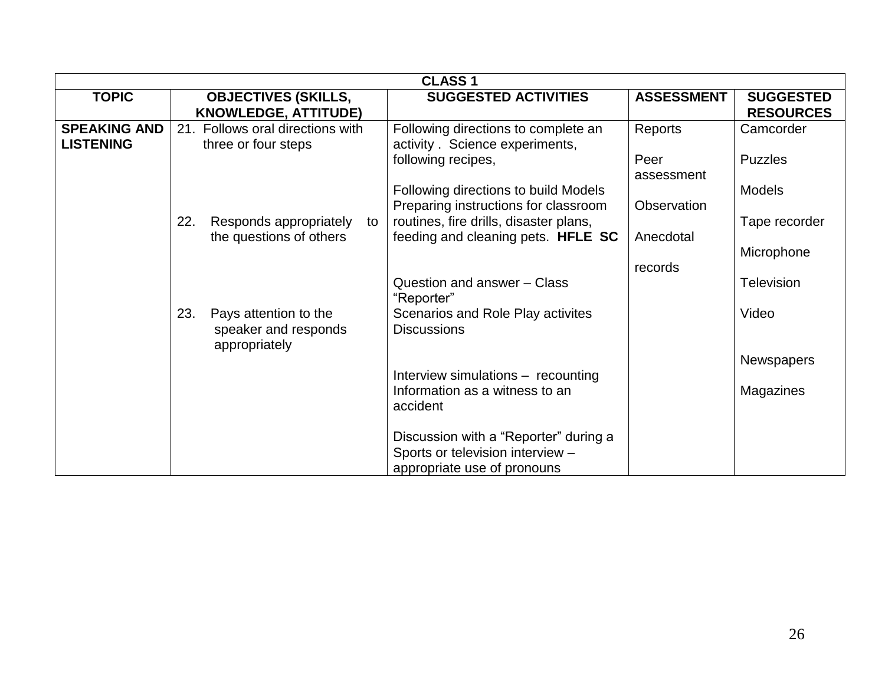| CLASS 1 | | | | |
|---|---|---|---|---|
| **TOPIC** | **OBJECTIVES (SKILLS, KNOWLEDGE, ATTITUDE)** | **SUGGESTED ACTIVITIES** | **ASSESSMENT** | **SUGGESTED RESOURCES** |
| **SPEAKING AND LISTENING** | 21. Follows oral directions with three or four steps<br><br>22. Responds appropriately to the questions of others<br><br>23. Pays attention to the speaker and responds appropriately | Following directions to complete an activity . Science experiments, following recipes,<br><br>Following directions to build Models Preparing instructions for classroom routines, fire drills, disaster plans, feeding and cleaning pets. **HFLE SC**<br><br>Question and answer – Class "Reporter"<br>Scenarios and Role Play activites Discussions<br><br>Interview simulations – recounting Information as a witness to an accident<br><br>Discussion with a "Reporter" during a Sports or television interview – appropriate use of pronouns | Reports<br><br>Peer assessment<br><br>Observation<br><br>Anecdotal records | Camcorder<br><br>Puzzles<br><br>Models<br><br>Tape recorder<br><br>Microphone<br><br>Television<br><br>Video<br><br>Newspapers<br><br>Magazines |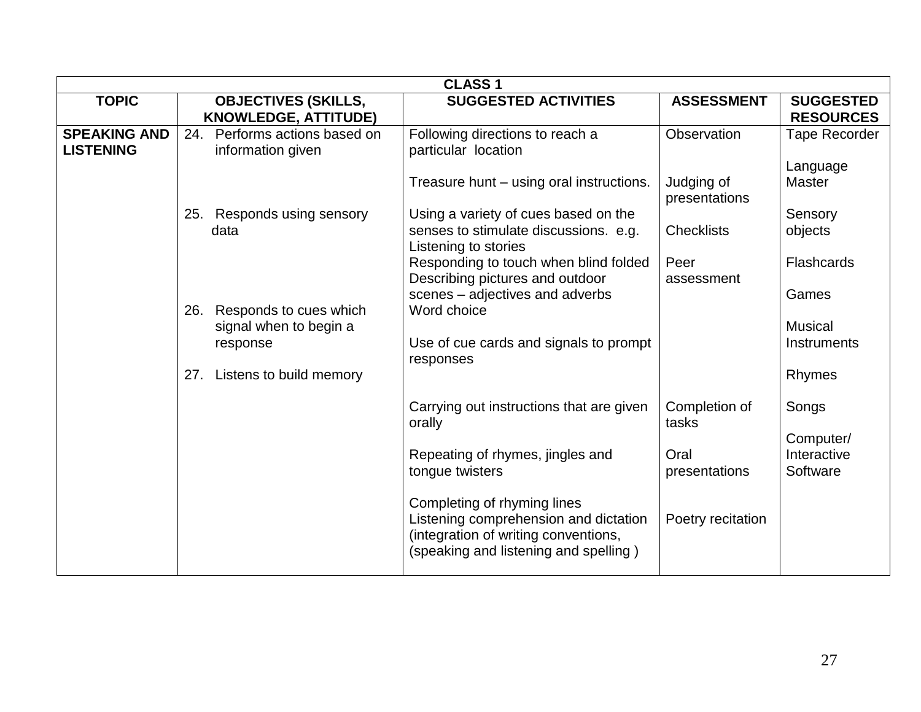| CLASS 1 | | | | |
|---|---|---|---|---|
| **TOPIC** | **OBJECTIVES (SKILLS, KNOWLEDGE, ATTITUDE)** | **SUGGESTED ACTIVITIES** | **ASSESSMENT** | **SUGGESTED RESOURCES** |
| **SPEAKING AND LISTENING** | 24. Performs actions based on information given | Following directions to reach a particular location<br><br>Treasure hunt – using oral instructions. | Observation<br><br>Judging of presentations | Tape Recorder<br><br>Language Master |
| | 25. Responds using sensory data | Using a variety of cues based on the senses to stimulate discussions. e.g. Listening to stories<br>Responding to touch when blind folded<br>Describing pictures and outdoor scenes – adjectives and adverbs<br>Word choice | Checklists<br><br>Peer assessment | Sensory objects<br><br>Flashcards<br><br>Games |
| | 26. Responds to cues which signal when to begin a response | Use of cue cards and signals to prompt responses | | Musical Instruments |
| | 27. Listens to build memory | Carrying out instructions that are given orally<br><br>Repeating of rhymes, jingles and tongue twisters<br><br>Completing of rhyming lines<br>Listening comprehension and dictation (integration of writing conventions, (speaking and listening and spelling ) | Completion of tasks<br><br>Oral presentations<br><br>Poetry recitation | Rhymes<br><br>Songs<br><br>Computer/ Interactive Software |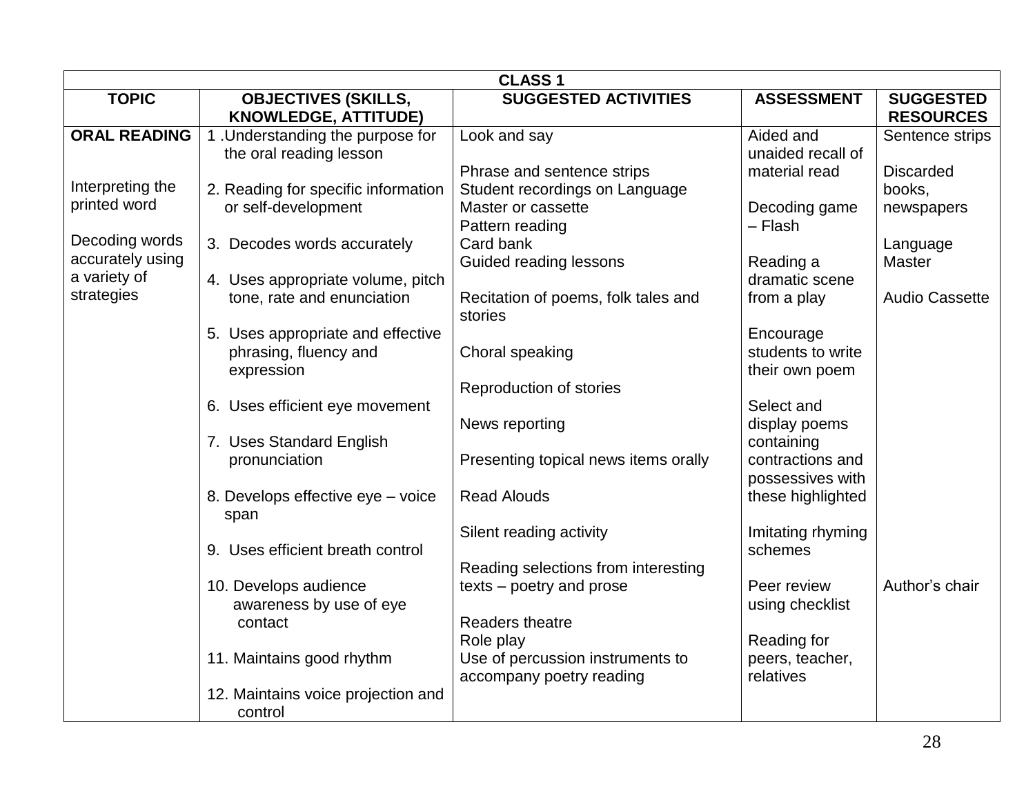| CLASS 1 | | | | |
|---|---|---|---|---|
| **TOPIC** | **OBJECTIVES (SKILLS, KNOWLEDGE, ATTITUDE)** | **SUGGESTED ACTIVITIES** | **ASSESSMENT** | **SUGGESTED RESOURCES** |
| **ORAL READING**<br><br>Interpreting the printed word<br><br>Decoding words accurately using a variety of strategies | 1 .Understanding the purpose for the oral reading lesson<br><br>2. Reading for specific information or self-development<br><br>3. Decodes words accurately<br><br>4. Uses appropriate volume, pitch tone, rate and enunciation<br><br>5. Uses appropriate and effective phrasing, fluency and expression<br><br>6. Uses efficient eye movement<br><br>7. Uses Standard English pronunciation<br><br>8. Develops effective eye – voice span<br><br>9. Uses efficient breath control<br><br>10. Develops audience awareness by use of eye contact<br><br>11. Maintains good rhythm<br><br>12. Maintains voice projection and control | Look and say<br><br>Phrase and sentence strips<br>Student recordings on Language Master or cassette<br>Pattern reading<br>Card bank<br>Guided reading lessons<br><br>Recitation of poems, folk tales and stories<br><br>Choral speaking<br><br>Reproduction of stories<br><br>News reporting<br><br>Presenting topical news items orally<br><br>Read Alouds<br><br>Silent reading activity<br><br>Reading selections from interesting texts – poetry and prose<br><br>Readers theatre<br>Role play<br>Use of percussion instruments to accompany poetry reading | Aided and unaided recall of material read<br><br>Decoding game – Flash<br><br>Reading a dramatic scene from a play<br><br>Encourage students to write their own poem<br><br>Select and display poems containing contractions and possessives with these highlighted<br><br>Imitating rhyming schemes<br><br>Peer review using checklist<br><br>Reading for peers, teacher, relatives | Sentence strips<br><br>Discarded books, newspapers<br><br>Language Master<br><br>Audio Cassette<br><br>Author's chair |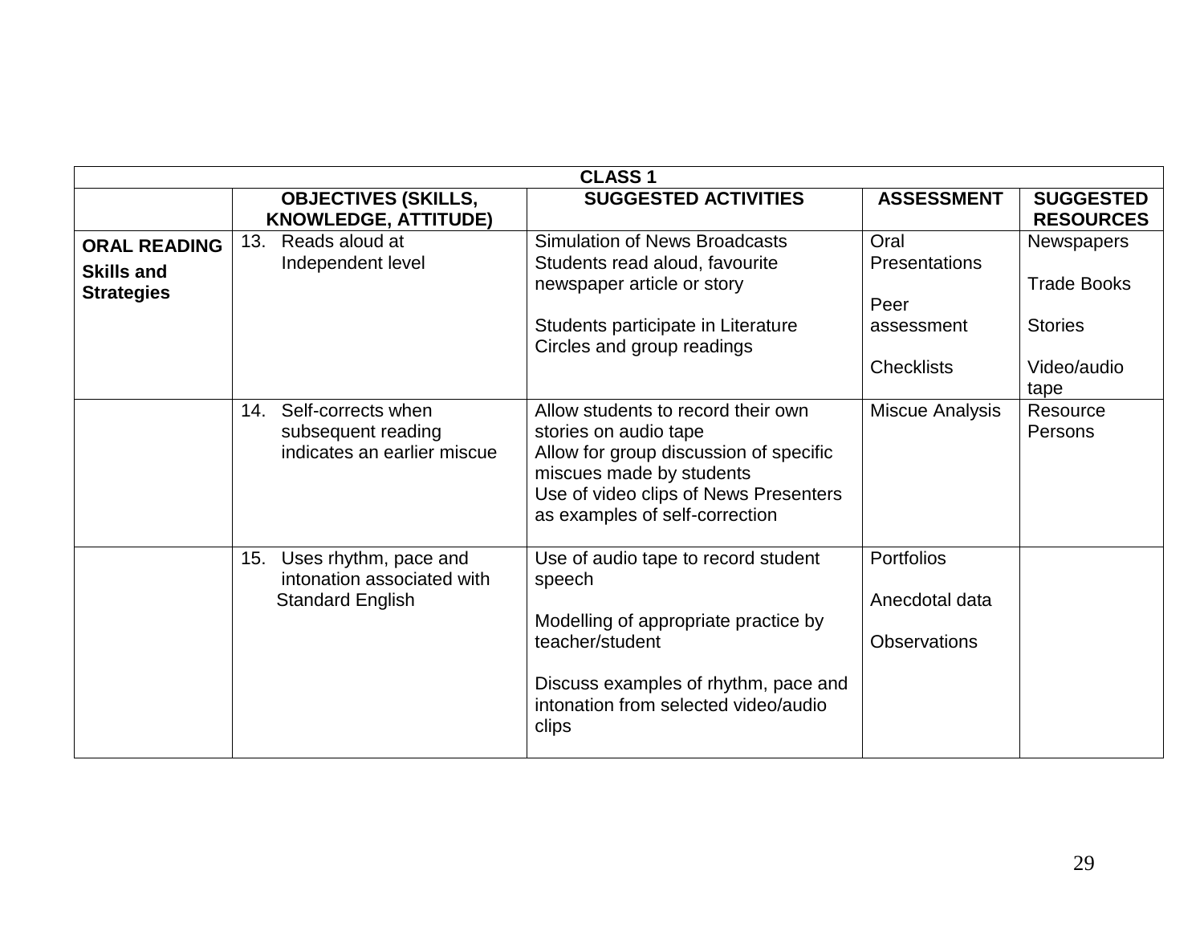| CLASS 1 | | | | |
|---|---|---|---|---|
| | **OBJECTIVES (SKILLS, KNOWLEDGE, ATTITUDE)** | **SUGGESTED ACTIVITIES** | **ASSESSMENT** | **SUGGESTED RESOURCES** |
| **ORAL READING** **Skills and Strategies** | 13. Reads aloud at Independent level | Simulation of News Broadcasts Students read aloud, favourite newspaper article or story<br><br>Students participate in Literature Circles and group readings | Oral Presentations<br><br>Peer assessment<br><br>Checklists | Newspapers<br><br>Trade Books<br><br>Stories<br><br>Video/audio tape |
| | 14. Self-corrects when subsequent reading indicates an earlier miscue | Allow students to record their own stories on audio tape<br>Allow for group discussion of specific miscues made by students<br>Use of video clips of News Presenters as examples of self-correction | Miscue Analysis | Resource Persons |
| | 15. Uses rhythm, pace and intonation associated with Standard English | Use of audio tape to record student speech<br><br>Modelling of appropriate practice by teacher/student<br><br>Discuss examples of rhythm, pace and intonation from selected video/audio clips | Portfolios<br><br>Anecdotal data<br><br>Observations | |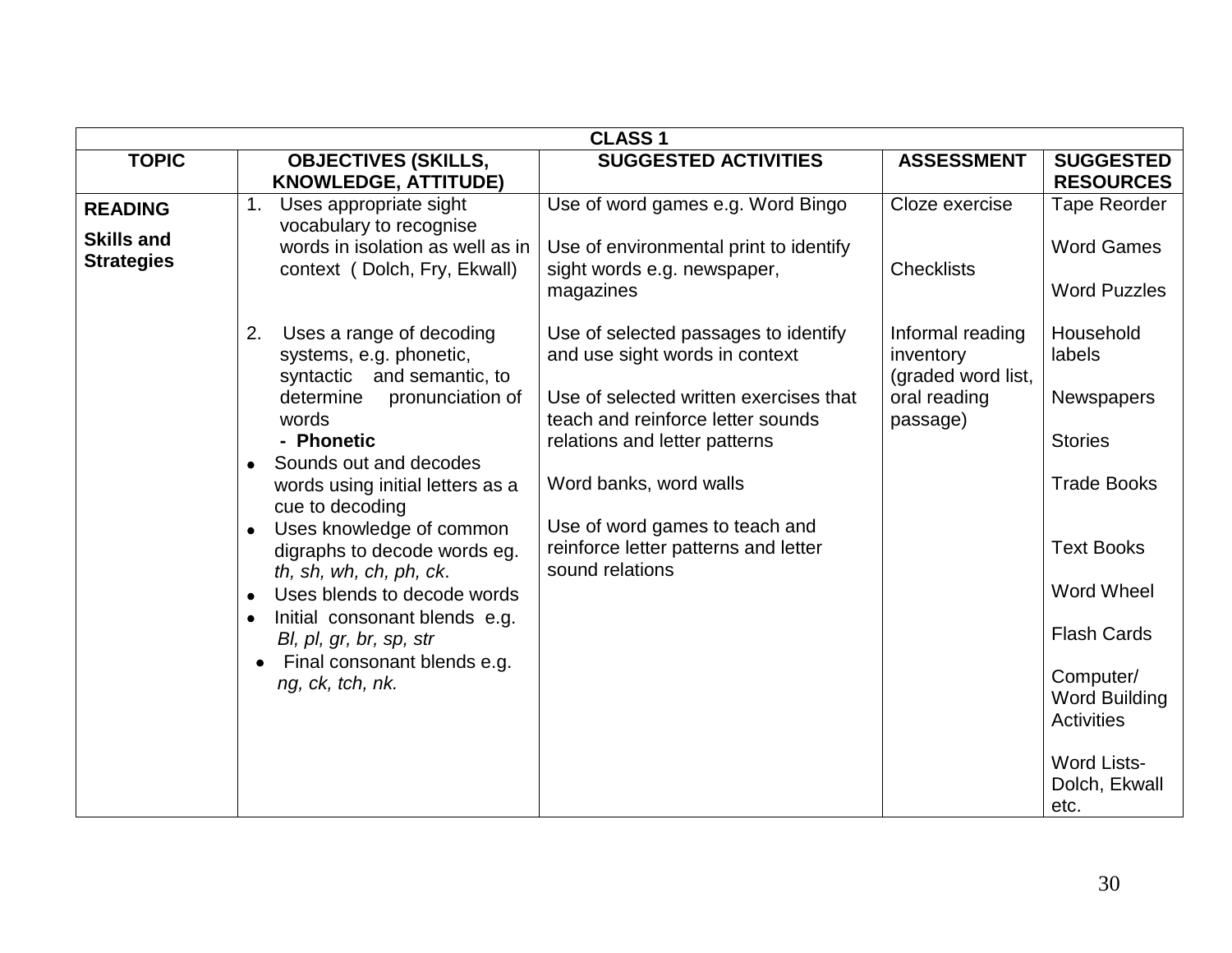| CLASS 1 | | | | |
|---|---|---|---|---|
| **TOPIC** | **OBJECTIVES (SKILLS, KNOWLEDGE, ATTITUDE)** | **SUGGESTED ACTIVITIES** | **ASSESSMENT** | **SUGGESTED RESOURCES** |
| **READING**<br><br>**Skills and Strategies** | 1. Uses appropriate sight vocabulary to recognise words in isolation as well as in context ( Dolch, Fry, Ekwall)<br><br>2. Uses a range of decoding systems, e.g. phonetic, syntactic and semantic, to determine pronunciation of words<br>**- Phonetic**<br>• Sounds out and decodes words using initial letters as a cue to decoding<br>• Uses knowledge of common digraphs to decode words eg. *th, sh, wh, ch, ph, ck*.<br>• Uses blends to decode words<br>• Initial consonant blends e.g. *Bl, pl, gr, br, sp, str*<br>• Final consonant blends e.g. *ng, ck, tch, nk.* | Use of word games e.g. Word Bingo<br><br>Use of environmental print to identify sight words e.g. newspaper, magazines<br><br>Use of selected passages to identify and use sight words in context<br><br>Use of selected written exercises that teach and reinforce letter sounds relations and letter patterns<br><br>Word banks, word walls<br><br>Use of word games to teach and reinforce letter patterns and letter sound relations | Cloze exercise<br><br>Checklists<br><br>Informal reading inventory (graded word list, oral reading passage) | Tape Reorder<br><br>Word Games<br><br>Word Puzzles<br><br>Household labels<br><br>Newspapers<br><br>Stories<br><br>Trade Books<br><br>Text Books<br><br>Word Wheel<br><br>Flash Cards<br><br>Computer/ Word Building Activities<br><br>Word Lists- Dolch, Ekwall etc. |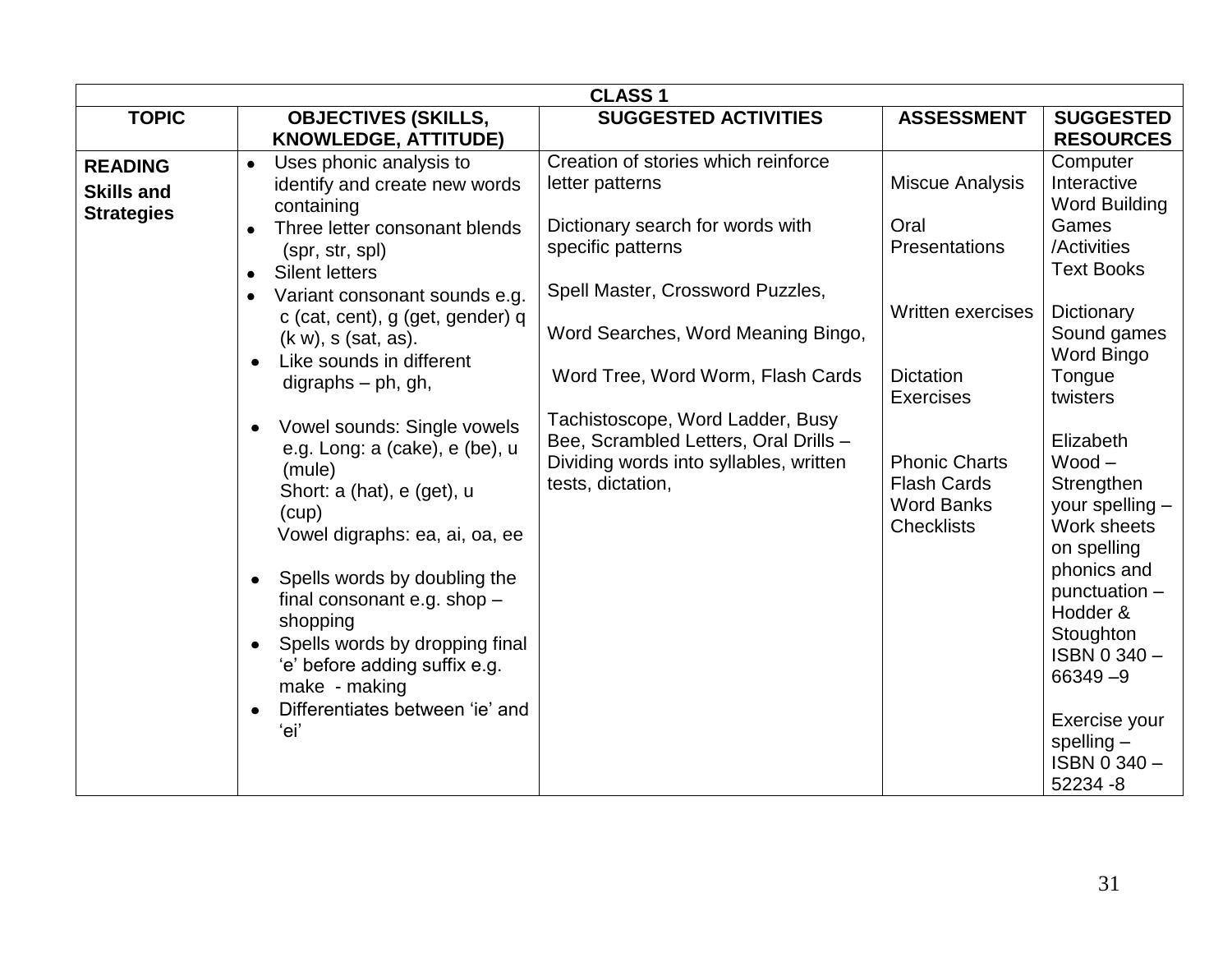| CLASS 1 | | | | |
|---|---|---|---|---|
| **TOPIC** | **OBJECTIVES (SKILLS, KNOWLEDGE, ATTITUDE)** | **SUGGESTED ACTIVITIES** | **ASSESSMENT** | **SUGGESTED RESOURCES** |
| **READING**<br><br>**Skills and Strategies** | • Uses phonic analysis to identify and create new words containing<br>• Three letter consonant blends (spr, str, spl)<br>• Silent letters<br>• Variant consonant sounds e.g. c (cat, cent), g (get, gender) q (k w), s (sat, as).<br>• Like sounds in different digraphs – ph, gh,<br><br>• Vowel sounds: Single vowels e.g. Long: a (cake), e (be), u (mule)<br>Short: a (hat), e (get), u (cup)<br>Vowel digraphs: ea, ai, oa, ee<br><br>• Spells words by doubling the final consonant e.g. shop – shopping<br>• Spells words by dropping final 'e' before adding suffix e.g. make - making<br>• Differentiates between 'ie' and 'ei' | Creation of stories which reinforce letter patterns<br><br>Dictionary search for words with specific patterns<br><br>Spell Master, Crossword Puzzles,<br><br>Word Searches, Word Meaning Bingo,<br><br>Word Tree, Word Worm, Flash Cards<br><br>Tachistoscope, Word Ladder, Busy Bee, Scrambled Letters, Oral Drills – Dividing words into syllables, written tests, dictation, | Miscue Analysis<br><br>Oral Presentations<br><br>Written exercises<br><br>Dictation Exercises<br><br>Phonic Charts<br>Flash Cards<br>Word Banks<br>Checklists | Computer Interactive Word Building Games /Activities<br>Text Books<br><br>Dictionary<br>Sound games<br>Word Bingo<br>Tongue twisters<br><br>Elizabeth Wood – Strengthen your spelling – Work sheets on spelling phonics and punctuation – Hodder & Stoughton ISBN 0 340 – 66349 –9<br><br>Exercise your spelling – ISBN 0 340 – 52234 -8 |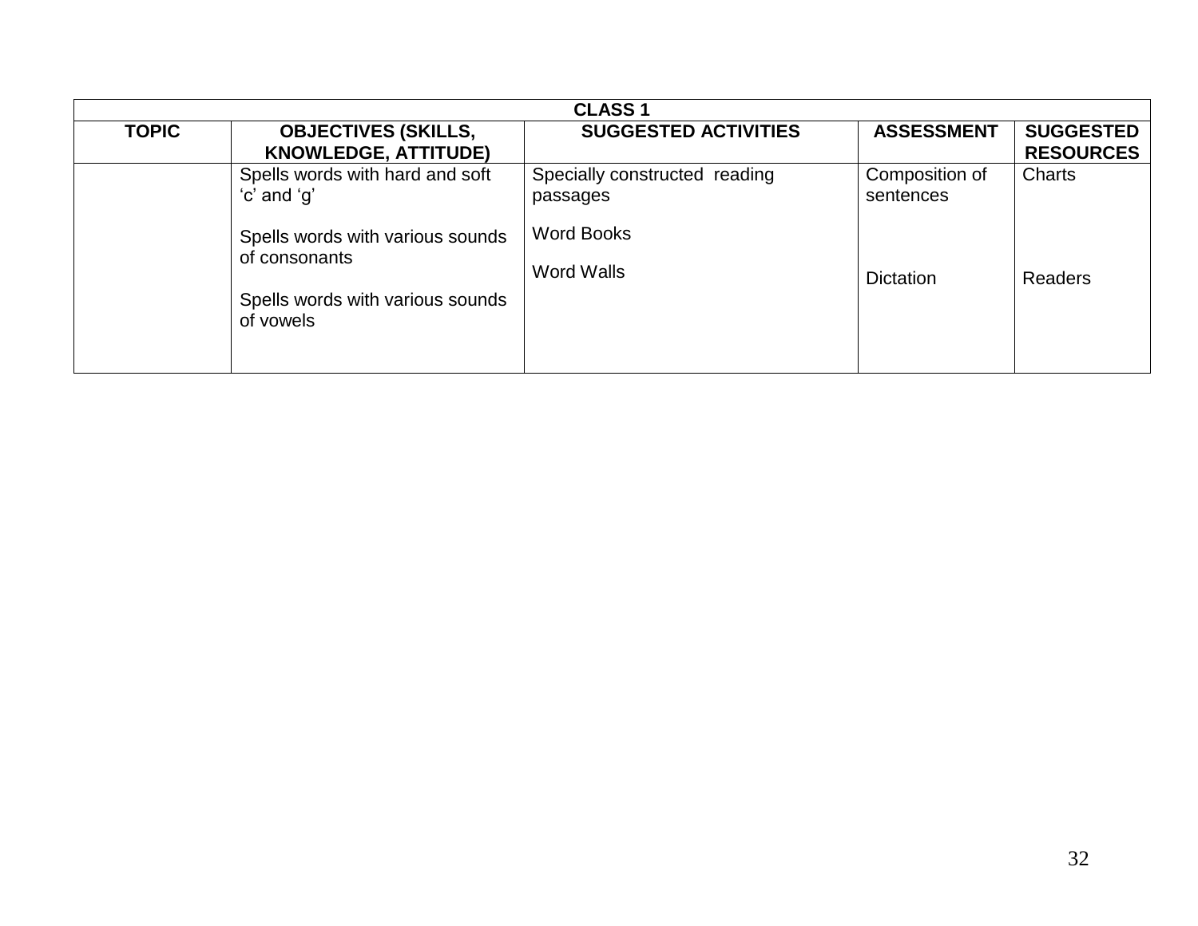| CLASS 1 | | | | |
|---|---|---|---|---|
| **TOPIC** | **OBJECTIVES (SKILLS, KNOWLEDGE, ATTITUDE)** | **SUGGESTED ACTIVITIES** | **ASSESSMENT** | **SUGGESTED RESOURCES** |
| | Spells words with hard and soft 'c' and 'g'<br><br>Spells words with various sounds of consonants<br><br>Spells words with various sounds of vowels | Specially constructed reading passages<br><br>Word Books<br><br>Word Walls | Composition of sentences<br><br>Dictation | Charts<br><br>Readers |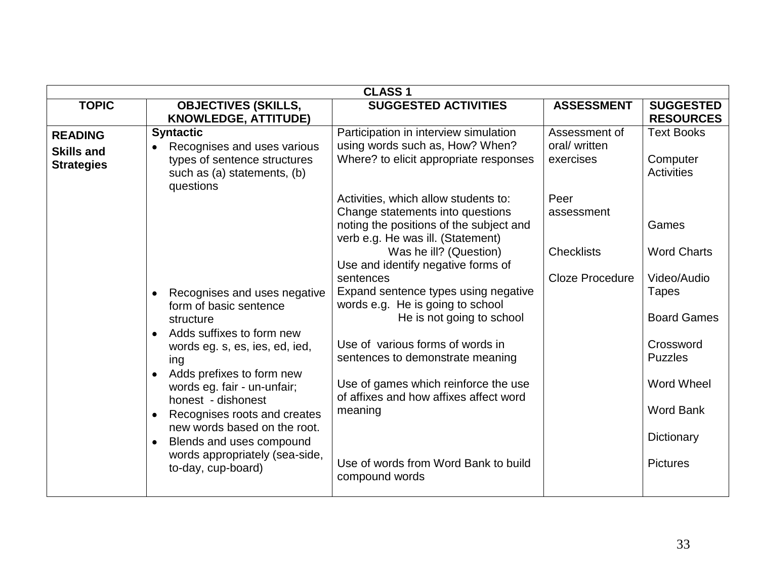| CLASS 1 | | | | |
|---|---|---|---|---|
| **TOPIC** | **OBJECTIVES (SKILLS, KNOWLEDGE, ATTITUDE)** | **SUGGESTED ACTIVITIES** | **ASSESSMENT** | **SUGGESTED RESOURCES** |
| **READING**<br><br>**Skills and Strategies** | **Syntactic**<br>• Recognises and uses various types of sentence structures such as (a) statements, (b) questions | Participation in interview simulation using words such as, How? When? Where? to elicit appropriate responses | Assessment of oral/ written exercises | Text Books<br><br>Computer Activities |
| | | Activities, which allow students to: Change statements into questions noting the positions of the subject and verb e.g. He was ill. (Statement)<br>Was he ill? (Question) | Peer assessment<br><br>Checklists | Games<br><br>Word Charts |
| | • Recognises and uses negative form of basic sentence structure | Use and identify negative forms of sentences<br>Expand sentence types using negative words e.g. He is going to school<br>He is not going to school | Cloze Procedure | Video/Audio Tapes<br><br>Board Games |
| | • Adds suffixes to form new words eg. s, es, ies, ed, ied, ing | Use of various forms of words in sentences to demonstrate meaning | | Crossword Puzzles |
| | • Adds prefixes to form new words eg. fair - un-unfair; honest - dishonest<br>• Recognises roots and creates new words based on the root. | Use of games which reinforce the use of affixes and how affixes affect word meaning | | Word Wheel<br><br>Word Bank |
| | • Blends and uses compound words appropriately (sea-side, to-day, cup-board) | Use of words from Word Bank to build compound words | | Dictionary<br><br>Pictures |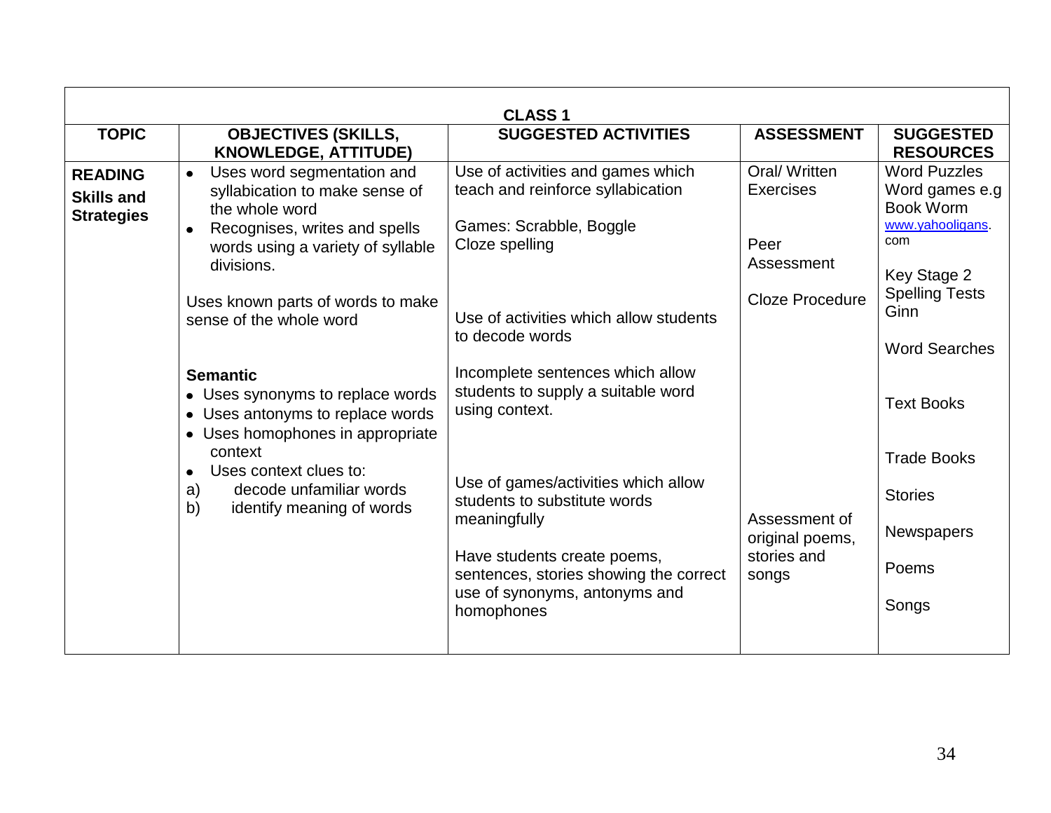| CLASS 1 | | | | |
|---|---|---|---|---|
| **TOPIC** | **OBJECTIVES (SKILLS, KNOWLEDGE, ATTITUDE)** | **SUGGESTED ACTIVITIES** | **ASSESSMENT** | **SUGGESTED RESOURCES** |
| **READING**<br>**Skills and Strategies** | • Uses word segmentation and syllabication to make sense of the whole word<br>• Recognises, writes and spells words using a variety of syllable divisions.<br><br>Uses known parts of words to make sense of the whole word<br><br>**Semantic**<br>• Uses synonyms to replace words<br>• Uses antonyms to replace words<br>• Uses homophones in appropriate context<br>• Uses context clues to:<br>a) decode unfamiliar words<br>b) identify meaning of words | Use of activities and games which teach and reinforce syllabication<br><br>Games: Scrabble, Boggle<br>Cloze spelling<br><br>Use of activities which allow students to decode words<br><br>Incomplete sentences which allow students to supply a suitable word using context.<br><br>Use of games/activities which allow students to substitute words meaningfully<br><br>Have students create poems, sentences, stories showing the correct use of synonyms, antonyms and homophones | Oral/ Written Exercises<br><br>Peer Assessment<br><br>Cloze Procedure<br><br>Assessment of original poems, stories and songs | Word Puzzles<br>Word games e.g Book Worm<br>www.yahooligans.com<br><br>Key Stage 2 Spelling Tests Ginn<br><br>Word Searches<br><br>Text Books<br><br>Trade Books<br><br>Stories<br><br>Newspapers<br><br>Poems<br><br>Songs |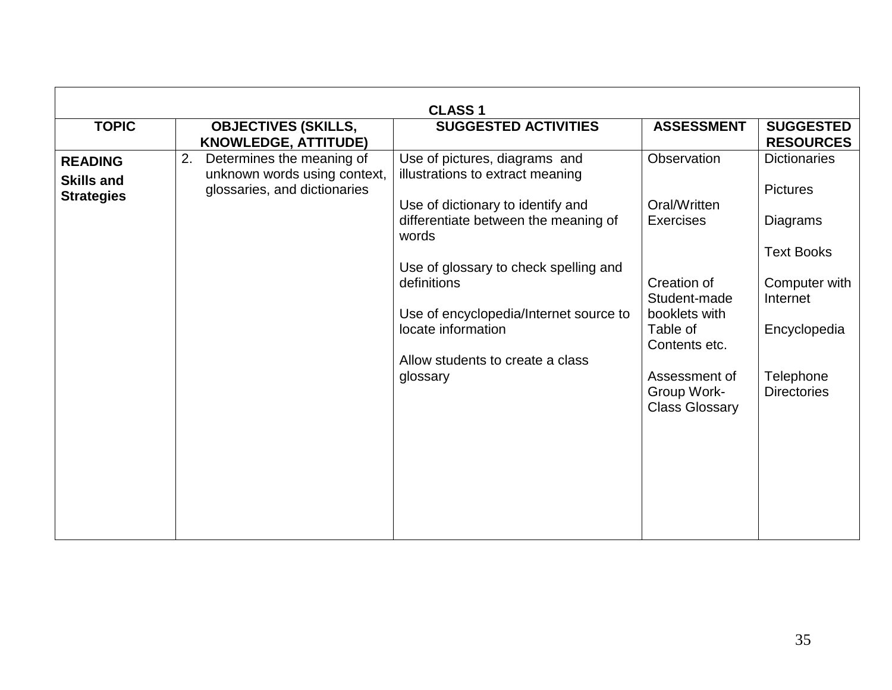| CLASS 1 | | | | |
|---|---|---|---|---|
| **TOPIC** | **OBJECTIVES (SKILLS, KNOWLEDGE, ATTITUDE)** | **SUGGESTED ACTIVITIES** | **ASSESSMENT** | **SUGGESTED RESOURCES** |
| **READING**<br><br>**Skills and Strategies** | 2. Determines the meaning of unknown words using context, glossaries, and dictionaries | Use of pictures, diagrams and illustrations to extract meaning<br><br>Use of dictionary to identify and differentiate between the meaning of words<br><br>Use of glossary to check spelling and definitions<br><br>Use of encyclopedia/Internet source to locate information<br><br>Allow students to create a class glossary | Observation<br><br>Oral/Written Exercises<br><br>Creation of Student-made booklets with Table of Contents etc.<br><br>Assessment of Group Work-Class Glossary | Dictionaries<br><br>Pictures<br><br>Diagrams<br><br>Text Books<br><br>Computer with Internet<br><br>Encyclopedia<br><br>Telephone Directories |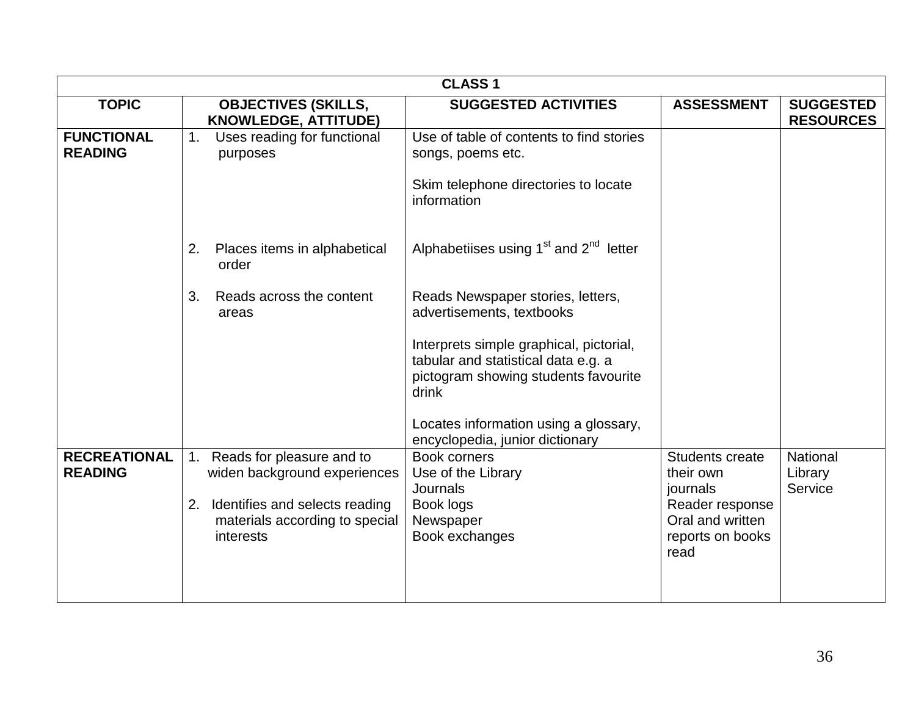| CLASS 1 | | | | |
|---|---|---|---|---|
| **TOPIC** | **OBJECTIVES (SKILLS, KNOWLEDGE, ATTITUDE)** | **SUGGESTED ACTIVITIES** | **ASSESSMENT** | **SUGGESTED RESOURCES** |
| **FUNCTIONAL READING** | 1. Uses reading for functional purposes<br><br>2. Places items in alphabetical order<br><br>3. Reads across the content areas | Use of table of contents to find stories songs, poems etc.<br><br>Skim telephone directories to locate information<br><br>Alphabetiises using 1st and 2nd letter<br><br>Reads Newspaper stories, letters, advertisements, textbooks<br><br>Interprets simple graphical, pictorial, tabular and statistical data e.g. a pictogram showing students favourite drink<br><br>Locates information using a glossary, encyclopedia, junior dictionary | | |
| **RECREATIONAL READING** | 1. Reads for pleasure and to widen background experiences<br><br>2. Identifies and selects reading materials according to special interests | Book corners<br>Use of the Library<br>Journals<br>Book logs<br>Newspaper<br>Book exchanges | Students create their own journals<br>Reader response<br>Oral and written reports on books read | National Library Service |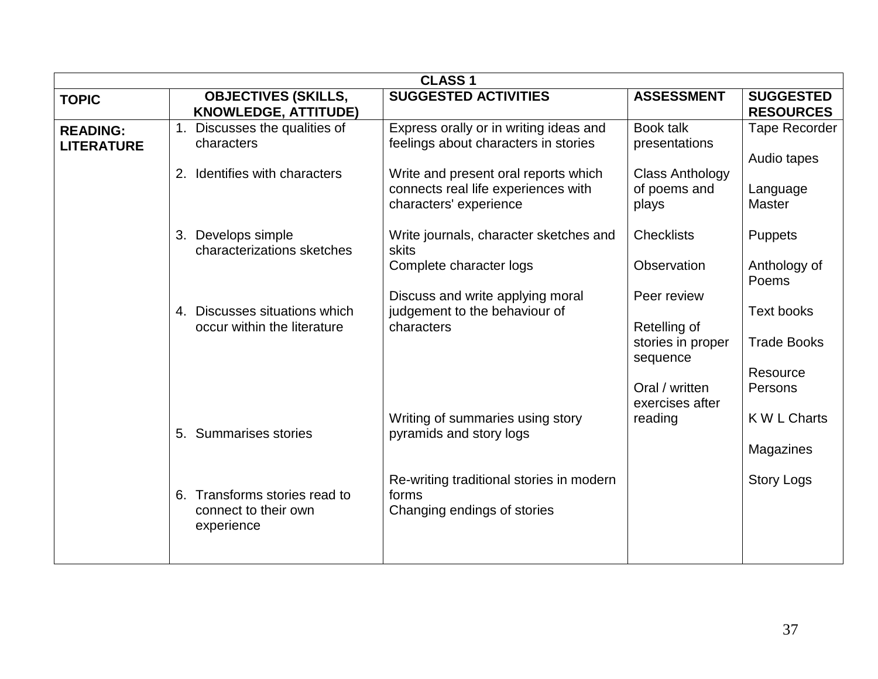| CLASS 1 | | | | |
|---|---|---|---|---|
| **TOPIC** | **OBJECTIVES (SKILLS, KNOWLEDGE, ATTITUDE)** | **SUGGESTED ACTIVITIES** | **ASSESSMENT** | **SUGGESTED RESOURCES** |
| **READING: LITERATURE** | 1. Discusses the qualities of characters<br><br>2. Identifies with characters<br><br>3. Develops simple characterizations sketches<br><br>4. Discusses situations which occur within the literature<br><br>5. Summarises stories<br><br>6. Transforms stories read to connect to their own experience | Express orally or in writing ideas and feelings about characters in stories<br><br>Write and present oral reports which connects real life experiences with characters' experience<br><br>Write journals, character sketches and skits<br>Complete character logs<br><br>Discuss and write applying moral judgement to the behaviour of characters<br><br>Writing of summaries using story pyramids and story logs<br><br>Re-writing traditional stories in modern forms<br>Changing endings of stories | Book talk presentations<br><br>Class Anthology of poems and plays<br><br>Checklists<br><br>Observation<br><br>Peer review<br><br>Retelling of stories in proper sequence<br><br>Oral / written exercises after reading | Tape Recorder<br><br>Audio tapes<br><br>Language Master<br><br>Puppets<br><br>Anthology of Poems<br><br>Text books<br><br>Trade Books<br><br>Resource Persons<br><br>K W L Charts<br><br>Magazines<br><br>Story Logs |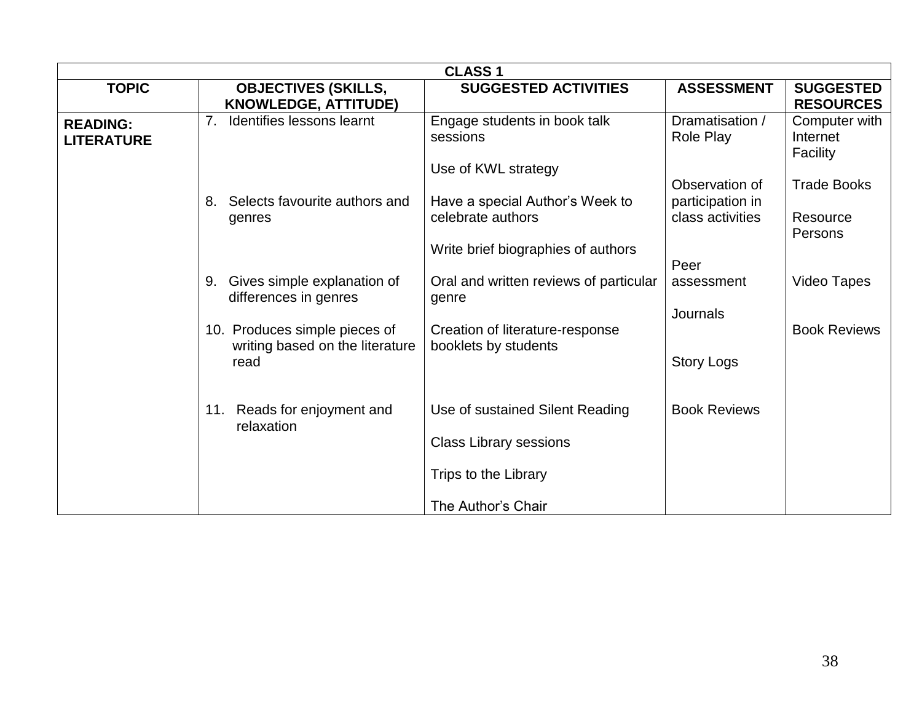| CLASS 1 | | | | |
|---|---|---|---|---|
| **TOPIC** | **OBJECTIVES (SKILLS, KNOWLEDGE, ATTITUDE)** | **SUGGESTED ACTIVITIES** | **ASSESSMENT** | **SUGGESTED RESOURCES** |
| **READING: LITERATURE** | 7. Identifies lessons learnt | Engage students in book talk sessions<br><br>Use of KWL strategy | Dramatisation / Role Play | Computer with Internet Facility |
| | 8. Selects favourite authors and genres | Have a special Author's Week to celebrate authors<br><br>Write brief biographies of authors | Observation of participation in class activities | Trade Books<br><br>Resource Persons |
| | 9. Gives simple explanation of differences in genres | Oral and written reviews of particular genre | Peer assessment | Video Tapes |
| | 10. Produces simple pieces of writing based on the literature read | Creation of literature-response booklets by students | Journals<br><br>Story Logs | Book Reviews |
| | 11. Reads for enjoyment and relaxation | Use of sustained Silent Reading<br><br>Class Library sessions<br><br>Trips to the Library<br><br>The Author's Chair | Book Reviews | |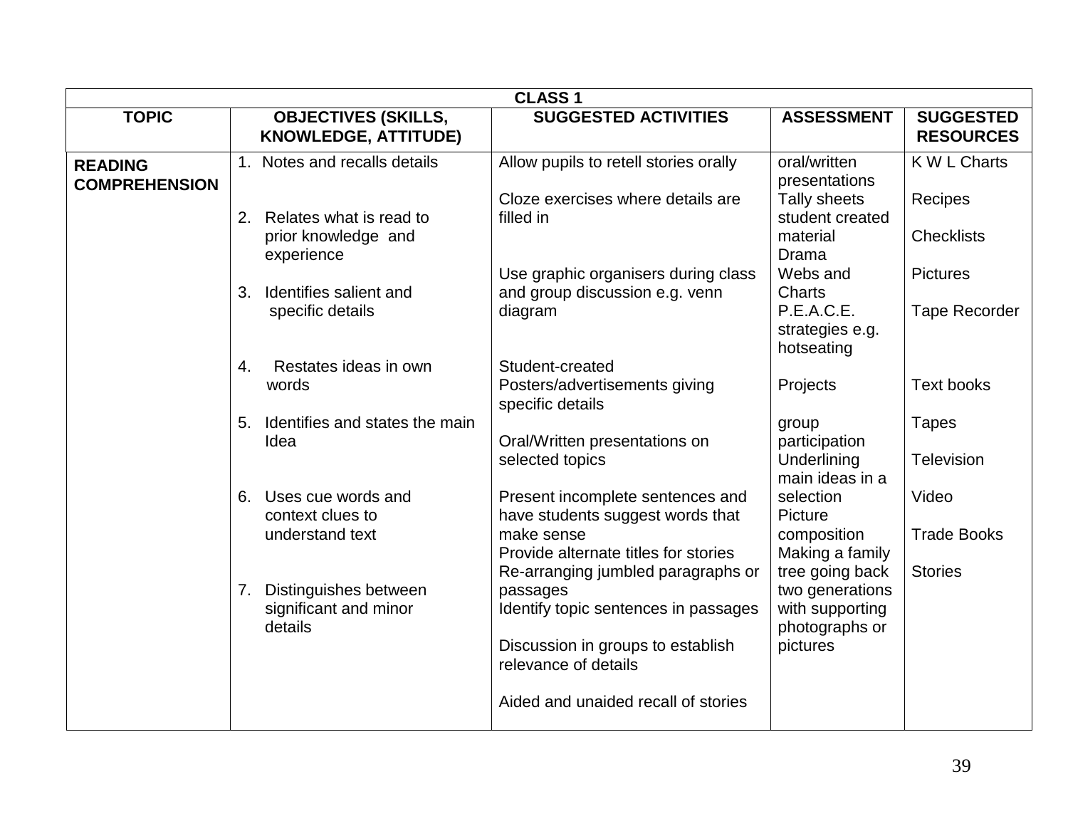| CLASS 1 | | | | |
|---|---|---|---|---|
| **TOPIC** | **OBJECTIVES (SKILLS, KNOWLEDGE, ATTITUDE)** | **SUGGESTED ACTIVITIES** | **ASSESSMENT** | **SUGGESTED RESOURCES** |
| **READING COMPREHENSION** | 1. Notes and recalls details<br><br>2. Relates what is read to prior knowledge and experience<br><br>3. Identifies salient and specific details<br><br>4. Restates ideas in own words<br><br>5. Identifies and states the main Idea<br><br>6. Uses cue words and context clues to understand text<br><br>7. Distinguishes between significant and minor details | Allow pupils to retell stories orally<br><br>Cloze exercises where details are filled in<br><br>Use graphic organisers during class and group discussion e.g. venn diagram<br><br>Student-created Posters/advertisements giving specific details<br><br>Oral/Written presentations on selected topics<br><br>Present incomplete sentences and have students suggest words that make sense<br>Provide alternate titles for stories<br>Re-arranging jumbled paragraphs or passages<br>Identify topic sentences in passages<br><br>Discussion in groups to establish relevance of details<br><br>Aided and unaided recall of stories | oral/written presentations<br>Tally sheets<br>student created material<br>Drama<br>Webs and Charts<br>P.E.A.C.E. strategies e.g. hotseating<br><br>Projects<br><br>group participation<br>Underlining main ideas in a selection<br>Picture composition<br>Making a family tree going back two generations with supporting photographs or pictures | K W L Charts<br><br>Recipes<br><br>Checklists<br><br>Pictures<br><br>Tape Recorder<br><br>Text books<br><br>Tapes<br><br>Television<br><br>Video<br><br>Trade Books<br><br>Stories |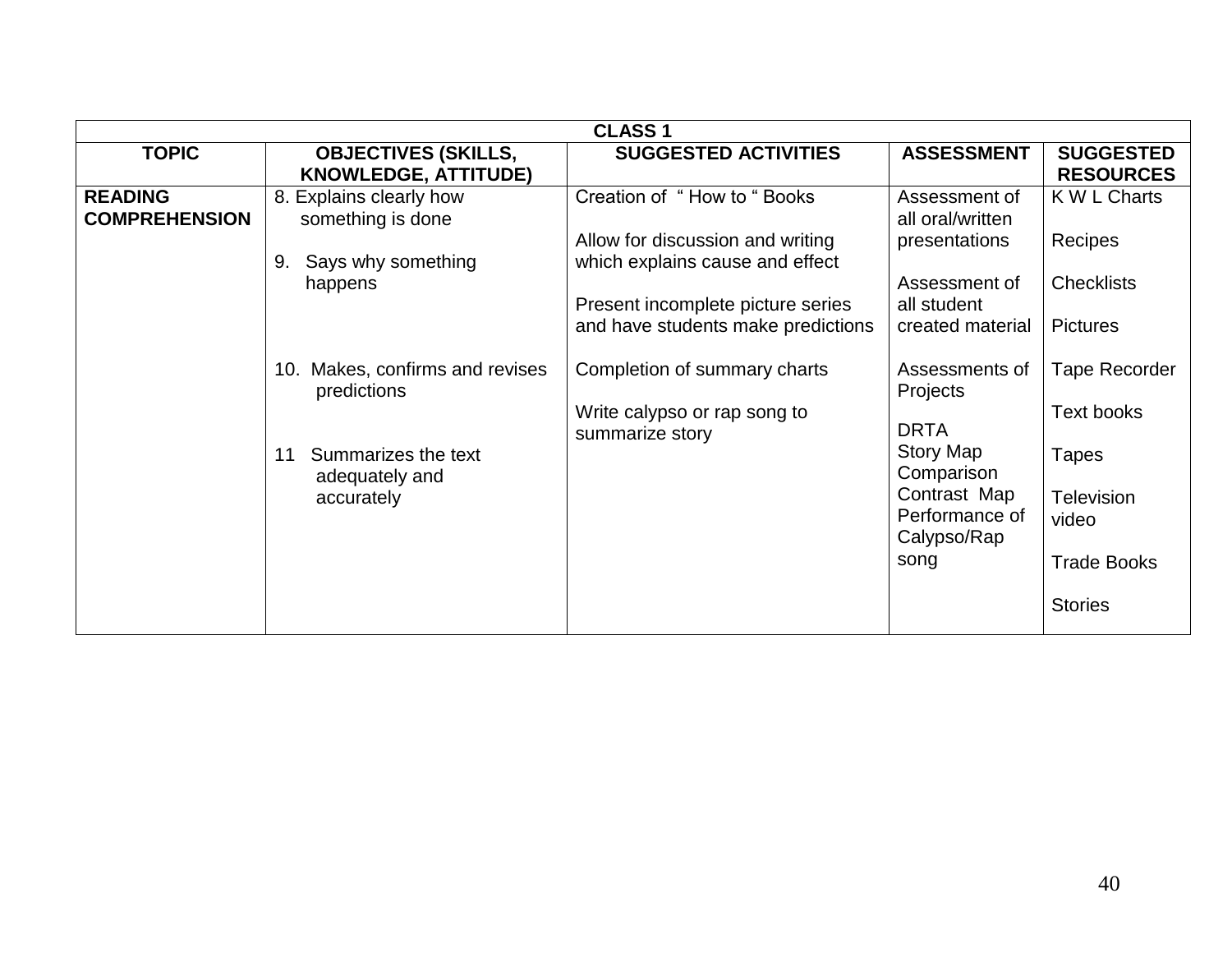| CLASS 1 | | | | |
|---|---|---|---|---|
| **TOPIC** | **OBJECTIVES (SKILLS, KNOWLEDGE, ATTITUDE)** | **SUGGESTED ACTIVITIES** | **ASSESSMENT** | **SUGGESTED RESOURCES** |
| **READING COMPREHENSION** | 8. Explains clearly how something is done<br><br>9. Says why something happens<br><br>10. Makes, confirms and revises predictions<br><br>11 Summarizes the text adequately and accurately | Creation of " How to " Books<br><br>Allow for discussion and writing which explains cause and effect<br><br>Present incomplete picture series and have students make predictions<br><br>Completion of summary charts<br><br>Write calypso or rap song to summarize story | Assessment of all oral/written presentations<br><br>Assessment of all student created material<br><br>Assessments of Projects<br><br>DRTA<br>Story Map<br>Comparison Contrast Map<br>Performance of Calypso/Rap song | K W L Charts<br><br>Recipes<br><br>Checklists<br><br>Pictures<br><br>Tape Recorder<br><br>Text books<br><br>Tapes<br><br>Television video<br><br>Trade Books<br><br>Stories |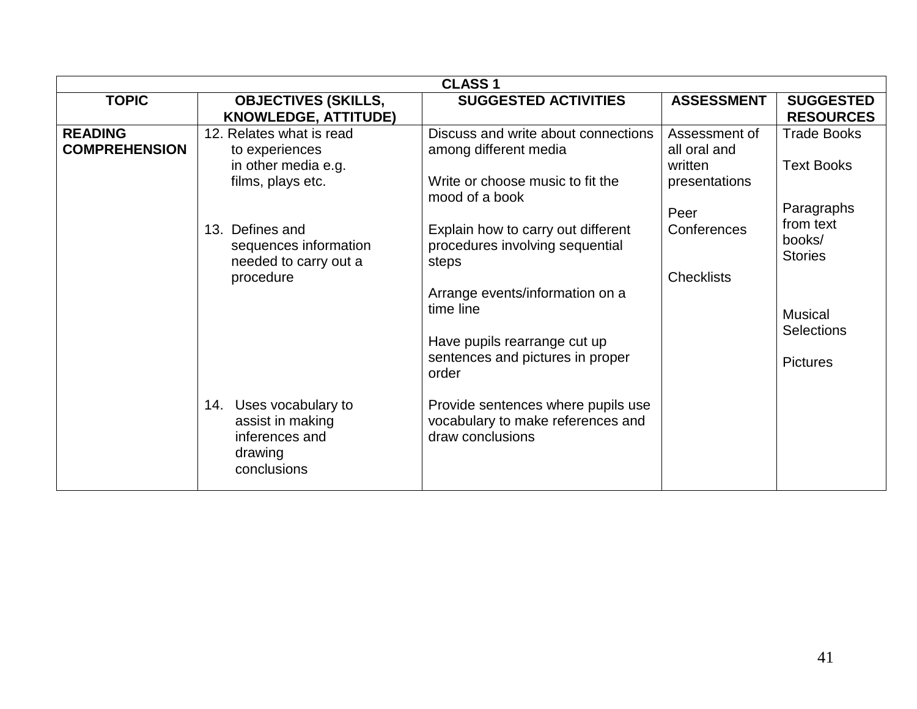| CLASS 1 | | | | |
|---|---|---|---|---|
| **TOPIC** | **OBJECTIVES (SKILLS, KNOWLEDGE, ATTITUDE)** | **SUGGESTED ACTIVITIES** | **ASSESSMENT** | **SUGGESTED RESOURCES** |
| **READING COMPREHENSION** | 12. Relates what is read to experiences in other media e.g. films, plays etc. | Discuss and write about connections among different media<br><br>Write or choose music to fit the mood of a book | Assessment of all oral and written presentations<br><br>Peer Conferences | Trade Books<br><br>Text Books<br><br>Paragraphs from text books/ Stories |
| | 13. Defines and sequences information needed to carry out a procedure | Explain how to carry out different procedures involving sequential steps<br><br>Arrange events/information on a time line<br><br>Have pupils rearrange cut up sentences and pictures in proper order | Checklists | Musical Selections<br><br>Pictures |
| | 14. Uses vocabulary to assist in making inferences and drawing conclusions | Provide sentences where pupils use vocabulary to make references and draw conclusions | | |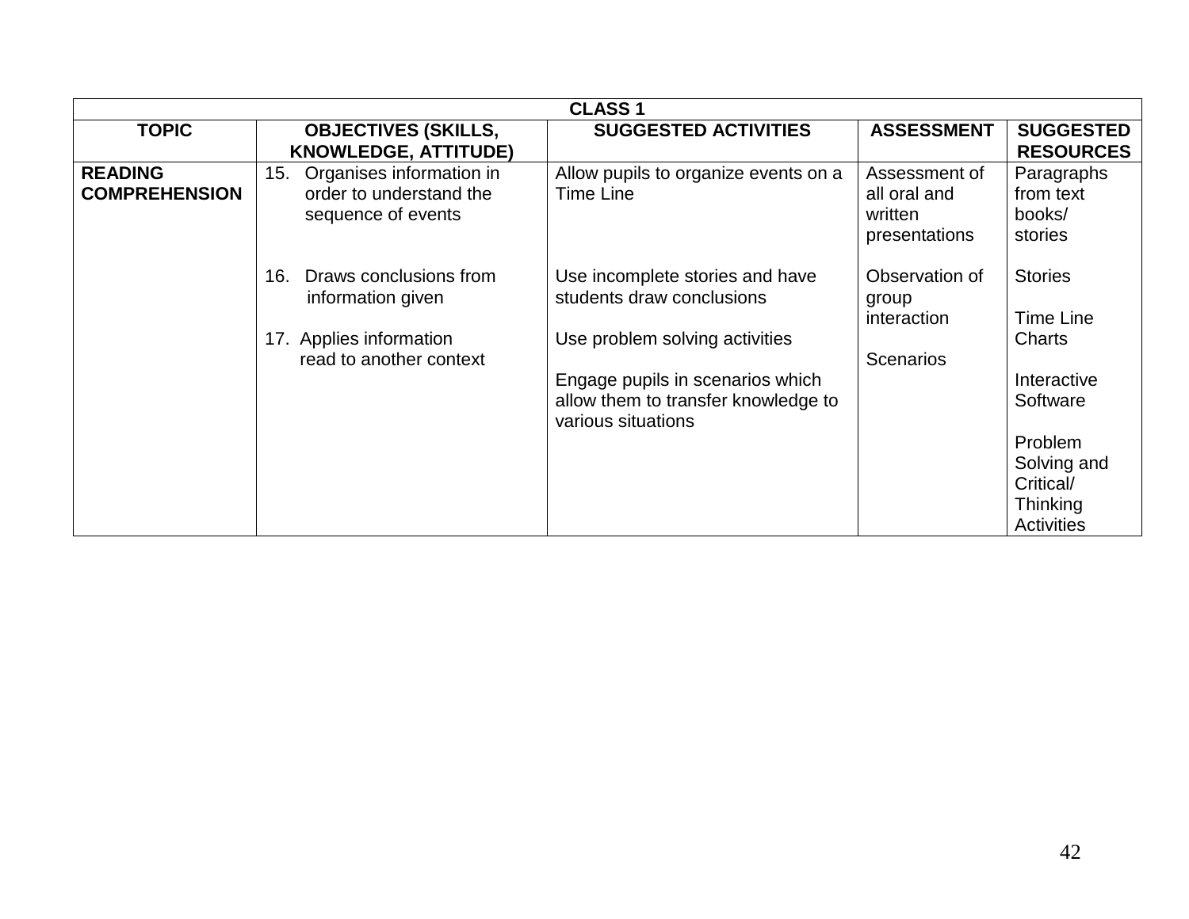| CLASS 1 | | | | |
|---|---|---|---|---|
| **TOPIC** | **OBJECTIVES (SKILLS, KNOWLEDGE, ATTITUDE)** | **SUGGESTED ACTIVITIES** | **ASSESSMENT** | **SUGGESTED RESOURCES** |
| **READING COMPREHENSION** | 15. Organises information in order to understand the sequence of events<br><br>16. Draws conclusions from information given<br><br>17. Applies information read to another context | Allow pupils to organize events on a Time Line<br><br>Use incomplete stories and have students draw conclusions<br><br>Use problem solving activities<br><br>Engage pupils in scenarios which allow them to transfer knowledge to various situations | Assessment of all oral and written presentations<br><br>Observation of group interaction<br><br>Scenarios | Paragraphs from text books/ stories<br><br>Stories<br><br>Time Line Charts<br><br>Interactive Software<br><br>Problem Solving and Critical/ Thinking Activities |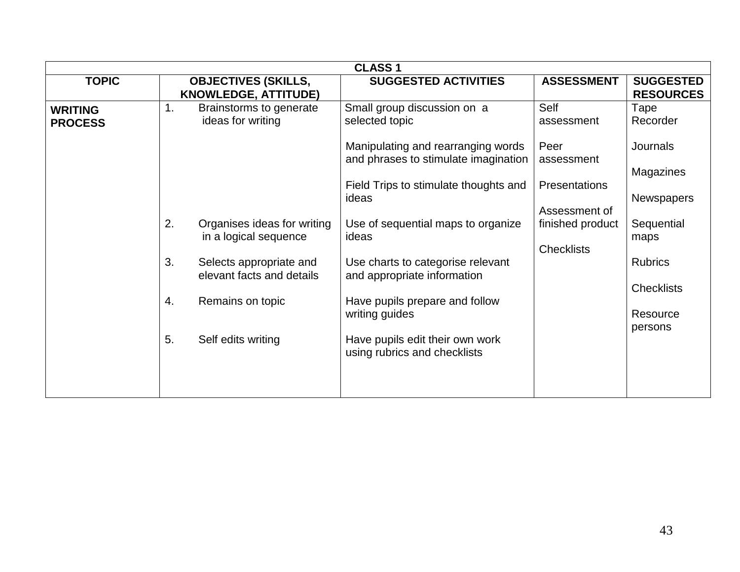| CLASS 1 | | | | |
|---|---|---|---|---|
| **TOPIC** | **OBJECTIVES (SKILLS, KNOWLEDGE, ATTITUDE)** | **SUGGESTED ACTIVITIES** | **ASSESSMENT** | **SUGGESTED RESOURCES** |
| **WRITING PROCESS** | 1. Brainstorms to generate ideas for writing | Small group discussion on a selected topic<br><br>Manipulating and rearranging words and phrases to stimulate imagination<br><br>Field Trips to stimulate thoughts and ideas | Self assessment<br><br>Peer assessment<br><br>Presentations<br><br>Assessment of finished product<br><br>Checklists | Tape Recorder<br><br>Journals<br><br>Magazines<br><br>Newspapers<br><br>Sequential maps<br><br>Rubrics<br><br>Checklists<br><br>Resource persons |
| | 2. Organises ideas for writing in a logical sequence | Use of sequential maps to organize ideas | | |
| | 3. Selects appropriate and elevant facts and details | Use charts to categorise relevant and appropriate information | | |
| | 4. Remains on topic | Have pupils prepare and follow writing guides | | |
| | 5. Self edits writing | Have pupils edit their own work using rubrics and checklists | | |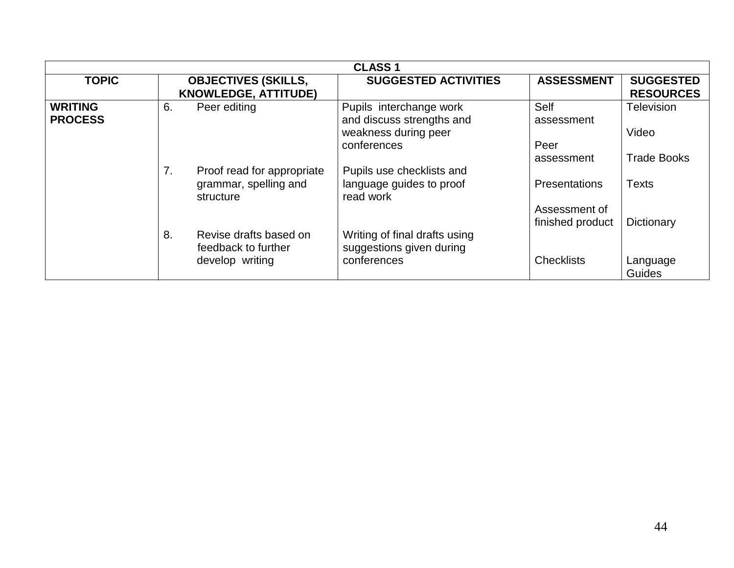| CLASS 1 | | | | |
|---|---|---|---|---|
| **TOPIC** | **OBJECTIVES (SKILLS, KNOWLEDGE, ATTITUDE)** | **SUGGESTED ACTIVITIES** | **ASSESSMENT** | **SUGGESTED RESOURCES** |
| **WRITING PROCESS** | 6. Peer editing | Pupils interchange work and discuss strengths and weakness during peer conferences | Self assessment<br><br>Peer assessment | Television<br><br>Video<br><br>Trade Books |
| | 7. Proof read for appropriate grammar, spelling and structure | Pupils use checklists and language guides to proof read work | Presentations<br><br>Assessment of finished product | Texts<br><br>Dictionary |
| | 8. Revise drafts based on feedback to further develop writing | Writing of final drafts using suggestions given during conferences | Checklists | Language Guides |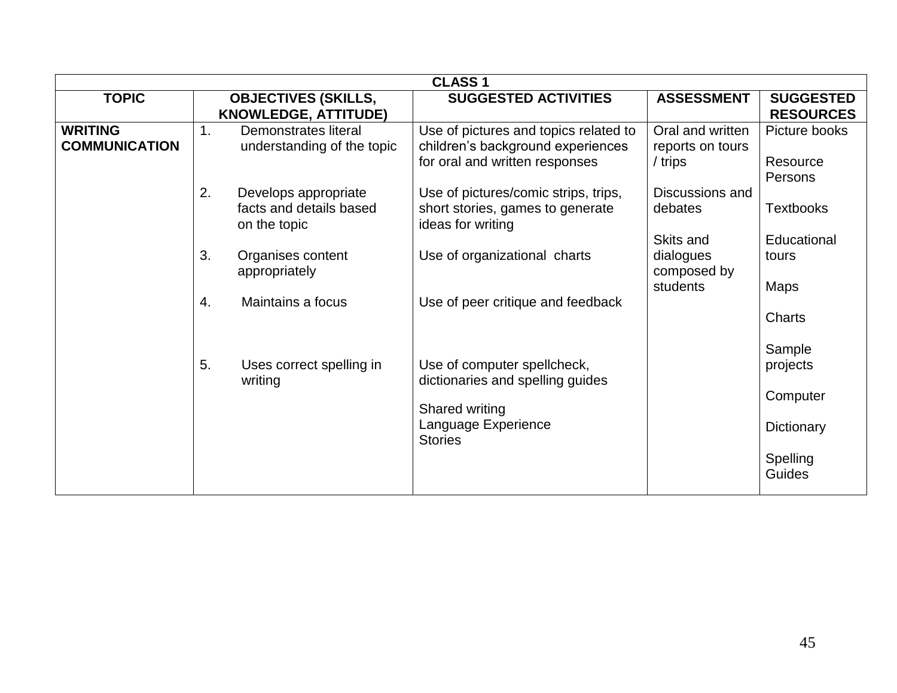| CLASS 1 | | | | |
|---|---|---|---|---|
| **TOPIC** | **OBJECTIVES (SKILLS, KNOWLEDGE, ATTITUDE)** | **SUGGESTED ACTIVITIES** | **ASSESSMENT** | **SUGGESTED RESOURCES** |
| **WRITING COMMUNICATION** | 1. Demonstrates literal understanding of the topic<br><br>2. Develops appropriate facts and details based on the topic<br><br>3. Organises content appropriately<br><br>4. Maintains a focus<br><br>5. Uses correct spelling in writing | Use of pictures and topics related to children's background experiences for oral and written responses<br><br>Use of pictures/comic strips, trips, short stories, games to generate ideas for writing<br><br>Use of organizational charts<br><br>Use of peer critique and feedback<br><br>Use of computer spellcheck, dictionaries and spelling guides<br><br>Shared writing<br>Language Experience<br>Stories | Oral and written reports on tours / trips<br><br>Discussions and debates<br><br>Skits and dialogues composed by students | Picture books<br><br>Resource Persons<br><br>Textbooks<br><br>Educational tours<br><br>Maps<br><br>Charts<br><br>Sample projects<br><br>Computer<br><br>Dictionary<br><br>Spelling Guides |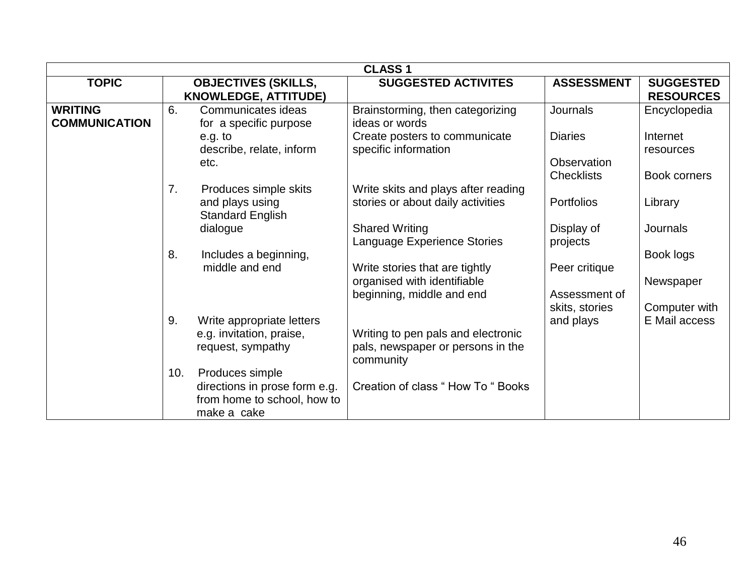| CLASS 1 | | | | |
|---|---|---|---|---|
| **TOPIC** | **OBJECTIVES (SKILLS, KNOWLEDGE, ATTITUDE)** | **SUGGESTED ACTIVITES** | **ASSESSMENT** | **SUGGESTED RESOURCES** |
| **WRITING COMMUNICATION** | 6. Communicates ideas for a specific purpose e.g. to describe, relate, inform etc. | Brainstorming, then categorizing ideas or words<br>Create posters to communicate specific information | Journals<br><br>Diaries<br><br>Observation Checklists | Encyclopedia<br><br>Internet resources<br><br>Book corners |
| | 7. Produces simple skits and plays using Standard English dialogue | Write skits and plays after reading stories or about daily activities<br><br>Shared Writing<br>Language Experience Stories | Portfolios<br><br>Display of projects | Library<br><br>Journals |
| | 8. Includes a beginning, middle and end | Write stories that are tightly organised with identifiable beginning, middle and end | Peer critique<br><br>Assessment of skits, stories and plays | Book logs<br><br>Newspaper<br><br>Computer with E Mail access |
| | 9. Write appropriate letters e.g. invitation, praise, request, sympathy | Writing to pen pals and electronic pals, newspaper or persons in the community | | |
| | 10. Produces simple directions in prose form e.g. from home to school, how to make a cake | Creation of class " How To " Books | | |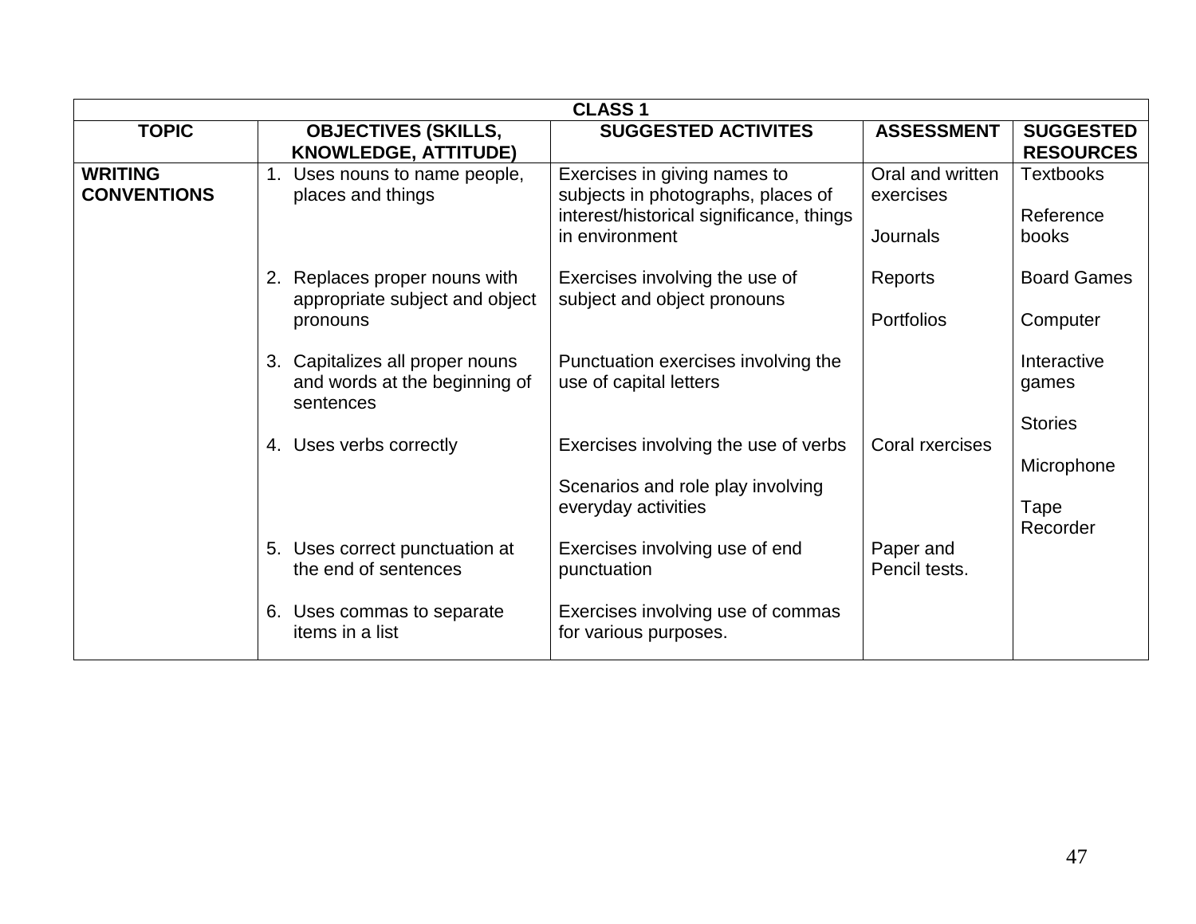| CLASS 1 | | | | |
|---|---|---|---|---|
| **TOPIC** | **OBJECTIVES (SKILLS, KNOWLEDGE, ATTITUDE)** | **SUGGESTED ACTIVITES** | **ASSESSMENT** | **SUGGESTED RESOURCES** |
| **WRITING CONVENTIONS** | 1. Uses nouns to name people, places and things | Exercises in giving names to subjects in photographs, places of interest/historical significance, things in environment | Oral and written exercises<br><br>Journals | Textbooks<br><br>Reference books |
| | 2. Replaces proper nouns with appropriate subject and object pronouns | Exercises involving the use of subject and object pronouns | Reports<br><br>Portfolios | Board Games<br><br>Computer |
| | 3. Capitalizes all proper nouns and words at the beginning of sentences | Punctuation exercises involving the use of capital letters | | Interactive games<br><br>Stories |
| | 4. Uses verbs correctly | Exercises involving the use of verbs<br><br>Scenarios and role play involving everyday activities | Coral rxercises | Microphone<br><br>Tape Recorder |
| | 5. Uses correct punctuation at the end of sentences | Exercises involving use of end punctuation | Paper and Pencil tests. | |
| | 6. Uses commas to separate items in a list | Exercises involving use of commas for various purposes. | | |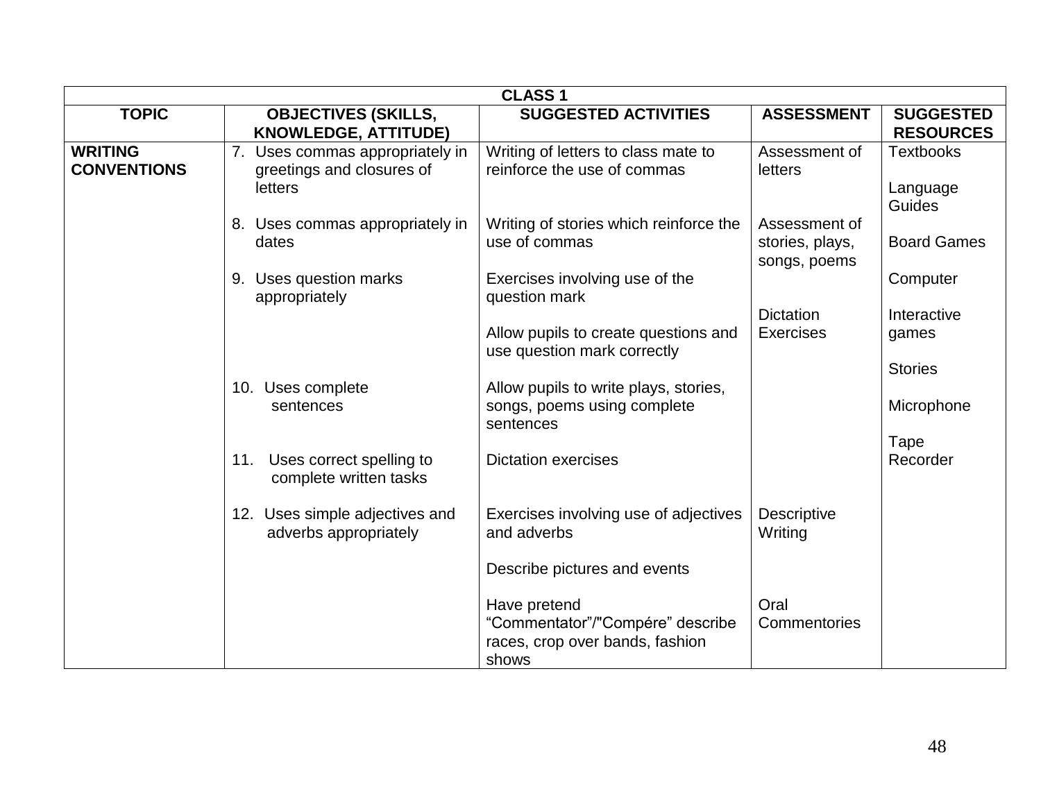| CLASS 1 | | | | |
|---|---|---|---|---|
| **TOPIC** | **OBJECTIVES (SKILLS, KNOWLEDGE, ATTITUDE)** | **SUGGESTED ACTIVITIES** | **ASSESSMENT** | **SUGGESTED RESOURCES** |
| **WRITING CONVENTIONS** | 7. Uses commas appropriately in greetings and closures of letters | Writing of letters to class mate to reinforce the use of commas | Assessment of letters | Textbooks<br><br>Language Guides |
| | 8. Uses commas appropriately in dates | Writing of stories which reinforce the use of commas | Assessment of stories, plays, songs, poems | Board Games |
| | 9. Uses question marks appropriately | Exercises involving use of the question mark<br><br>Allow pupils to create questions and use question mark correctly | Dictation Exercises | Computer<br><br>Interactive games<br><br>Stories |
| | 10. Uses complete sentences | Allow pupils to write plays, stories, songs, poems using complete sentences | | Microphone |
| | 11. Uses correct spelling to complete written tasks | Dictation exercises | | Tape Recorder |
| | 12. Uses simple adjectives and adverbs appropriately | Exercises involving use of adjectives and adverbs<br><br>Describe pictures and events | Descriptive Writing | |
| | | Have pretend "Commentator"/"Compére" describe races, crop over bands, fashion shows | Oral Commentories | |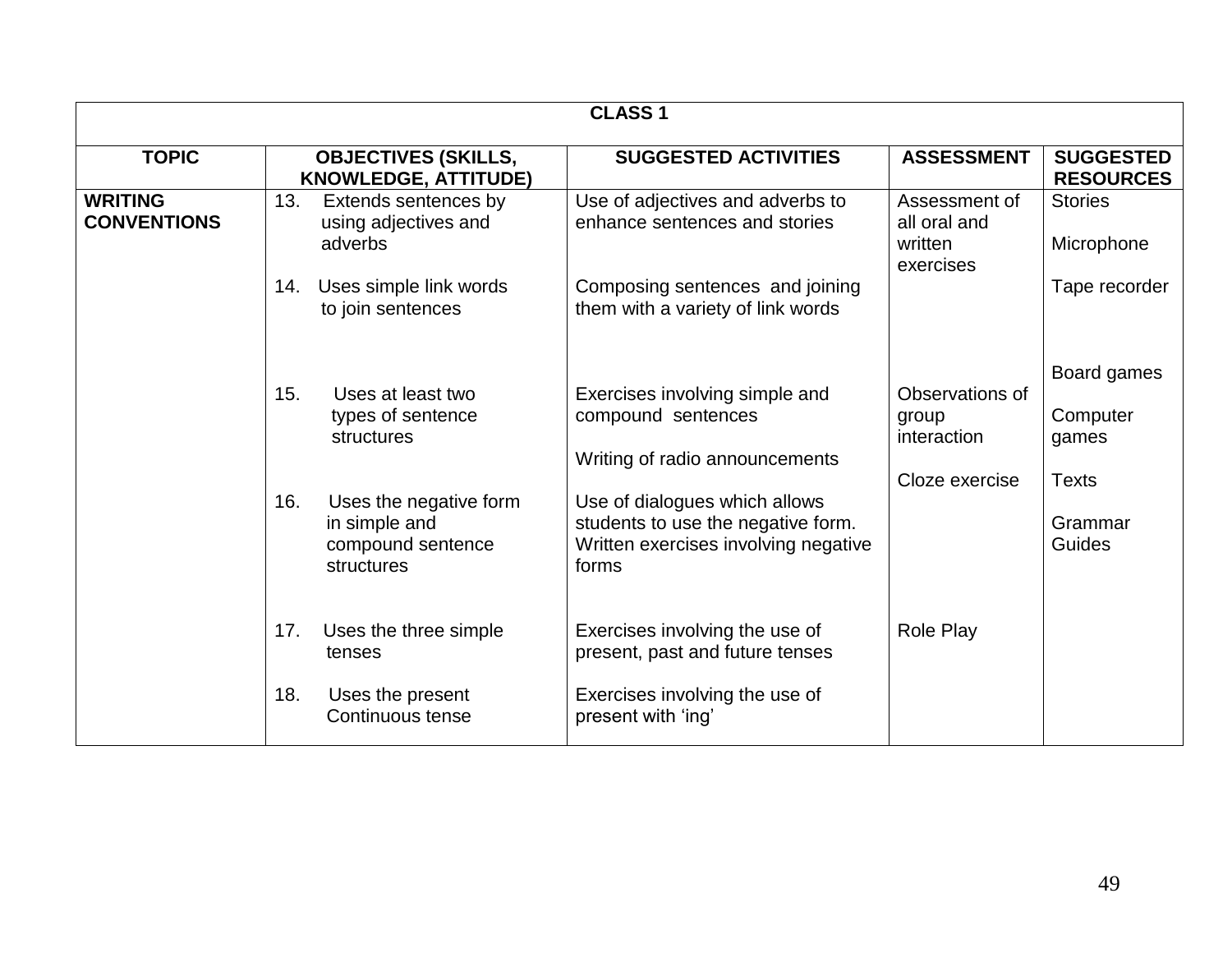| CLASS 1 | | | | |
|---|---|---|---|---|
| **TOPIC** | **OBJECTIVES (SKILLS, KNOWLEDGE, ATTITUDE)** | **SUGGESTED ACTIVITIES** | **ASSESSMENT** | **SUGGESTED RESOURCES** |
| **WRITING CONVENTIONS** | 13. Extends sentences by using adjectives and adverbs | Use of adjectives and adverbs to enhance sentences and stories | Assessment of all oral and written exercises | Stories<br><br>Microphone |
| | 14. Uses simple link words to join sentences | Composing sentences and joining them with a variety of link words | | Tape recorder<br><br>Board games |
| | 15. Uses at least two types of sentence structures | Exercises involving simple and compound sentences<br><br>Writing of radio announcements | Observations of group interaction<br><br>Cloze exercise | Computer games<br><br>Texts |
| | 16. Uses the negative form in simple and compound sentence structures | Use of dialogues which allows students to use the negative form. Written exercises involving negative forms | | Grammar Guides |
| | 17. Uses the three simple tenses | Exercises involving the use of present, past and future tenses | Role Play | |
| | 18. Uses the present Continuous tense | Exercises involving the use of present with 'ing' | | |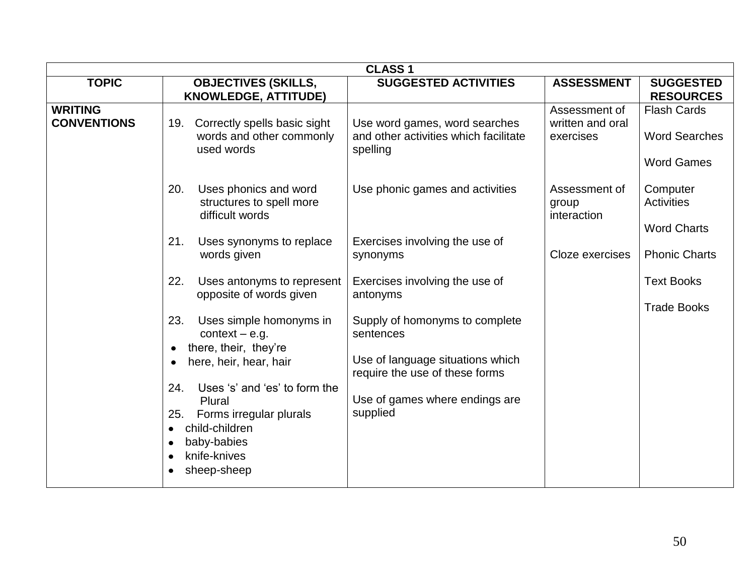| CLASS 1 | | | | |
|---|---|---|---|---|
| **TOPIC** | **OBJECTIVES (SKILLS, KNOWLEDGE, ATTITUDE)** | **SUGGESTED ACTIVITIES** | **ASSESSMENT** | **SUGGESTED RESOURCES** |
| **WRITING CONVENTIONS** | 19. Correctly spells basic sight words and other commonly used words | Use word games, word searches and other activities which facilitate spelling | Assessment of written and oral exercises | Flash Cards<br><br>Word Searches<br><br>Word Games |
| | 20. Uses phonics and word structures to spell more difficult words | Use phonic games and activities | Assessment of group interaction | Computer Activities<br><br>Word Charts |
| | 21. Uses synonyms to replace words given | Exercises involving the use of synonyms | Cloze exercises | Phonic Charts |
| | 22. Uses antonyms to represent opposite of words given | Exercises involving the use of antonyms | | Text Books<br><br>Trade Books |
| | 23. Uses simple homonyms in context – e.g.<br>• there, their, they're<br>• here, heir, hear, hair | Supply of homonyms to complete sentences<br><br>Use of language situations which require the use of these forms | | |
| | 24. Uses 's' and 'es' to form the Plural<br>25. Forms irregular plurals<br>• child-children<br>• baby-babies<br>• knife-knives<br>• sheep-sheep | Use of games where endings are supplied | | |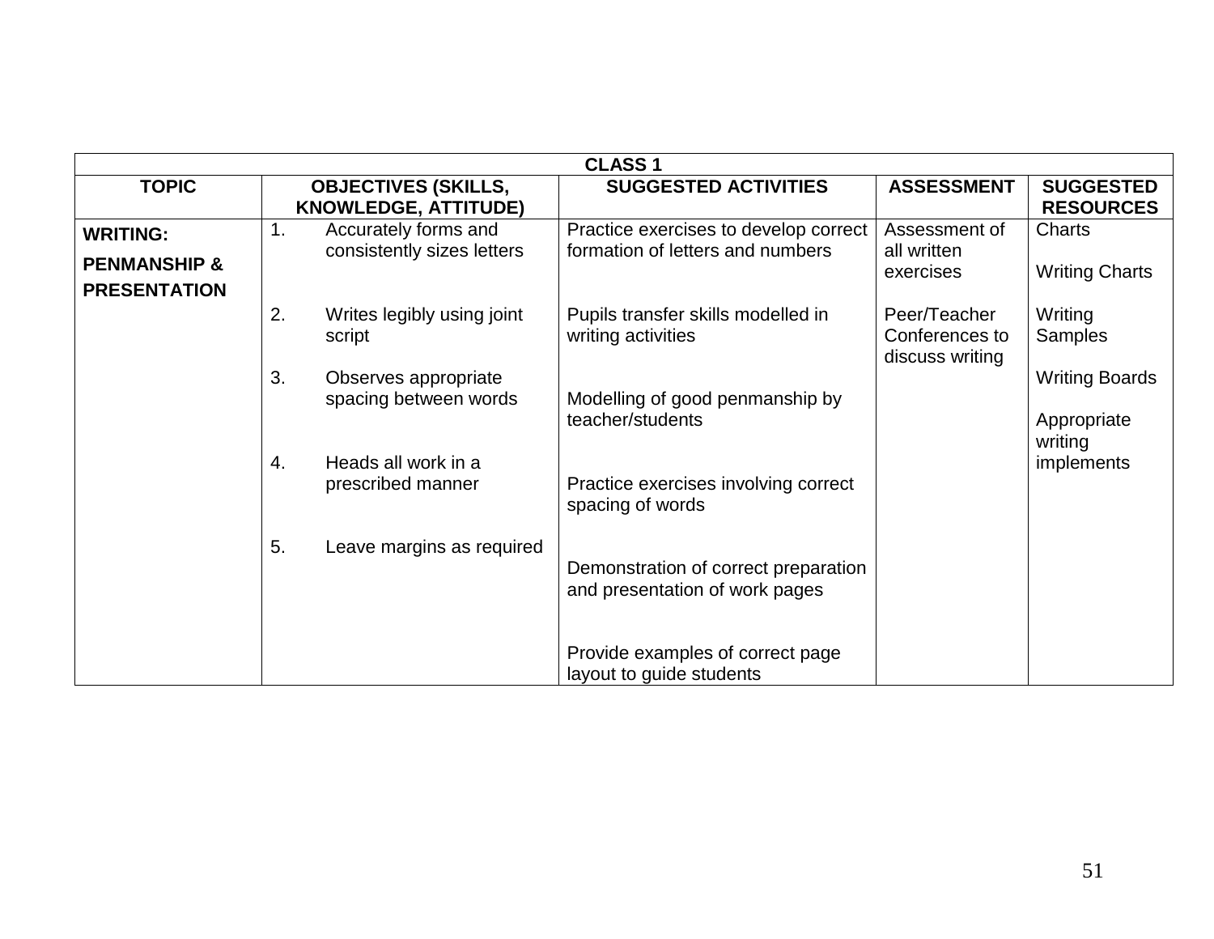| CLASS 1 | | | | |
|---|---|---|---|---|
| **TOPIC** | **OBJECTIVES (SKILLS, KNOWLEDGE, ATTITUDE)** | **SUGGESTED ACTIVITIES** | **ASSESSMENT** | **SUGGESTED RESOURCES** |
| **WRITING:**<br><br>**PENMANSHIP &**<br><br>**PRESENTATION** | 1. Accurately forms and consistently sizes letters<br><br>2. Writes legibly using joint script<br><br>3. Observes appropriate spacing between words<br><br>4. Heads all work in a prescribed manner<br><br>5. Leave margins as required | Practice exercises to develop correct formation of letters and numbers<br><br>Pupils transfer skills modelled in writing activities<br><br>Modelling of good penmanship by teacher/students<br><br>Practice exercises involving correct spacing of words<br><br>Demonstration of correct preparation and presentation of work pages<br><br>Provide examples of correct page layout to guide students | Assessment of all written exercises<br><br>Peer/Teacher Conferences to discuss writing | Charts<br><br>Writing Charts<br><br>Writing Samples<br><br>Writing Boards<br><br>Appropriate writing implements |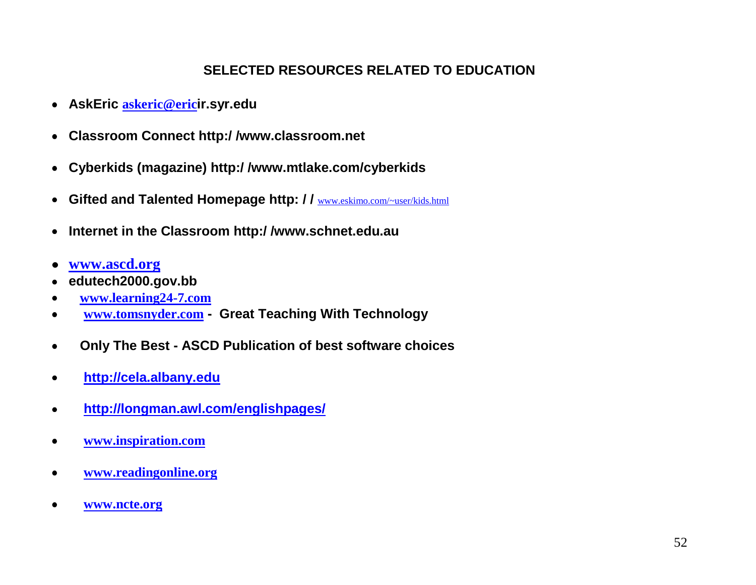## SELECTED RESOURCES RELATED TO EDUCATION

- **AskEric askeric@ericir.syr.edu**
- **Classroom Connect http:/ /www.classroom.net**
- **Cyberkids (magazine) http:/ /www.mtlake.com/cyberkids**
- **Gifted and Talented Homepage http: / /** www.eskimo.com/~user/kids.html
- **Internet in the Classroom http:/ /www.schnet.edu.au**
- **www.ascd.org**
- **edutech2000.gov.bb**
- **www.learning24-7.com**
- **www.tomsnyder.com - Great Teaching With Technology**
- **Only The Best - ASCD Publication of best software choices**
- **http://cela.albany.edu**
- **http://longman.awl.com/englishpages/**
- **www.inspiration.com**
- **www.readingonline.org**
- **www.ncte.org**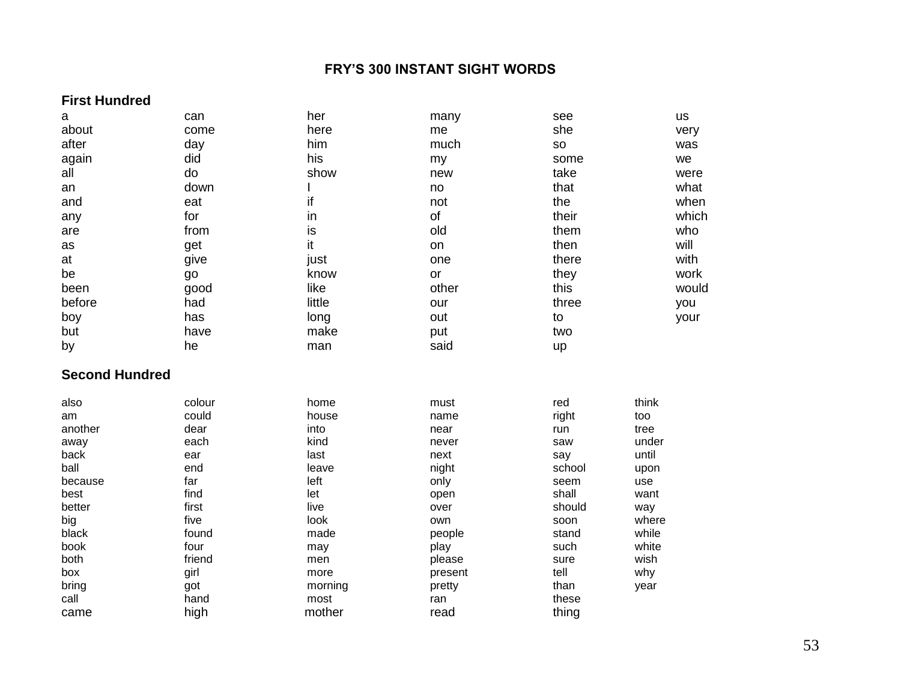## FRY'S 300 INSTANT SIGHT WORDS

### First Hundred

| | | | | | |
|---|---|---|---|---|---|
| a | can | her | many | see | us |
| about | come | here | me | she | very |
| after | day | him | much | so | was |
| again | did | his | my | some | we |
| all | do | show | new | take | were |
| an | down | I | no | that | what |
| and | eat | if | not | the | when |
| any | for | in | of | their | which |
| are | from | is | old | them | who |
| as | get | it | on | then | will |
| at | give | just | one | there | with |
| be | go | know | or | they | work |
| been | good | like | other | this | would |
| before | had | little | our | three | you |
| boy | has | long | out | to | your |
| but | have | make | put | two | |
| by | he | man | said | up | |

### Second Hundred

| | | | | | |
|---|---|---|---|---|---|
| also | colour | home | must | red | think |
| am | could | house | name | right | too |
| another | dear | into | near | run | tree |
| away | each | kind | never | saw | under |
| back | ear | last | next | say | until |
| ball | end | leave | night | school | upon |
| because | far | left | only | seem | use |
| best | find | let | open | shall | want |
| better | first | live | over | should | way |
| big | five | look | own | soon | where |
| black | found | made | people | stand | while |
| book | four | may | play | such | white |
| both | friend | men | please | sure | wish |
| box | girl | more | present | tell | why |
| bring | got | morning | pretty | than | year |
| call | hand | most | ran | these | |
| came | high | mother | read | thing | |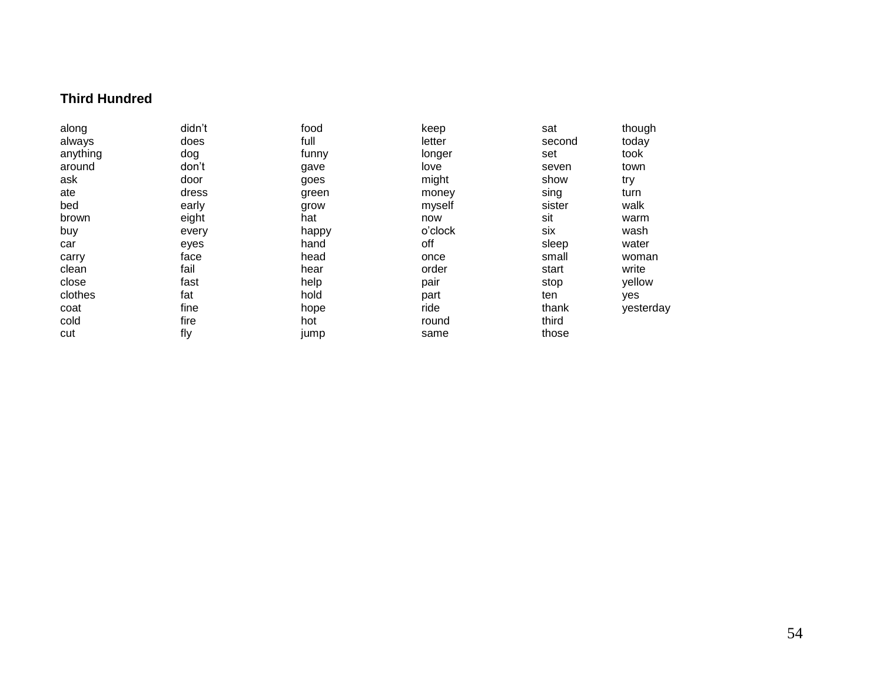**Third Hundred**

| | | | | | |
|---|---|---|---|---|---|
| along | didn’t | food | keep | sat | though |
| always | does | full | letter | second | today |
| anything | dog | funny | longer | set | took |
| around | don’t | gave | love | seven | town |
| ask | door | goes | might | show | try |
| ate | dress | green | money | sing | turn |
| bed | early | grow | myself | sister | walk |
| brown | eight | hat | now | sit | warm |
| buy | every | happy | o’clock | six | wash |
| car | eyes | hand | off | sleep | water |
| carry | face | head | once | small | woman |
| clean | fail | hear | order | start | write |
| close | fast | help | pair | stop | yellow |
| clothes | fat | hold | part | ten | yes |
| coat | fine | hope | ride | thank | yesterday |
| cold | fire | hot | round | third | |
| cut | fly | jump | same | those | |